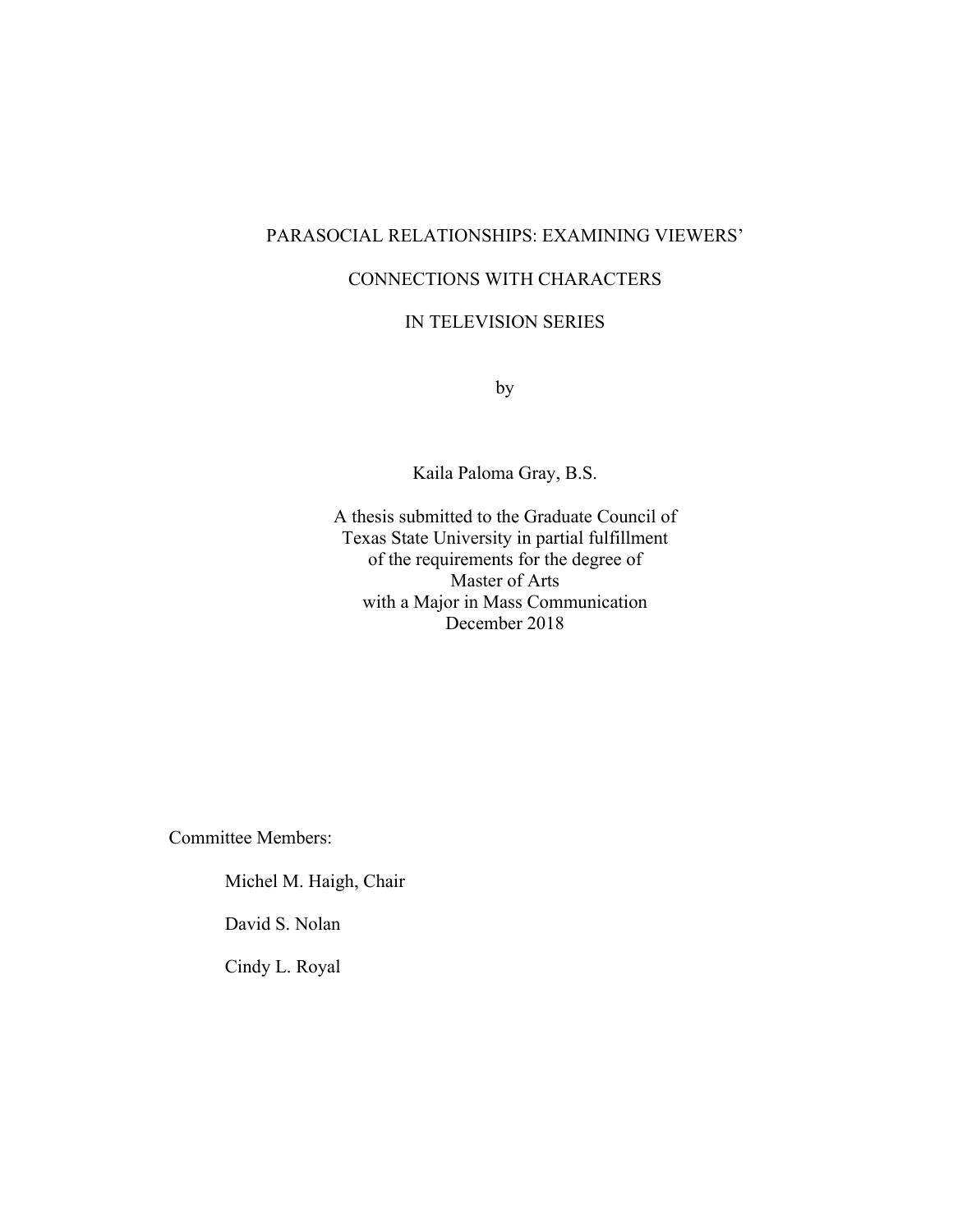# PARASOCIAL RELATIONSHIPS: EXAMINING VIEWERS' CONNECTIONS WITH CHARACTERS IN TELEVISION SERIES

by

Kaila Paloma Gray, B.S.

A thesis submitted to the Graduate Council of
Texas State University in partial fulfillment
of the requirements for the degree of
Master of Arts
with a Major in Mass Communication
December 2018

Committee Members:

Michel M. Haigh, Chair

David S. Nolan

Cindy L. Royal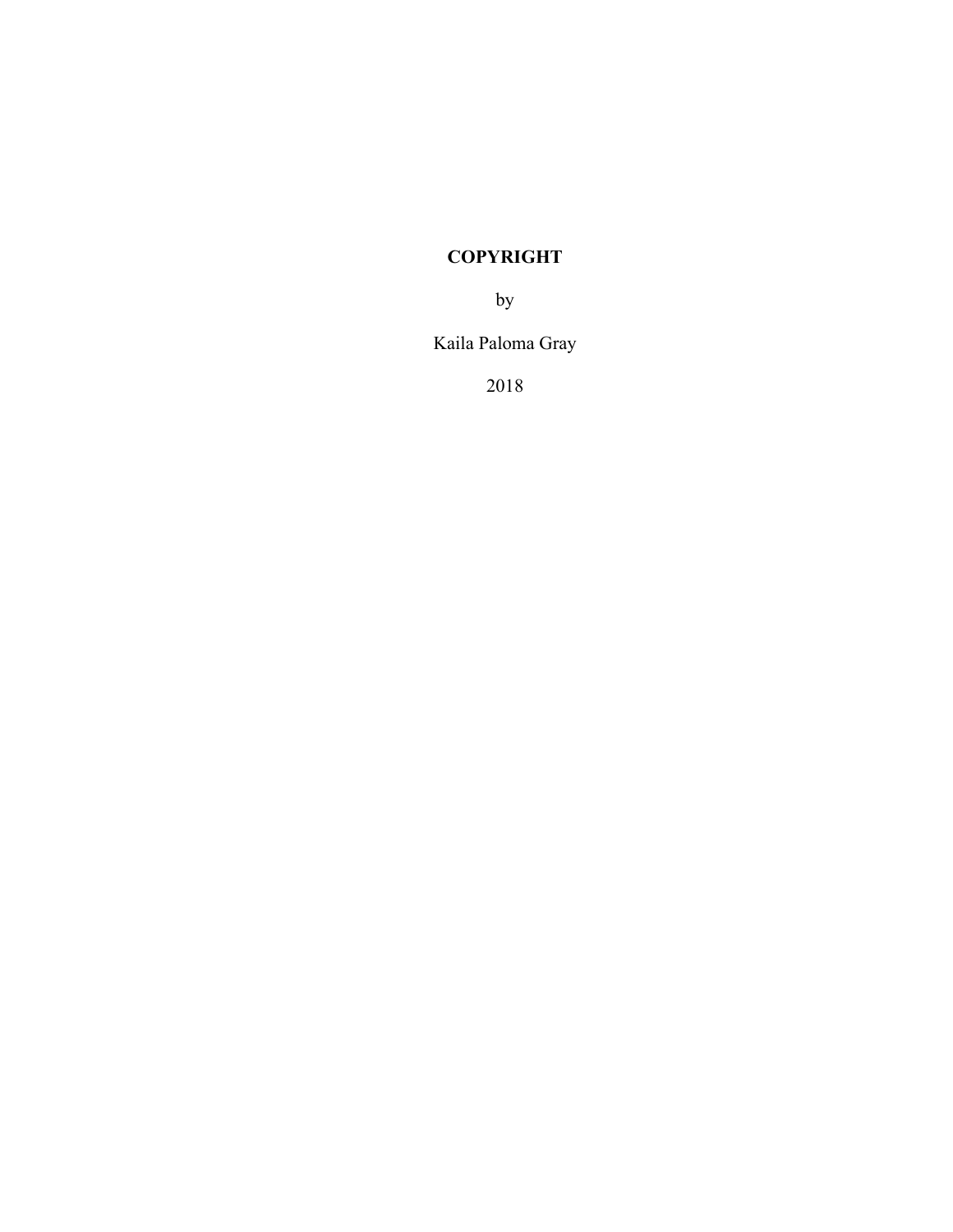**COPYRIGHT**

by

Kaila Paloma Gray

2018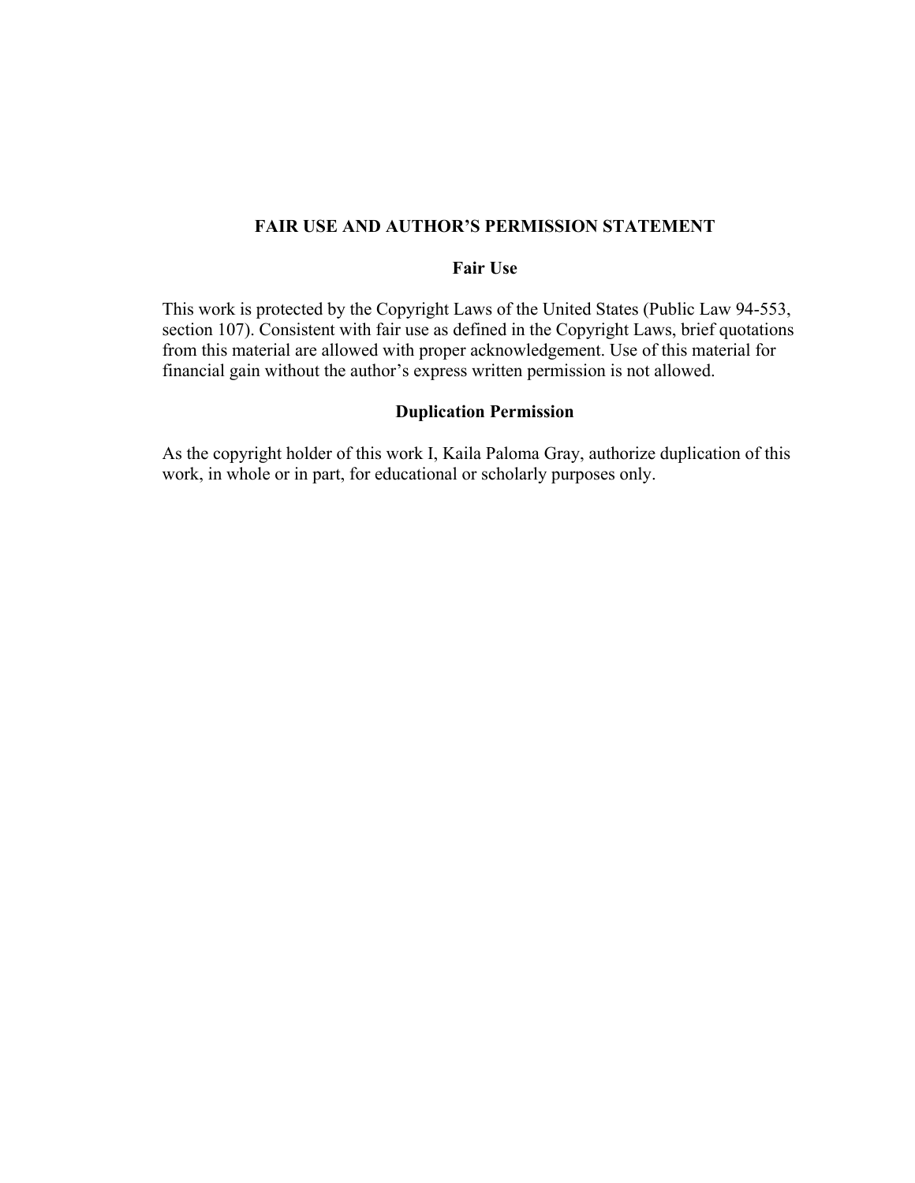# FAIR USE AND AUTHOR'S PERMISSION STATEMENT

## Fair Use

This work is protected by the Copyright Laws of the United States (Public Law 94-553, section 107). Consistent with fair use as defined in the Copyright Laws, brief quotations from this material are allowed with proper acknowledgement. Use of this material for financial gain without the author's express written permission is not allowed.

## Duplication Permission

As the copyright holder of this work I, Kaila Paloma Gray, authorize duplication of this work, in whole or in part, for educational or scholarly purposes only.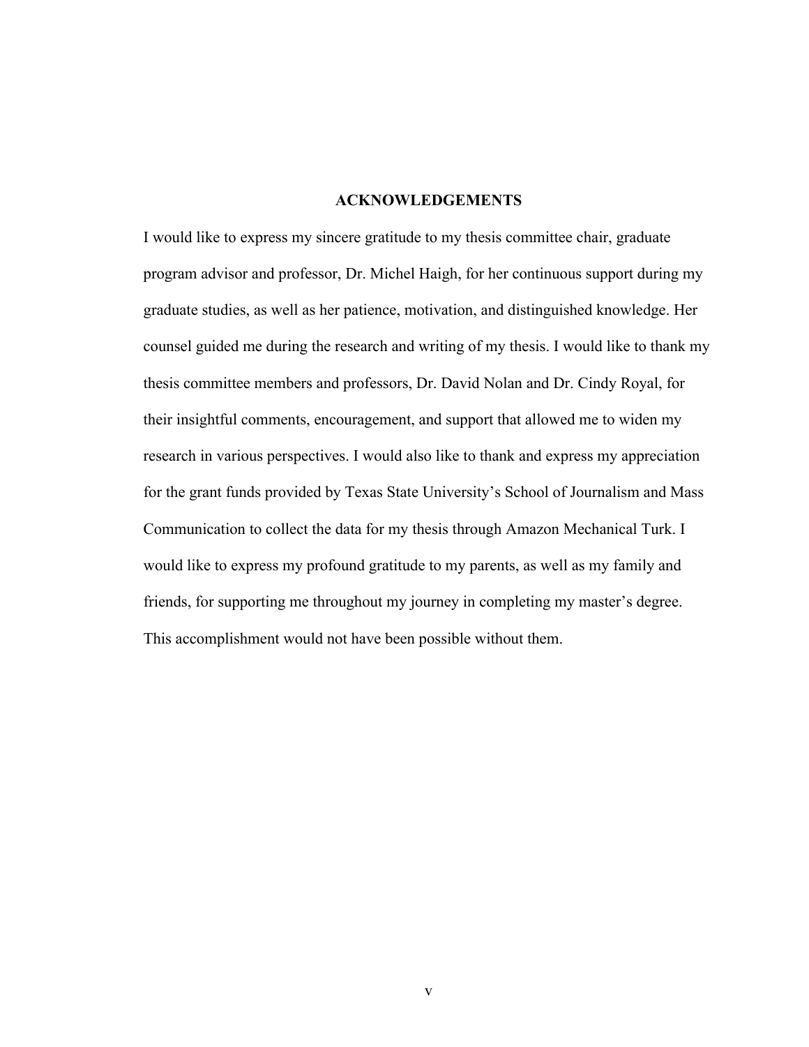## ACKNOWLEDGEMENTS

I would like to express my sincere gratitude to my thesis committee chair, graduate program advisor and professor, Dr. Michel Haigh, for her continuous support during my graduate studies, as well as her patience, motivation, and distinguished knowledge. Her counsel guided me during the research and writing of my thesis. I would like to thank my thesis committee members and professors, Dr. David Nolan and Dr. Cindy Royal, for their insightful comments, encouragement, and support that allowed me to widen my research in various perspectives. I would also like to thank and express my appreciation for the grant funds provided by Texas State University's School of Journalism and Mass Communication to collect the data for my thesis through Amazon Mechanical Turk. I would like to express my profound gratitude to my parents, as well as my family and friends, for supporting me throughout my journey in completing my master's degree. This accomplishment would not have been possible without them.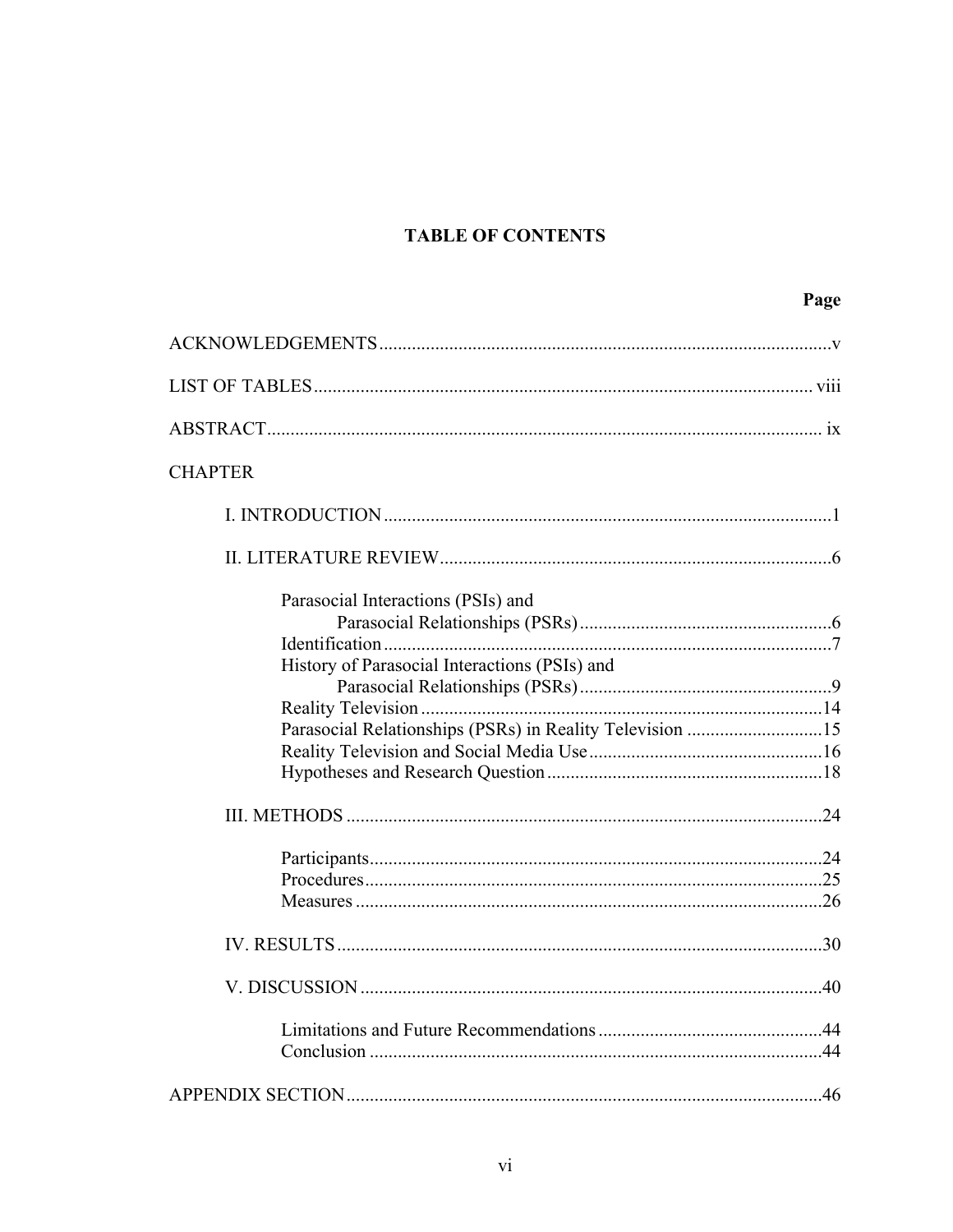# TABLE OF CONTENTS

**Page**

ACKNOWLEDGEMENTS ........................................................................................ v

LIST OF TABLES ........................................................................................ viii

ABSTRACT ........................................................................................ ix

CHAPTER

I. INTRODUCTION ........................................................................................ 1

II. LITERATURE REVIEW ........................................................................................ 6

Parasocial Interactions (PSIs) and Parasocial Relationships (PSRs) ........................................ 6
Identification ........................................................................................ 7
History of Parasocial Interactions (PSIs) and Parasocial Relationships (PSRs) ........................................ 9
Reality Television ........................................................................................ 14
Parasocial Relationships (PSRs) in Reality Television ........................................ 15
Reality Television and Social Media Use ........................................ 16
Hypotheses and Research Question ........................................ 18

III. METHODS ........................................................................................ 24

Participants ........................................................................................ 24
Procedures ........................................................................................ 25
Measures ........................................................................................ 26

IV. RESULTS ........................................................................................ 30

V. DISCUSSION ........................................................................................ 40

Limitations and Future Recommendations ........................................ 44
Conclusion ........................................................................................ 44

APPENDIX SECTION ........................................................................................ 46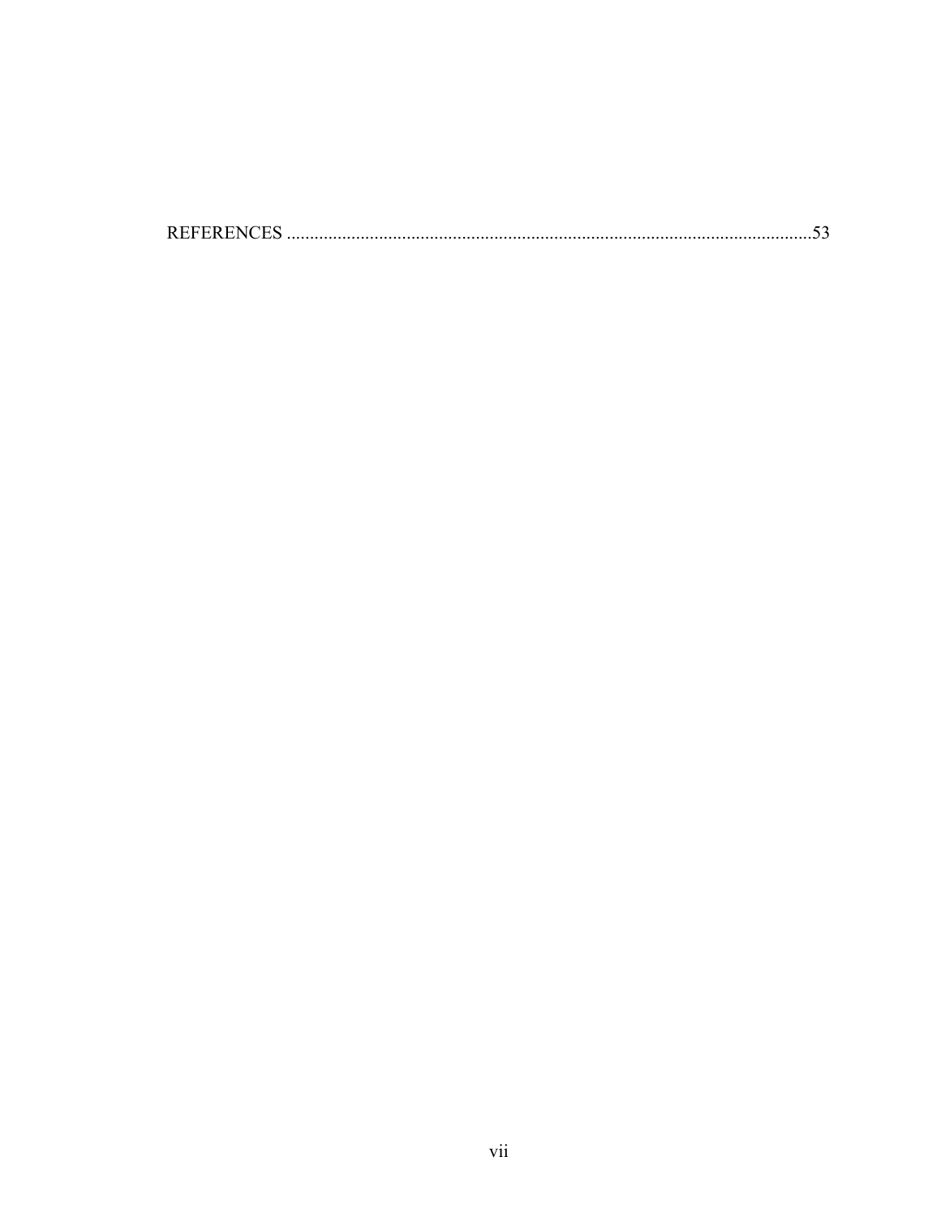REFERENCES ....................................................................................................................53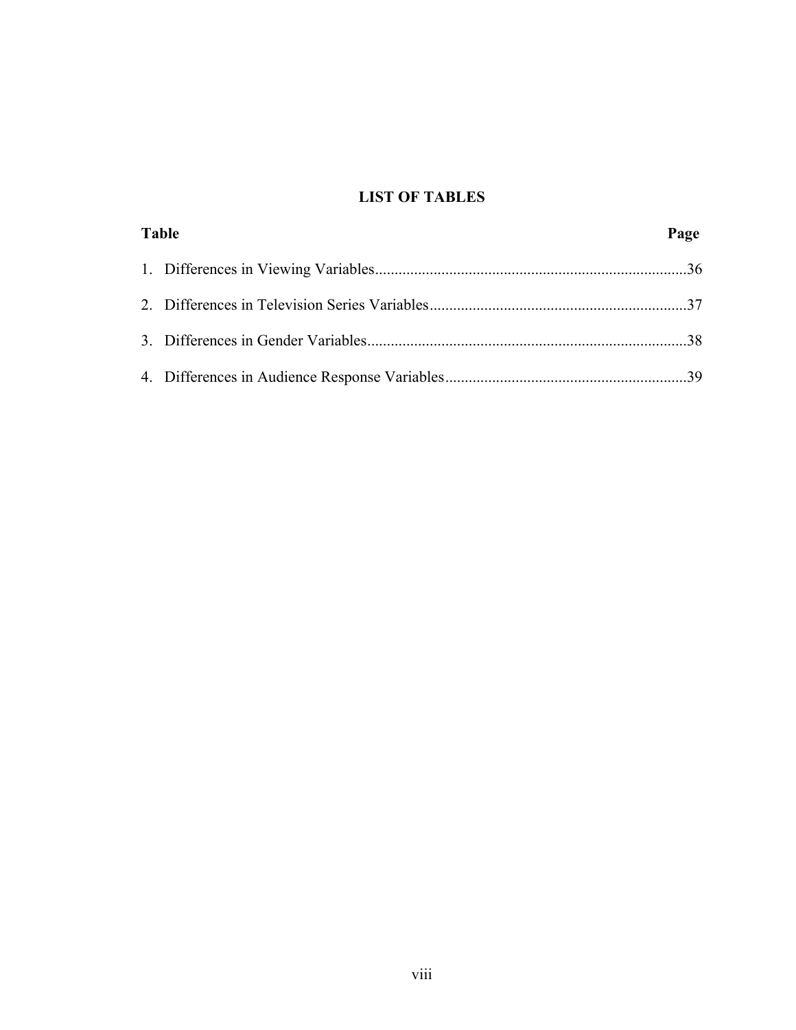# LIST OF TABLES

| Table | Page |
|---|---|
| 1. Differences in Viewing Variables | 36 |
| 2. Differences in Television Series Variables | 37 |
| 3. Differences in Gender Variables | 38 |
| 4. Differences in Audience Response Variables | 39 |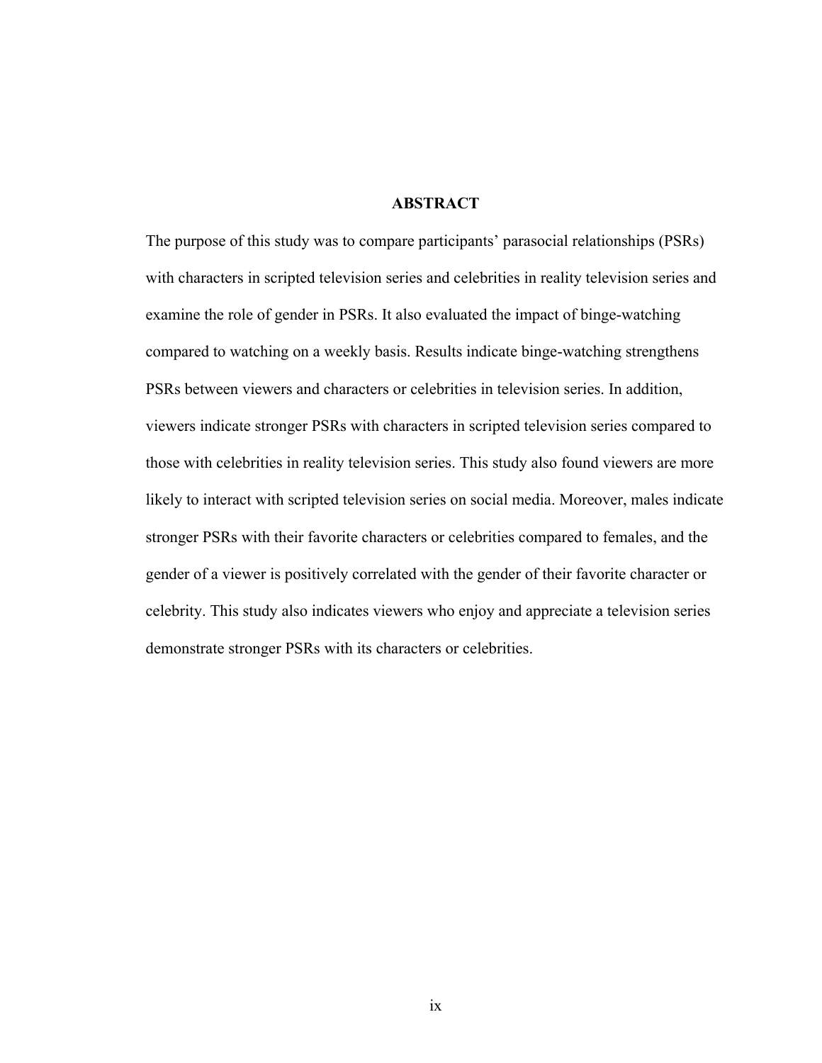## ABSTRACT

The purpose of this study was to compare participants' parasocial relationships (PSRs) with characters in scripted television series and celebrities in reality television series and examine the role of gender in PSRs. It also evaluated the impact of binge-watching compared to watching on a weekly basis. Results indicate binge-watching strengthens PSRs between viewers and characters or celebrities in television series. In addition, viewers indicate stronger PSRs with characters in scripted television series compared to those with celebrities in reality television series. This study also found viewers are more likely to interact with scripted television series on social media. Moreover, males indicate stronger PSRs with their favorite characters or celebrities compared to females, and the gender of a viewer is positively correlated with the gender of their favorite character or celebrity. This study also indicates viewers who enjoy and appreciate a television series demonstrate stronger PSRs with its characters or celebrities.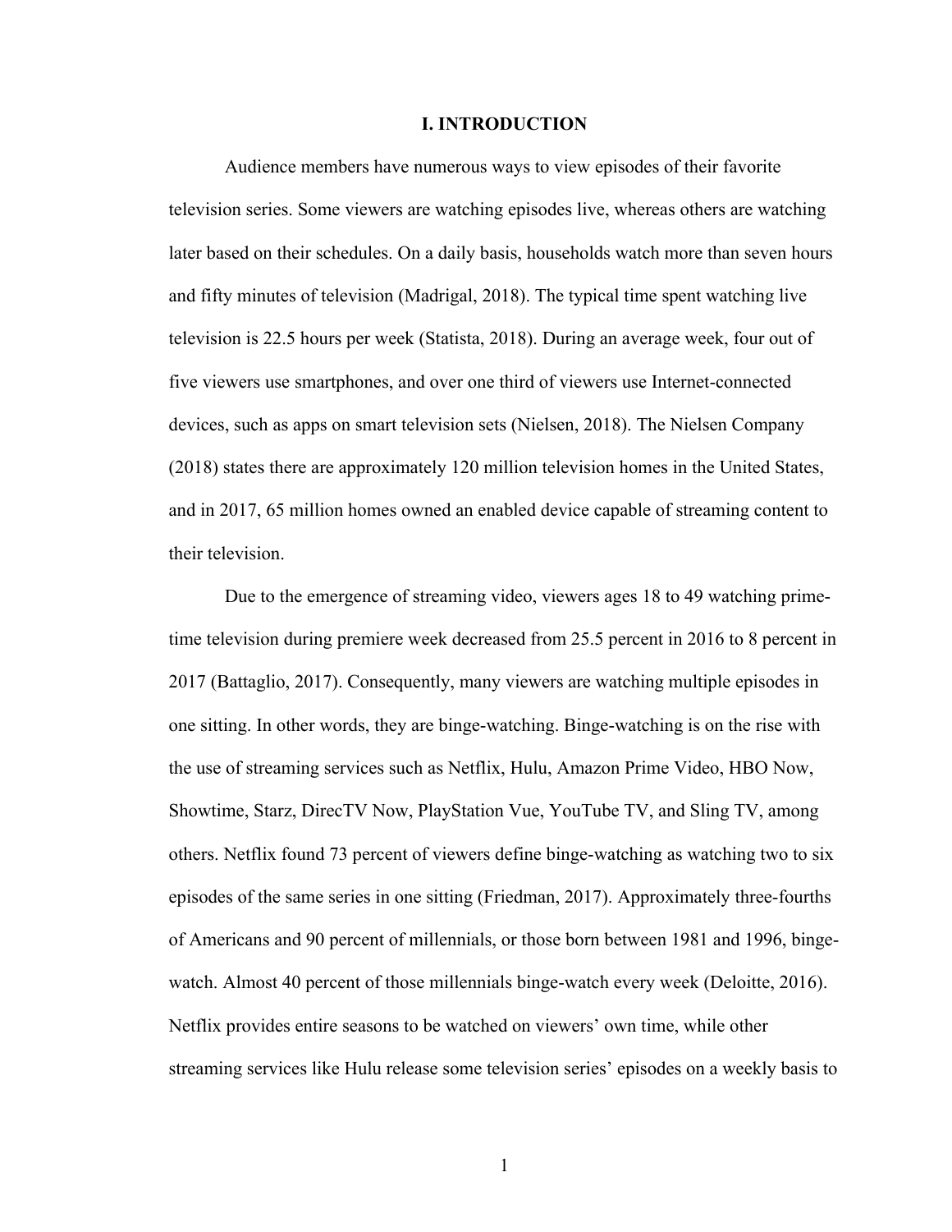# I. INTRODUCTION

Audience members have numerous ways to view episodes of their favorite television series. Some viewers are watching episodes live, whereas others are watching later based on their schedules. On a daily basis, households watch more than seven hours and fifty minutes of television (Madrigal, 2018). The typical time spent watching live television is 22.5 hours per week (Statista, 2018). During an average week, four out of five viewers use smartphones, and over one third of viewers use Internet-connected devices, such as apps on smart television sets (Nielsen, 2018). The Nielsen Company (2018) states there are approximately 120 million television homes in the United States, and in 2017, 65 million homes owned an enabled device capable of streaming content to their television.

Due to the emergence of streaming video, viewers ages 18 to 49 watching prime-time television during premiere week decreased from 25.5 percent in 2016 to 8 percent in 2017 (Battaglio, 2017). Consequently, many viewers are watching multiple episodes in one sitting. In other words, they are binge-watching. Binge-watching is on the rise with the use of streaming services such as Netflix, Hulu, Amazon Prime Video, HBO Now, Showtime, Starz, DirecTV Now, PlayStation Vue, YouTube TV, and Sling TV, among others. Netflix found 73 percent of viewers define binge-watching as watching two to six episodes of the same series in one sitting (Friedman, 2017). Approximately three-fourths of Americans and 90 percent of millennials, or those born between 1981 and 1996, binge-watch. Almost 40 percent of those millennials binge-watch every week (Deloitte, 2016). Netflix provides entire seasons to be watched on viewers' own time, while other streaming services like Hulu release some television series' episodes on a weekly basis to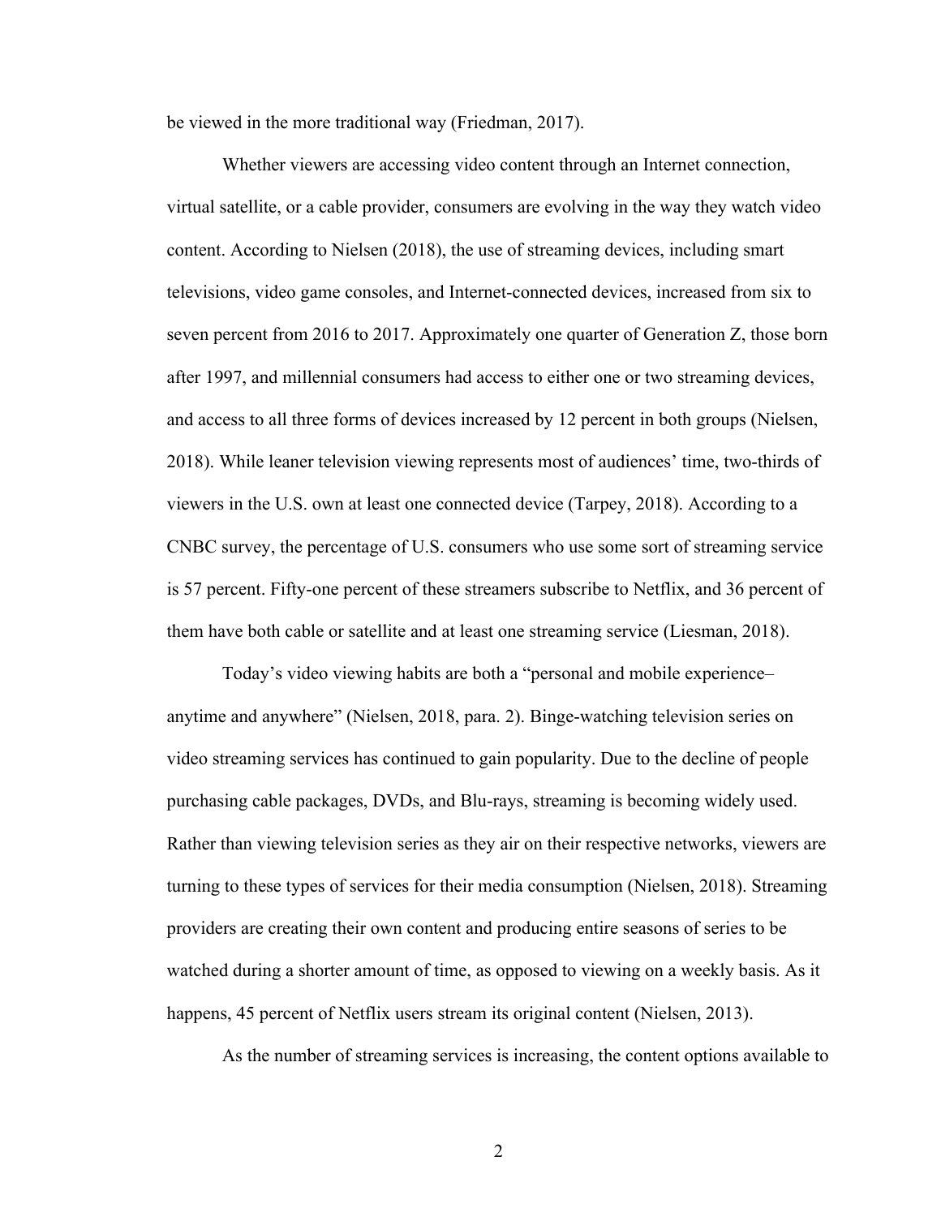be viewed in the more traditional way (Friedman, 2017).

Whether viewers are accessing video content through an Internet connection, virtual satellite, or a cable provider, consumers are evolving in the way they watch video content. According to Nielsen (2018), the use of streaming devices, including smart televisions, video game consoles, and Internet-connected devices, increased from six to seven percent from 2016 to 2017. Approximately one quarter of Generation Z, those born after 1997, and millennial consumers had access to either one or two streaming devices, and access to all three forms of devices increased by 12 percent in both groups (Nielsen, 2018). While leaner television viewing represents most of audiences' time, two-thirds of viewers in the U.S. own at least one connected device (Tarpey, 2018). According to a CNBC survey, the percentage of U.S. consumers who use some sort of streaming service is 57 percent. Fifty-one percent of these streamers subscribe to Netflix, and 36 percent of them have both cable or satellite and at least one streaming service (Liesman, 2018).

Today's video viewing habits are both a "personal and mobile experience–anytime and anywhere" (Nielsen, 2018, para. 2). Binge-watching television series on video streaming services has continued to gain popularity. Due to the decline of people purchasing cable packages, DVDs, and Blu-rays, streaming is becoming widely used. Rather than viewing television series as they air on their respective networks, viewers are turning to these types of services for their media consumption (Nielsen, 2018). Streaming providers are creating their own content and producing entire seasons of series to be watched during a shorter amount of time, as opposed to viewing on a weekly basis. As it happens, 45 percent of Netflix users stream its original content (Nielsen, 2013).

As the number of streaming services is increasing, the content options available to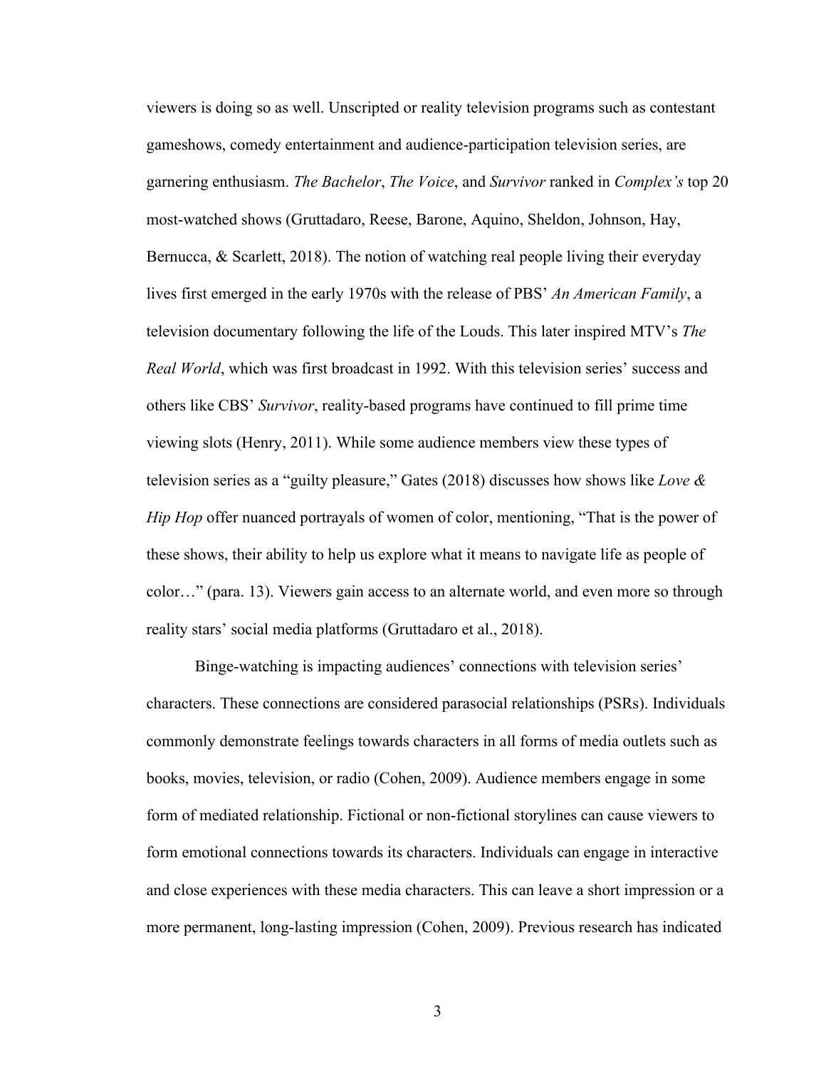viewers is doing so as well. Unscripted or reality television programs such as contestant gameshows, comedy entertainment and audience-participation television series, are garnering enthusiasm. *The Bachelor*, *The Voice*, and *Survivor* ranked in *Complex's* top 20 most-watched shows (Gruttadaro, Reese, Barone, Aquino, Sheldon, Johnson, Hay, Bernucca, & Scarlett, 2018). The notion of watching real people living their everyday lives first emerged in the early 1970s with the release of PBS' *An American Family*, a television documentary following the life of the Louds. This later inspired MTV's *The Real World*, which was first broadcast in 1992. With this television series' success and others like CBS' *Survivor*, reality-based programs have continued to fill prime time viewing slots (Henry, 2011). While some audience members view these types of television series as a "guilty pleasure," Gates (2018) discusses how shows like *Love & Hip Hop* offer nuanced portrayals of women of color, mentioning, "That is the power of these shows, their ability to help us explore what it means to navigate life as people of color…" (para. 13). Viewers gain access to an alternate world, and even more so through reality stars' social media platforms (Gruttadaro et al., 2018).

Binge-watching is impacting audiences' connections with television series' characters. These connections are considered parasocial relationships (PSRs). Individuals commonly demonstrate feelings towards characters in all forms of media outlets such as books, movies, television, or radio (Cohen, 2009). Audience members engage in some form of mediated relationship. Fictional or non-fictional storylines can cause viewers to form emotional connections towards its characters. Individuals can engage in interactive and close experiences with these media characters. This can leave a short impression or a more permanent, long-lasting impression (Cohen, 2009). Previous research has indicated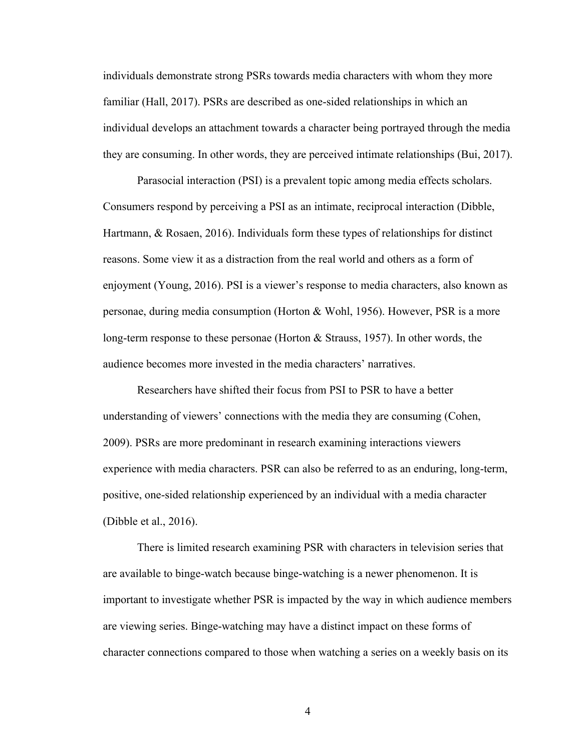individuals demonstrate strong PSRs towards media characters with whom they more familiar (Hall, 2017). PSRs are described as one-sided relationships in which an individual develops an attachment towards a character being portrayed through the media they are consuming. In other words, they are perceived intimate relationships (Bui, 2017).

Parasocial interaction (PSI) is a prevalent topic among media effects scholars. Consumers respond by perceiving a PSI as an intimate, reciprocal interaction (Dibble, Hartmann, & Rosaen, 2016). Individuals form these types of relationships for distinct reasons. Some view it as a distraction from the real world and others as a form of enjoyment (Young, 2016). PSI is a viewer's response to media characters, also known as personae, during media consumption (Horton & Wohl, 1956). However, PSR is a more long-term response to these personae (Horton & Strauss, 1957). In other words, the audience becomes more invested in the media characters' narratives.

Researchers have shifted their focus from PSI to PSR to have a better understanding of viewers' connections with the media they are consuming (Cohen, 2009). PSRs are more predominant in research examining interactions viewers experience with media characters. PSR can also be referred to as an enduring, long-term, positive, one-sided relationship experienced by an individual with a media character (Dibble et al., 2016).

There is limited research examining PSR with characters in television series that are available to binge-watch because binge-watching is a newer phenomenon. It is important to investigate whether PSR is impacted by the way in which audience members are viewing series. Binge-watching may have a distinct impact on these forms of character connections compared to those when watching a series on a weekly basis on its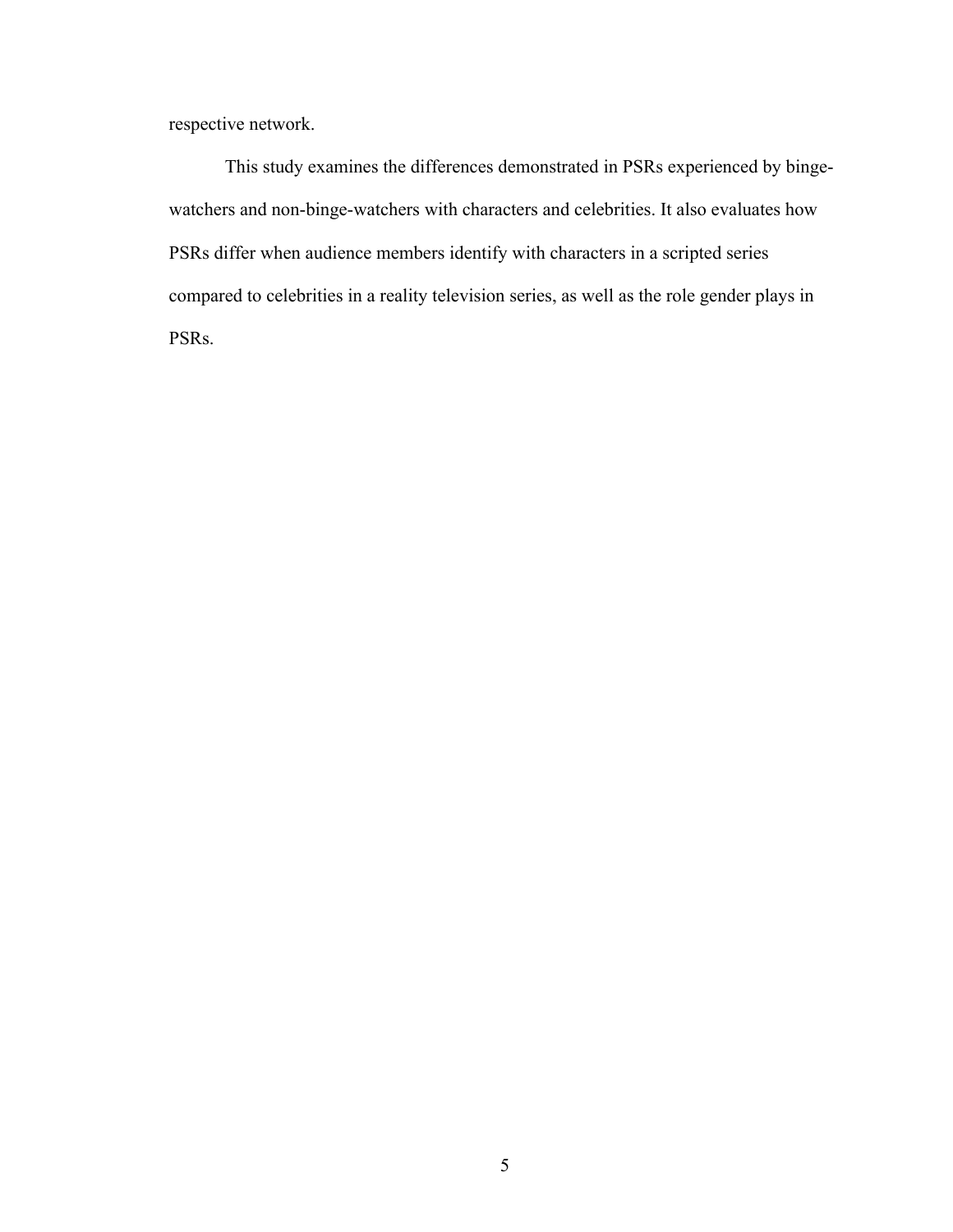respective network.

This study examines the differences demonstrated in PSRs experienced by binge-watchers and non-binge-watchers with characters and celebrities. It also evaluates how PSRs differ when audience members identify with characters in a scripted series compared to celebrities in a reality television series, as well as the role gender plays in PSRs.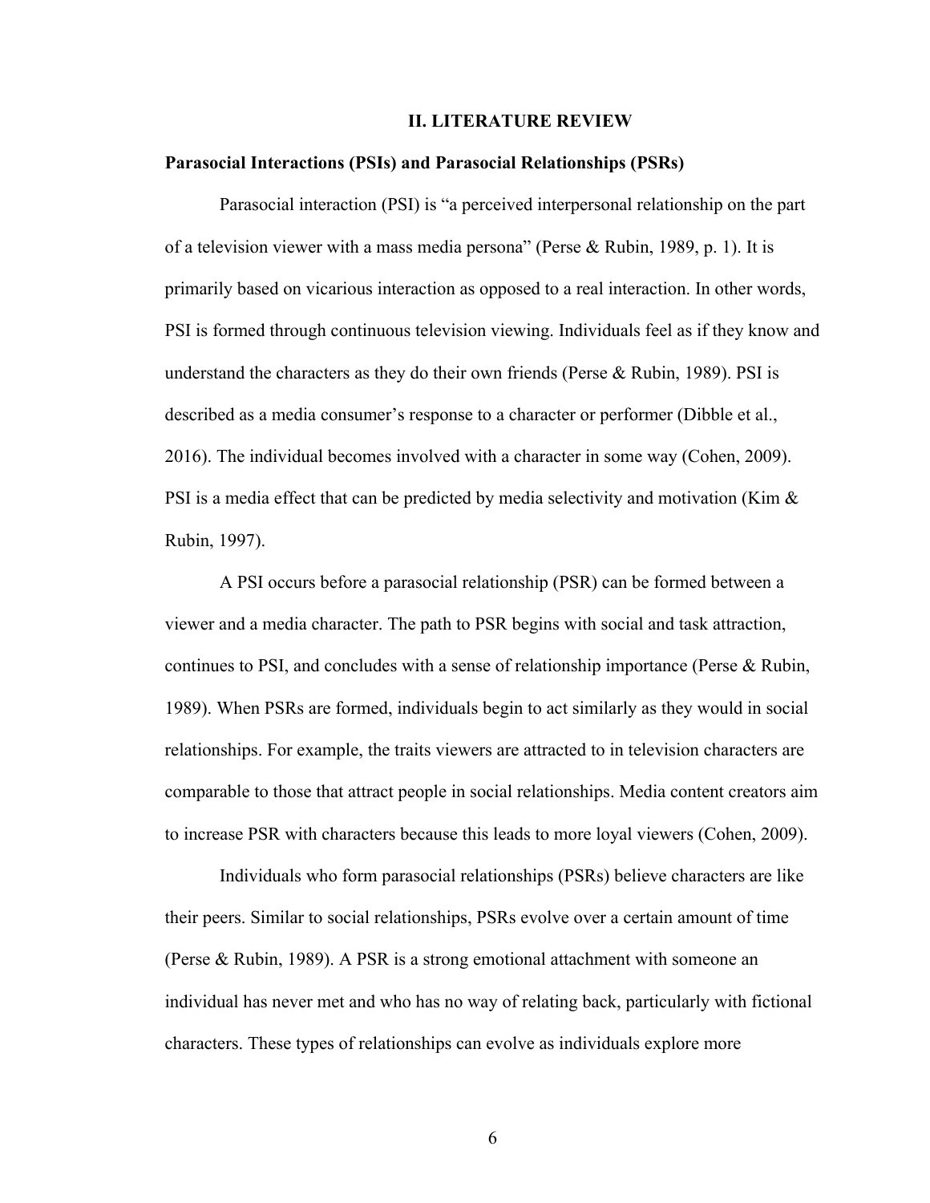# II. LITERATURE REVIEW

## Parasocial Interactions (PSIs) and Parasocial Relationships (PSRs)

Parasocial interaction (PSI) is "a perceived interpersonal relationship on the part of a television viewer with a mass media persona" (Perse & Rubin, 1989, p. 1). It is primarily based on vicarious interaction as opposed to a real interaction. In other words, PSI is formed through continuous television viewing. Individuals feel as if they know and understand the characters as they do their own friends (Perse & Rubin, 1989). PSI is described as a media consumer's response to a character or performer (Dibble et al., 2016). The individual becomes involved with a character in some way (Cohen, 2009). PSI is a media effect that can be predicted by media selectivity and motivation (Kim & Rubin, 1997).

A PSI occurs before a parasocial relationship (PSR) can be formed between a viewer and a media character. The path to PSR begins with social and task attraction, continues to PSI, and concludes with a sense of relationship importance (Perse & Rubin, 1989). When PSRs are formed, individuals begin to act similarly as they would in social relationships. For example, the traits viewers are attracted to in television characters are comparable to those that attract people in social relationships. Media content creators aim to increase PSR with characters because this leads to more loyal viewers (Cohen, 2009).

Individuals who form parasocial relationships (PSRs) believe characters are like their peers. Similar to social relationships, PSRs evolve over a certain amount of time (Perse & Rubin, 1989). A PSR is a strong emotional attachment with someone an individual has never met and who has no way of relating back, particularly with fictional characters. These types of relationships can evolve as individuals explore more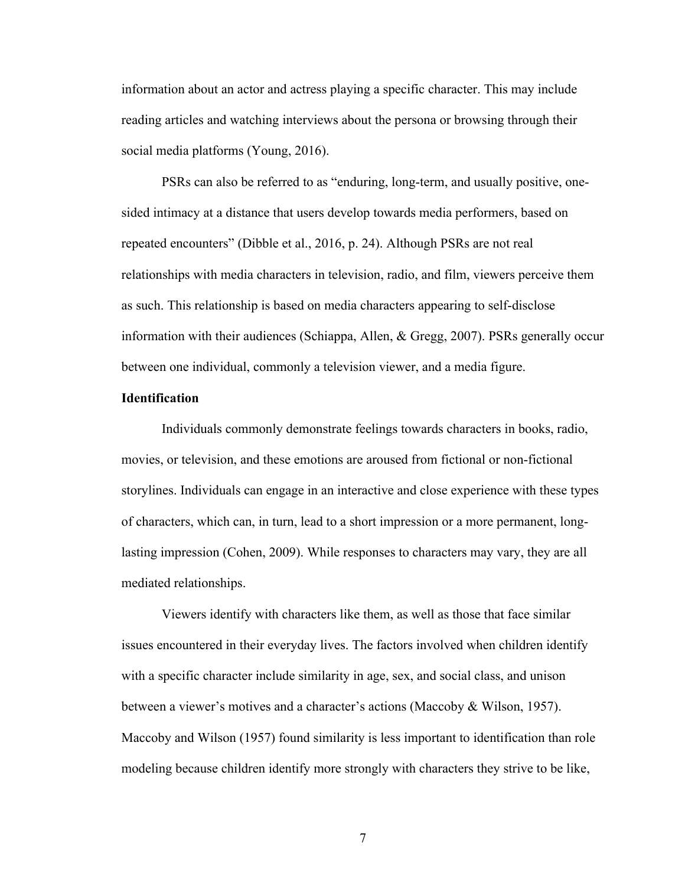information about an actor and actress playing a specific character. This may include reading articles and watching interviews about the persona or browsing through their social media platforms (Young, 2016).

PSRs can also be referred to as "enduring, long-term, and usually positive, one-sided intimacy at a distance that users develop towards media performers, based on repeated encounters" (Dibble et al., 2016, p. 24). Although PSRs are not real relationships with media characters in television, radio, and film, viewers perceive them as such. This relationship is based on media characters appearing to self-disclose information with their audiences (Schiappa, Allen, & Gregg, 2007). PSRs generally occur between one individual, commonly a television viewer, and a media figure.

**Identification**

Individuals commonly demonstrate feelings towards characters in books, radio, movies, or television, and these emotions are aroused from fictional or non-fictional storylines. Individuals can engage in an interactive and close experience with these types of characters, which can, in turn, lead to a short impression or a more permanent, long-lasting impression (Cohen, 2009). While responses to characters may vary, they are all mediated relationships.

Viewers identify with characters like them, as well as those that face similar issues encountered in their everyday lives. The factors involved when children identify with a specific character include similarity in age, sex, and social class, and unison between a viewer's motives and a character's actions (Maccoby & Wilson, 1957). Maccoby and Wilson (1957) found similarity is less important to identification than role modeling because children identify more strongly with characters they strive to be like,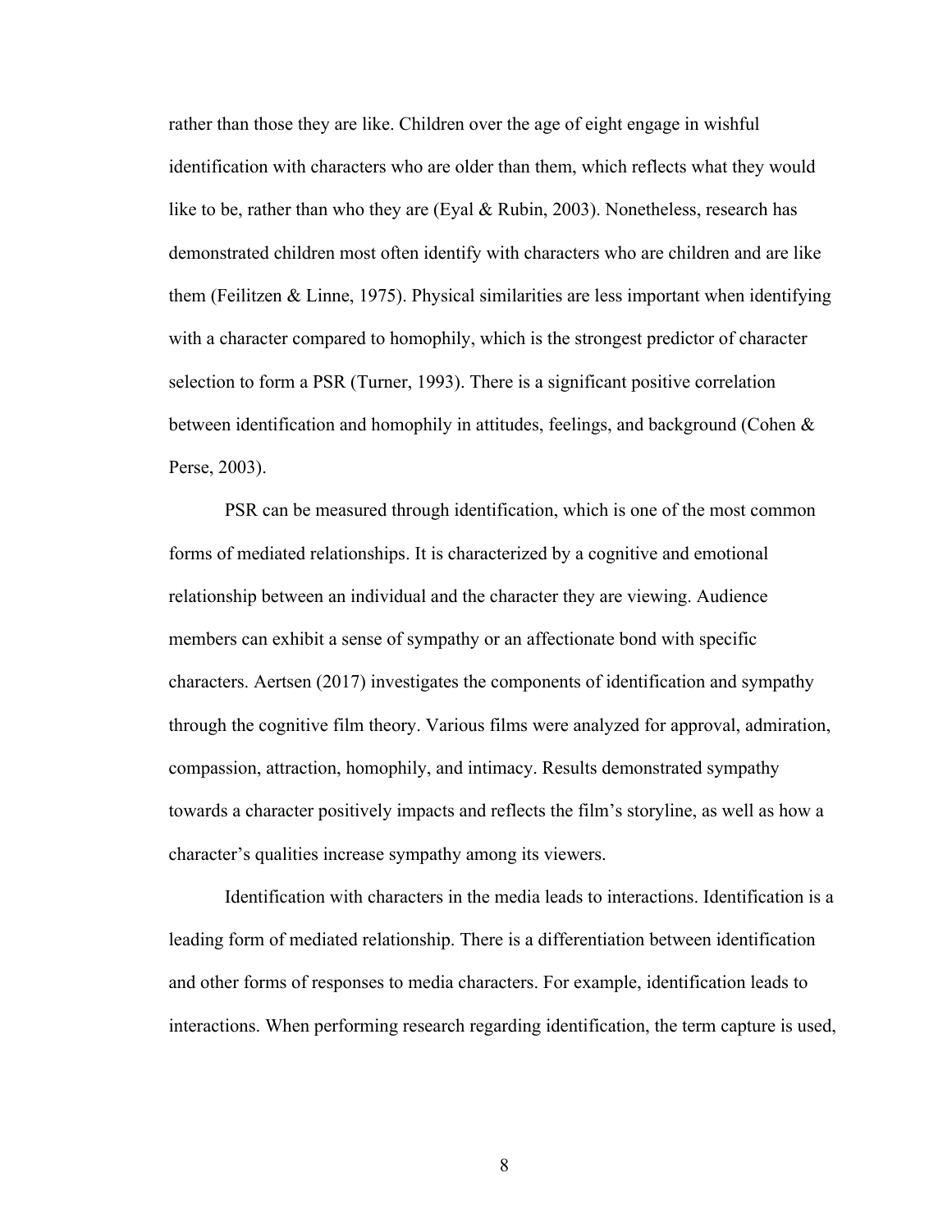rather than those they are like. Children over the age of eight engage in wishful identification with characters who are older than them, which reflects what they would like to be, rather than who they are (Eyal & Rubin, 2003). Nonetheless, research has demonstrated children most often identify with characters who are children and are like them (Feilitzen & Linne, 1975). Physical similarities are less important when identifying with a character compared to homophily, which is the strongest predictor of character selection to form a PSR (Turner, 1993). There is a significant positive correlation between identification and homophily in attitudes, feelings, and background (Cohen & Perse, 2003).

PSR can be measured through identification, which is one of the most common forms of mediated relationships. It is characterized by a cognitive and emotional relationship between an individual and the character they are viewing. Audience members can exhibit a sense of sympathy or an affectionate bond with specific characters. Aertsen (2017) investigates the components of identification and sympathy through the cognitive film theory. Various films were analyzed for approval, admiration, compassion, attraction, homophily, and intimacy. Results demonstrated sympathy towards a character positively impacts and reflects the film's storyline, as well as how a character's qualities increase sympathy among its viewers.

Identification with characters in the media leads to interactions. Identification is a leading form of mediated relationship. There is a differentiation between identification and other forms of responses to media characters. For example, identification leads to interactions. When performing research regarding identification, the term capture is used,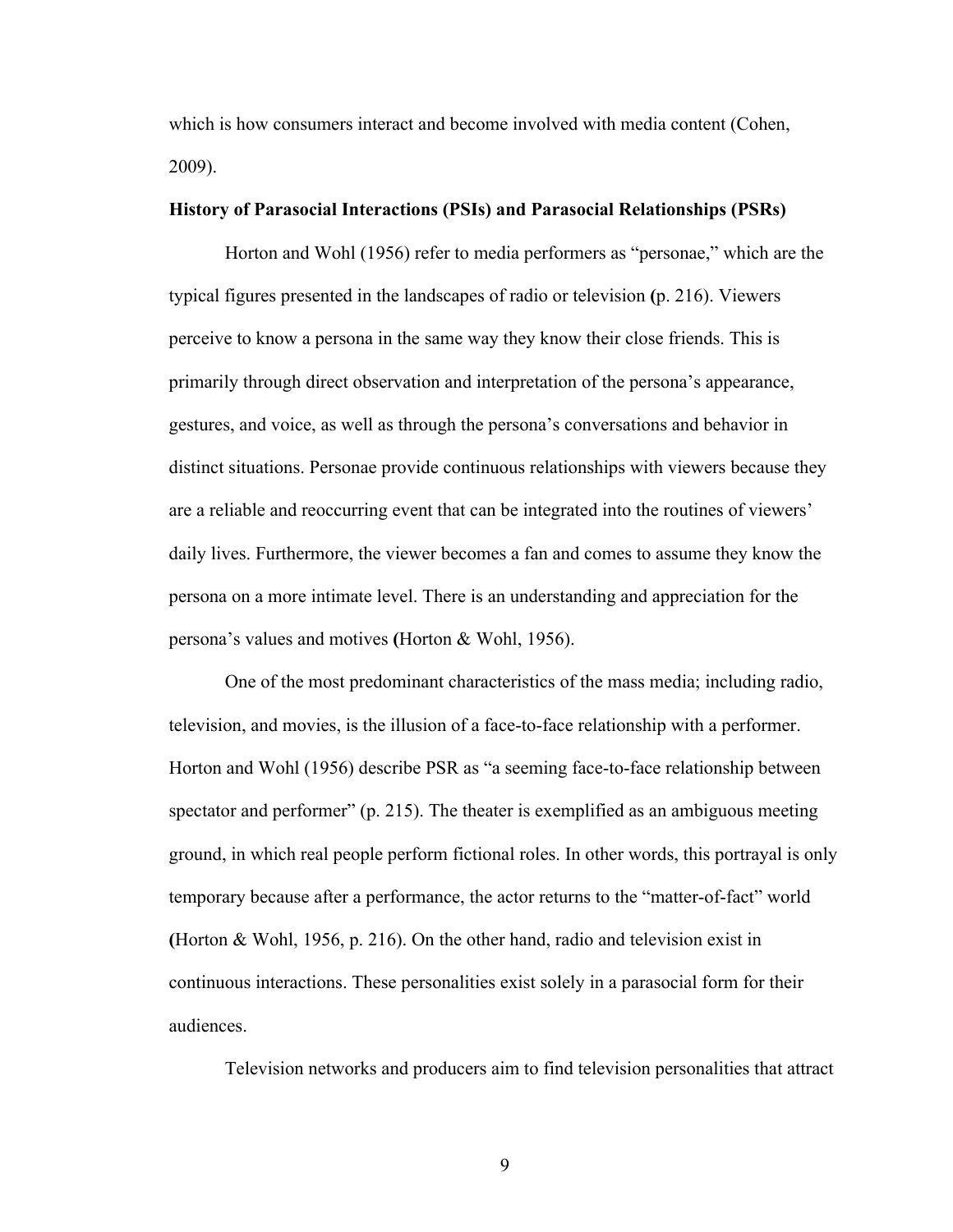which is how consumers interact and become involved with media content (Cohen, 2009).

**History of Parasocial Interactions (PSIs) and Parasocial Relationships (PSRs)**

Horton and Wohl (1956) refer to media performers as "personae," which are the typical figures presented in the landscapes of radio or television **(**p. 216). Viewers perceive to know a persona in the same way they know their close friends. This is primarily through direct observation and interpretation of the persona's appearance, gestures, and voice, as well as through the persona's conversations and behavior in distinct situations. Personae provide continuous relationships with viewers because they are a reliable and reoccurring event that can be integrated into the routines of viewers' daily lives. Furthermore, the viewer becomes a fan and comes to assume they know the persona on a more intimate level. There is an understanding and appreciation for the persona's values and motives **(**Horton & Wohl, 1956).

One of the most predominant characteristics of the mass media; including radio, television, and movies, is the illusion of a face-to-face relationship with a performer. Horton and Wohl (1956) describe PSR as "a seeming face-to-face relationship between spectator and performer" (p. 215). The theater is exemplified as an ambiguous meeting ground, in which real people perform fictional roles. In other words, this portrayal is only temporary because after a performance, the actor returns to the "matter-of-fact" world **(**Horton & Wohl, 1956, p. 216). On the other hand, radio and television exist in continuous interactions. These personalities exist solely in a parasocial form for their audiences.

Television networks and producers aim to find television personalities that attract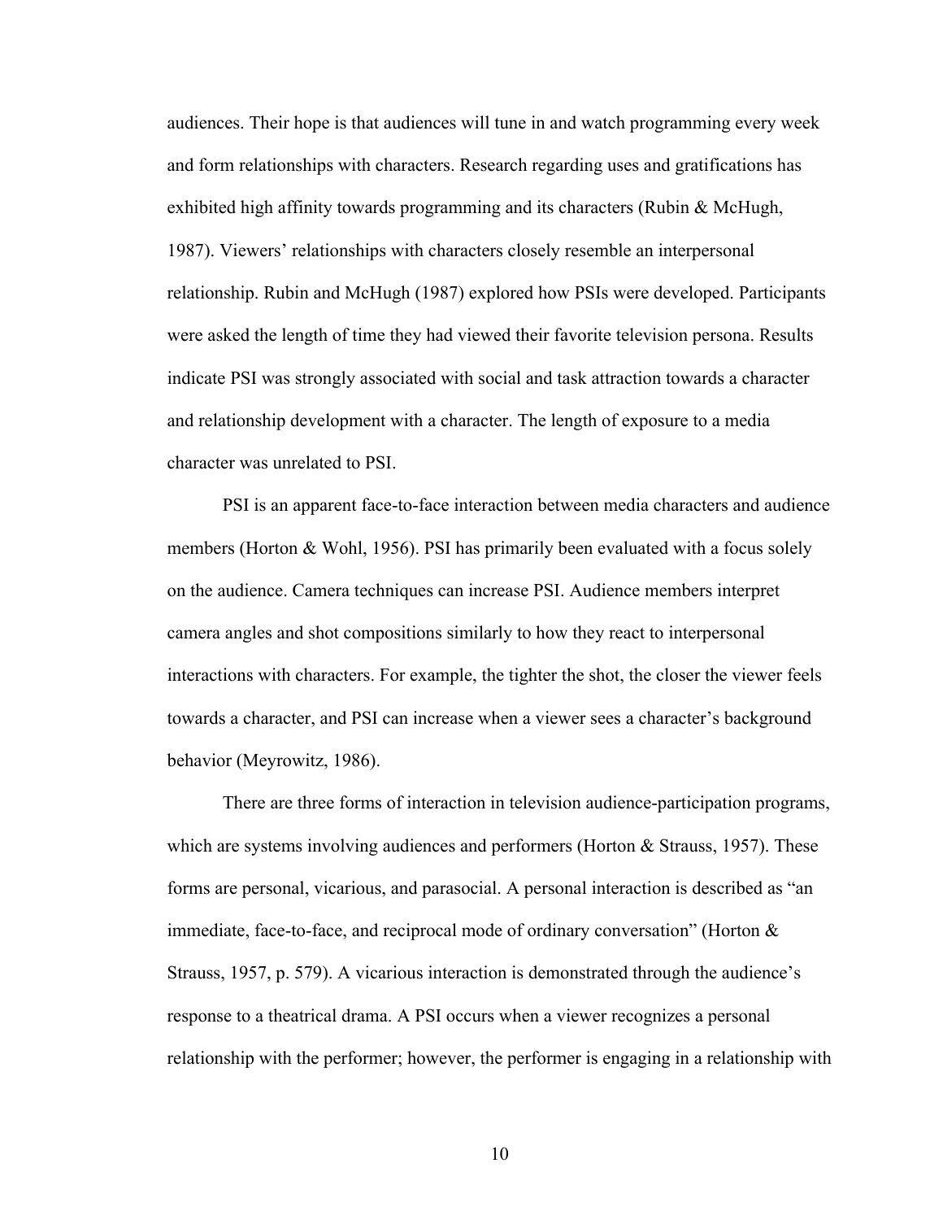audiences. Their hope is that audiences will tune in and watch programming every week and form relationships with characters. Research regarding uses and gratifications has exhibited high affinity towards programming and its characters (Rubin & McHugh, 1987). Viewers' relationships with characters closely resemble an interpersonal relationship. Rubin and McHugh (1987) explored how PSIs were developed. Participants were asked the length of time they had viewed their favorite television persona. Results indicate PSI was strongly associated with social and task attraction towards a character and relationship development with a character. The length of exposure to a media character was unrelated to PSI.

PSI is an apparent face-to-face interaction between media characters and audience members (Horton & Wohl, 1956). PSI has primarily been evaluated with a focus solely on the audience. Camera techniques can increase PSI. Audience members interpret camera angles and shot compositions similarly to how they react to interpersonal interactions with characters. For example, the tighter the shot, the closer the viewer feels towards a character, and PSI can increase when a viewer sees a character's background behavior (Meyrowitz, 1986).

There are three forms of interaction in television audience-participation programs, which are systems involving audiences and performers (Horton & Strauss, 1957). These forms are personal, vicarious, and parasocial. A personal interaction is described as "an immediate, face-to-face, and reciprocal mode of ordinary conversation" (Horton & Strauss, 1957, p. 579). A vicarious interaction is demonstrated through the audience's response to a theatrical drama. A PSI occurs when a viewer recognizes a personal relationship with the performer; however, the performer is engaging in a relationship with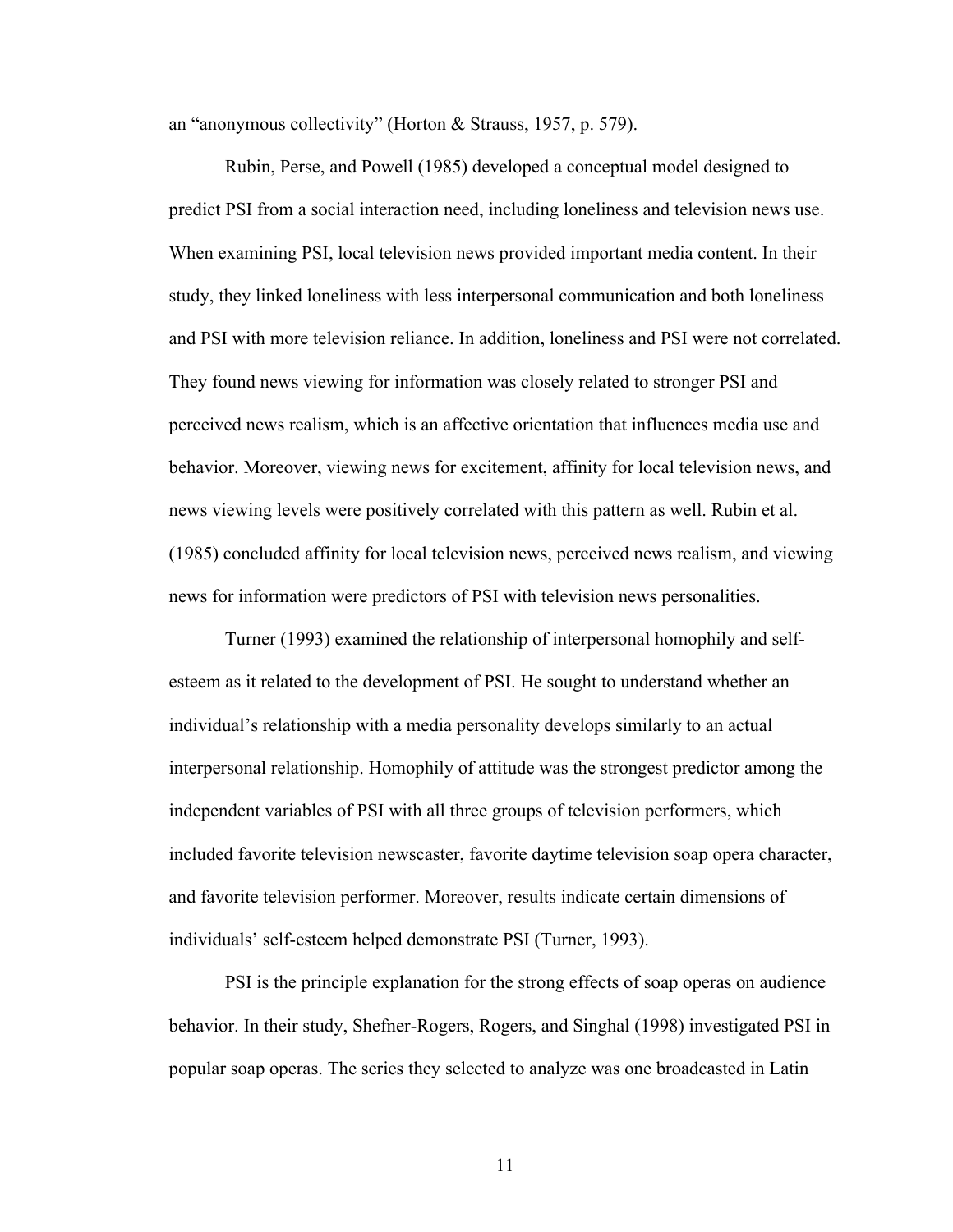an “anonymous collectivity” (Horton & Strauss, 1957, p. 579).

Rubin, Perse, and Powell (1985) developed a conceptual model designed to predict PSI from a social interaction need, including loneliness and television news use. When examining PSI, local television news provided important media content. In their study, they linked loneliness with less interpersonal communication and both loneliness and PSI with more television reliance. In addition, loneliness and PSI were not correlated. They found news viewing for information was closely related to stronger PSI and perceived news realism, which is an affective orientation that influences media use and behavior. Moreover, viewing news for excitement, affinity for local television news, and news viewing levels were positively correlated with this pattern as well. Rubin et al. (1985) concluded affinity for local television news, perceived news realism, and viewing news for information were predictors of PSI with television news personalities.

Turner (1993) examined the relationship of interpersonal homophily and self-esteem as it related to the development of PSI. He sought to understand whether an individual’s relationship with a media personality develops similarly to an actual interpersonal relationship. Homophily of attitude was the strongest predictor among the independent variables of PSI with all three groups of television performers, which included favorite television newscaster, favorite daytime television soap opera character, and favorite television performer. Moreover, results indicate certain dimensions of individuals’ self-esteem helped demonstrate PSI (Turner, 1993).

PSI is the principle explanation for the strong effects of soap operas on audience behavior. In their study, Shefner-Rogers, Rogers, and Singhal (1998) investigated PSI in popular soap operas. The series they selected to analyze was one broadcasted in Latin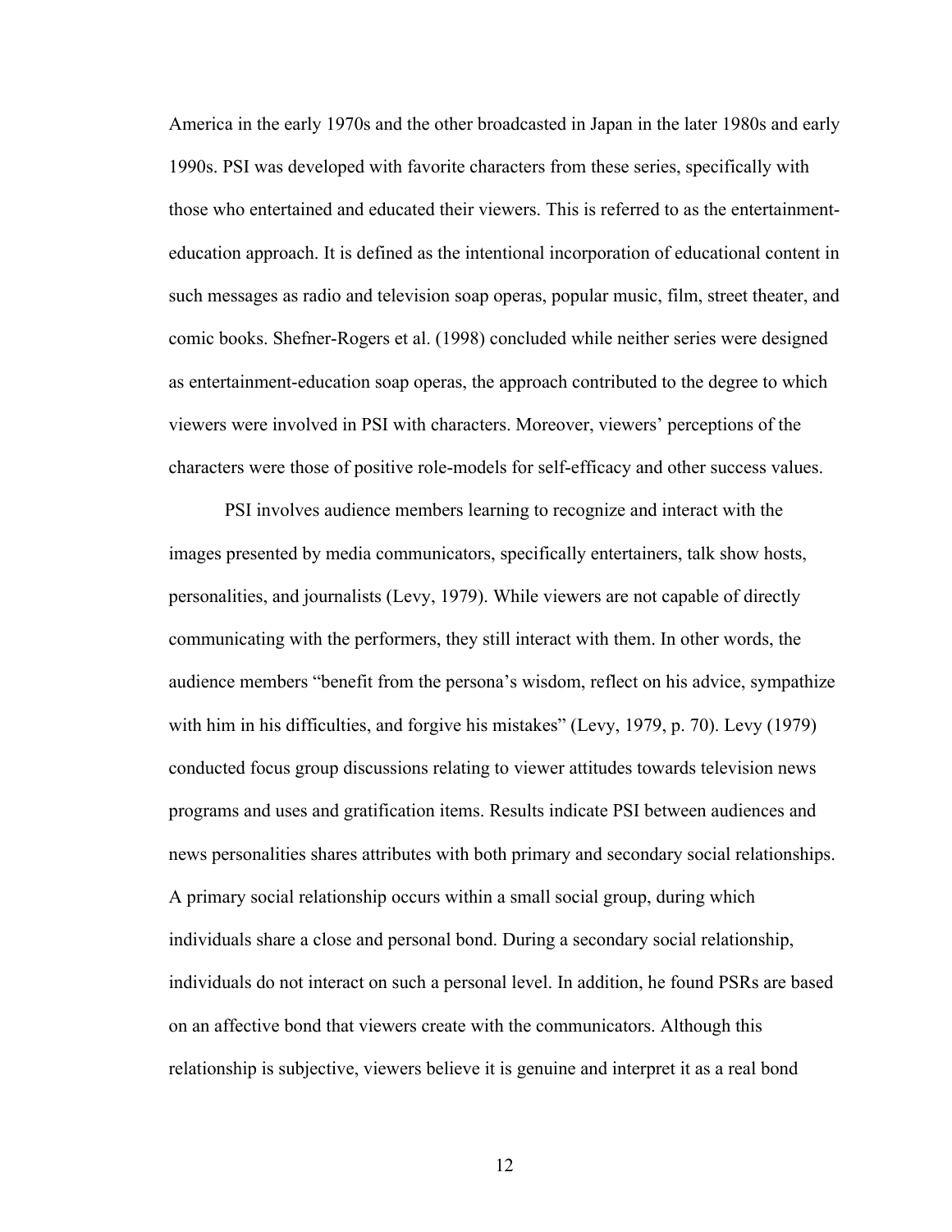America in the early 1970s and the other broadcasted in Japan in the later 1980s and early 1990s. PSI was developed with favorite characters from these series, specifically with those who entertained and educated their viewers. This is referred to as the entertainment-education approach. It is defined as the intentional incorporation of educational content in such messages as radio and television soap operas, popular music, film, street theater, and comic books. Shefner-Rogers et al. (1998) concluded while neither series were designed as entertainment-education soap operas, the approach contributed to the degree to which viewers were involved in PSI with characters. Moreover, viewers' perceptions of the characters were those of positive role-models for self-efficacy and other success values.

PSI involves audience members learning to recognize and interact with the images presented by media communicators, specifically entertainers, talk show hosts, personalities, and journalists (Levy, 1979). While viewers are not capable of directly communicating with the performers, they still interact with them. In other words, the audience members "benefit from the persona's wisdom, reflect on his advice, sympathize with him in his difficulties, and forgive his mistakes" (Levy, 1979, p. 70). Levy (1979) conducted focus group discussions relating to viewer attitudes towards television news programs and uses and gratification items. Results indicate PSI between audiences and news personalities shares attributes with both primary and secondary social relationships. A primary social relationship occurs within a small social group, during which individuals share a close and personal bond. During a secondary social relationship, individuals do not interact on such a personal level. In addition, he found PSRs are based on an affective bond that viewers create with the communicators. Although this relationship is subjective, viewers believe it is genuine and interpret it as a real bond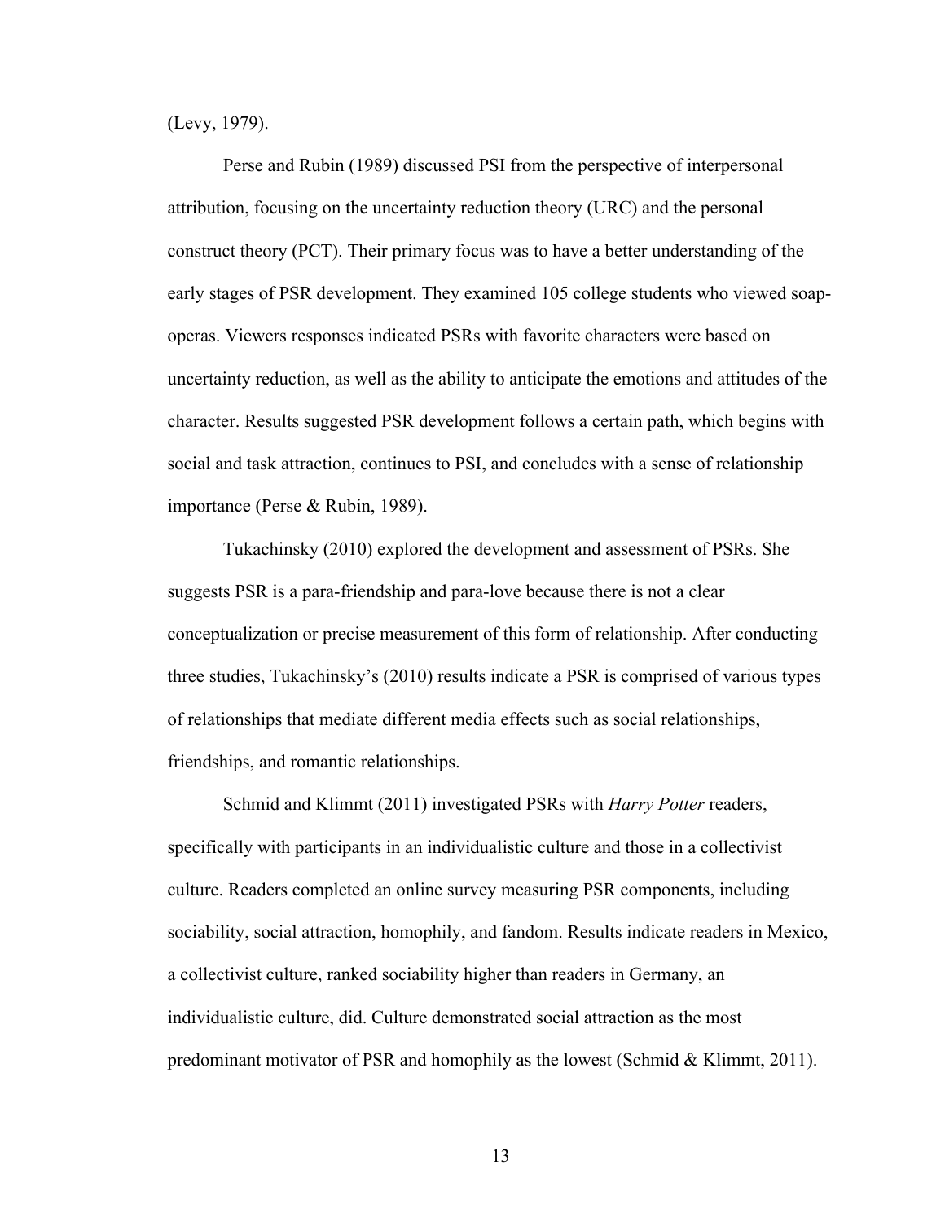(Levy, 1979).

Perse and Rubin (1989) discussed PSI from the perspective of interpersonal attribution, focusing on the uncertainty reduction theory (URC) and the personal construct theory (PCT). Their primary focus was to have a better understanding of the early stages of PSR development. They examined 105 college students who viewed soap-operas. Viewers responses indicated PSRs with favorite characters were based on uncertainty reduction, as well as the ability to anticipate the emotions and attitudes of the character. Results suggested PSR development follows a certain path, which begins with social and task attraction, continues to PSI, and concludes with a sense of relationship importance (Perse & Rubin, 1989).

Tukachinsky (2010) explored the development and assessment of PSRs. She suggests PSR is a para-friendship and para-love because there is not a clear conceptualization or precise measurement of this form of relationship. After conducting three studies, Tukachinsky's (2010) results indicate a PSR is comprised of various types of relationships that mediate different media effects such as social relationships, friendships, and romantic relationships.

Schmid and Klimmt (2011) investigated PSRs with *Harry Potter* readers, specifically with participants in an individualistic culture and those in a collectivist culture. Readers completed an online survey measuring PSR components, including sociability, social attraction, homophily, and fandom. Results indicate readers in Mexico, a collectivist culture, ranked sociability higher than readers in Germany, an individualistic culture, did. Culture demonstrated social attraction as the most predominant motivator of PSR and homophily as the lowest (Schmid & Klimmt, 2011).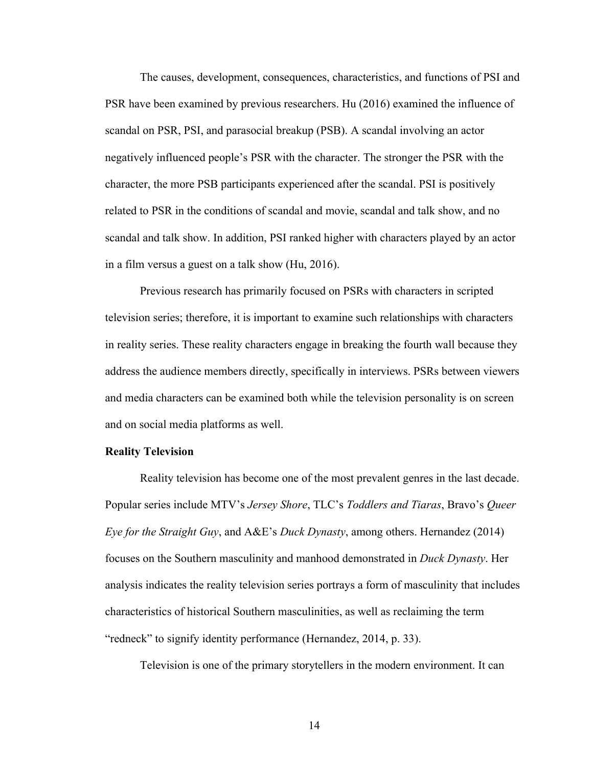The causes, development, consequences, characteristics, and functions of PSI and PSR have been examined by previous researchers. Hu (2016) examined the influence of scandal on PSR, PSI, and parasocial breakup (PSB). A scandal involving an actor negatively influenced people's PSR with the character. The stronger the PSR with the character, the more PSB participants experienced after the scandal. PSI is positively related to PSR in the conditions of scandal and movie, scandal and talk show, and no scandal and talk show. In addition, PSI ranked higher with characters played by an actor in a film versus a guest on a talk show (Hu, 2016).

Previous research has primarily focused on PSRs with characters in scripted television series; therefore, it is important to examine such relationships with characters in reality series. These reality characters engage in breaking the fourth wall because they address the audience members directly, specifically in interviews. PSRs between viewers and media characters can be examined both while the television personality is on screen and on social media platforms as well.

**Reality Television**

Reality television has become one of the most prevalent genres in the last decade. Popular series include MTV's *Jersey Shore*, TLC's *Toddlers and Tiaras*, Bravo's *Queer Eye for the Straight Guy*, and A&E's *Duck Dynasty*, among others. Hernandez (2014) focuses on the Southern masculinity and manhood demonstrated in *Duck Dynasty*. Her analysis indicates the reality television series portrays a form of masculinity that includes characteristics of historical Southern masculinities, as well as reclaiming the term "redneck" to signify identity performance (Hernandez, 2014, p. 33).

Television is one of the primary storytellers in the modern environment. It can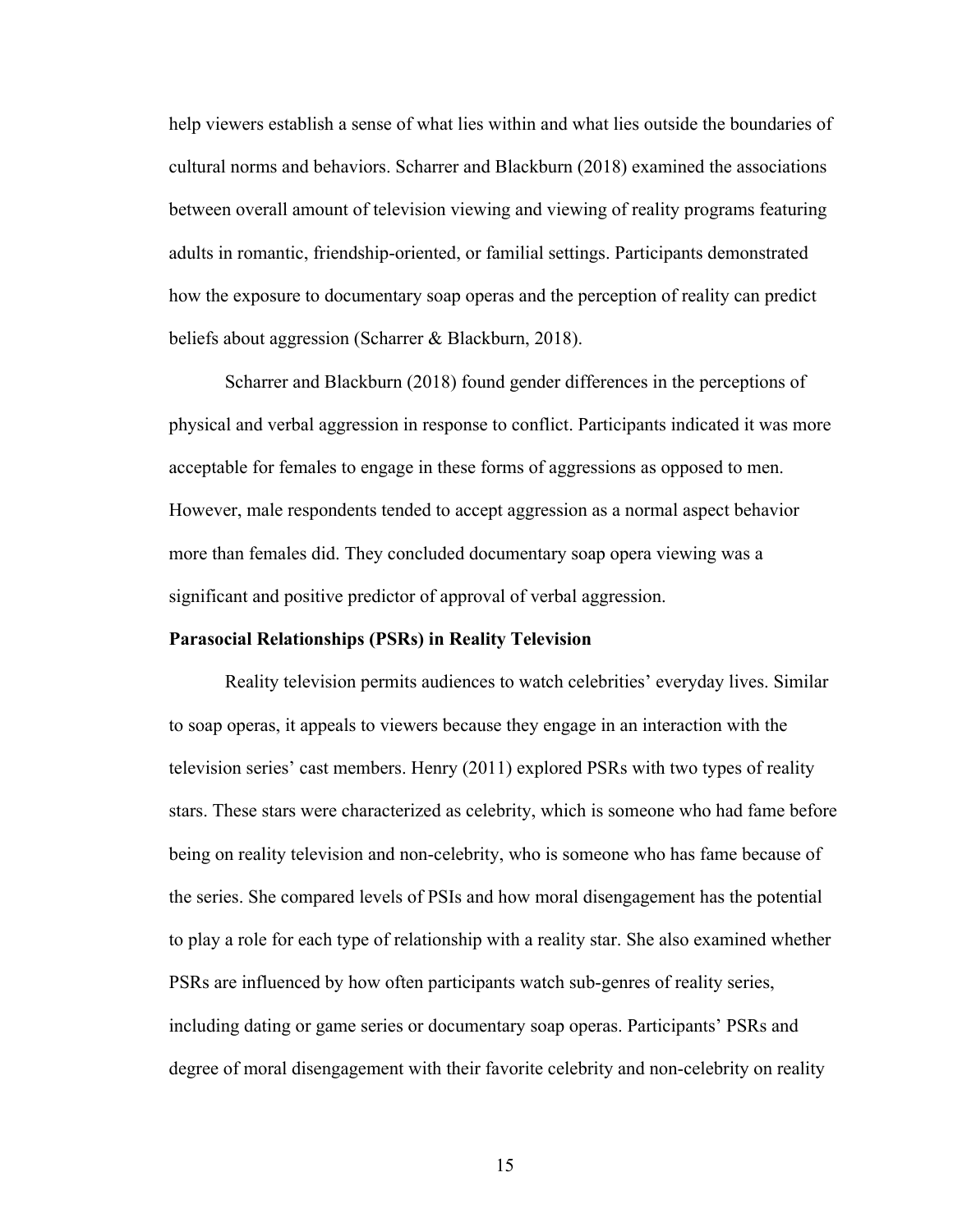help viewers establish a sense of what lies within and what lies outside the boundaries of cultural norms and behaviors. Scharrer and Blackburn (2018) examined the associations between overall amount of television viewing and viewing of reality programs featuring adults in romantic, friendship-oriented, or familial settings. Participants demonstrated how the exposure to documentary soap operas and the perception of reality can predict beliefs about aggression (Scharrer & Blackburn, 2018).

Scharrer and Blackburn (2018) found gender differences in the perceptions of physical and verbal aggression in response to conflict. Participants indicated it was more acceptable for females to engage in these forms of aggressions as opposed to men. However, male respondents tended to accept aggression as a normal aspect behavior more than females did. They concluded documentary soap opera viewing was a significant and positive predictor of approval of verbal aggression.

**Parasocial Relationships (PSRs) in Reality Television**

Reality television permits audiences to watch celebrities' everyday lives. Similar to soap operas, it appeals to viewers because they engage in an interaction with the television series' cast members. Henry (2011) explored PSRs with two types of reality stars. These stars were characterized as celebrity, which is someone who had fame before being on reality television and non-celebrity, who is someone who has fame because of the series. She compared levels of PSIs and how moral disengagement has the potential to play a role for each type of relationship with a reality star. She also examined whether PSRs are influenced by how often participants watch sub-genres of reality series, including dating or game series or documentary soap operas. Participants' PSRs and degree of moral disengagement with their favorite celebrity and non-celebrity on reality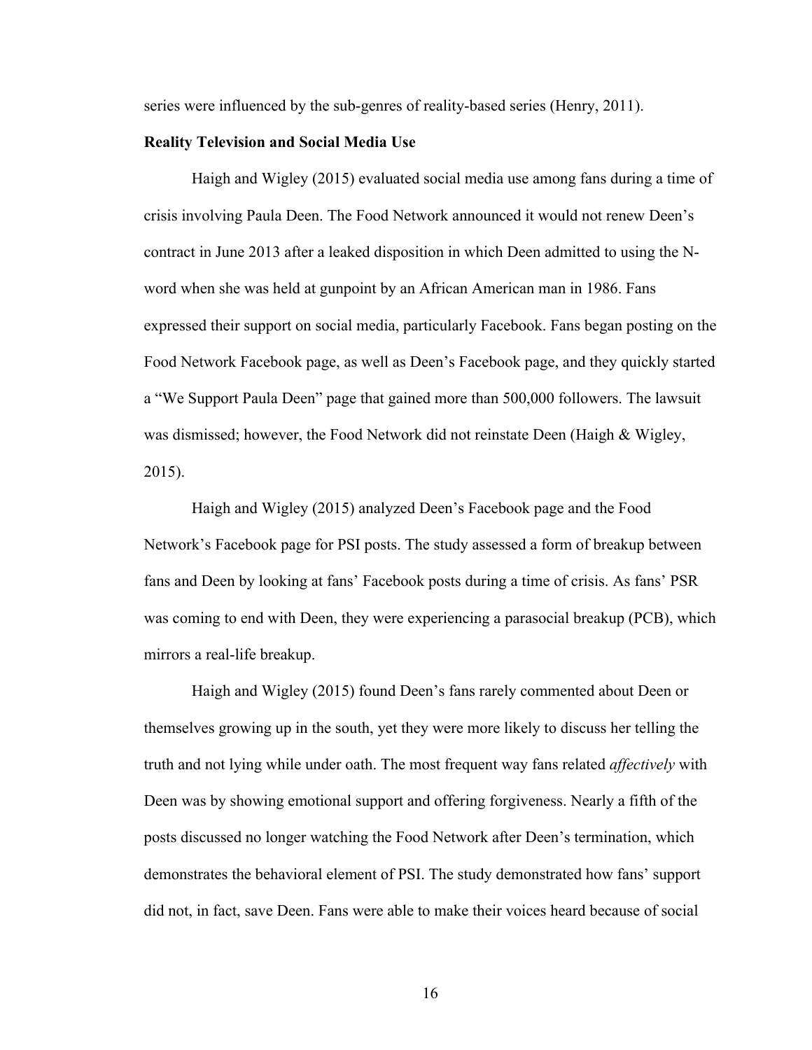series were influenced by the sub-genres of reality-based series (Henry, 2011).

**Reality Television and Social Media Use**

Haigh and Wigley (2015) evaluated social media use among fans during a time of crisis involving Paula Deen. The Food Network announced it would not renew Deen's contract in June 2013 after a leaked disposition in which Deen admitted to using the N-word when she was held at gunpoint by an African American man in 1986. Fans expressed their support on social media, particularly Facebook. Fans began posting on the Food Network Facebook page, as well as Deen's Facebook page, and they quickly started a "We Support Paula Deen" page that gained more than 500,000 followers. The lawsuit was dismissed; however, the Food Network did not reinstate Deen (Haigh & Wigley, 2015).

Haigh and Wigley (2015) analyzed Deen's Facebook page and the Food Network's Facebook page for PSI posts. The study assessed a form of breakup between fans and Deen by looking at fans' Facebook posts during a time of crisis. As fans' PSR was coming to end with Deen, they were experiencing a parasocial breakup (PCB), which mirrors a real-life breakup.

Haigh and Wigley (2015) found Deen's fans rarely commented about Deen or themselves growing up in the south, yet they were more likely to discuss her telling the truth and not lying while under oath. The most frequent way fans related *affectively* with Deen was by showing emotional support and offering forgiveness. Nearly a fifth of the posts discussed no longer watching the Food Network after Deen's termination, which demonstrates the behavioral element of PSI. The study demonstrated how fans' support did not, in fact, save Deen. Fans were able to make their voices heard because of social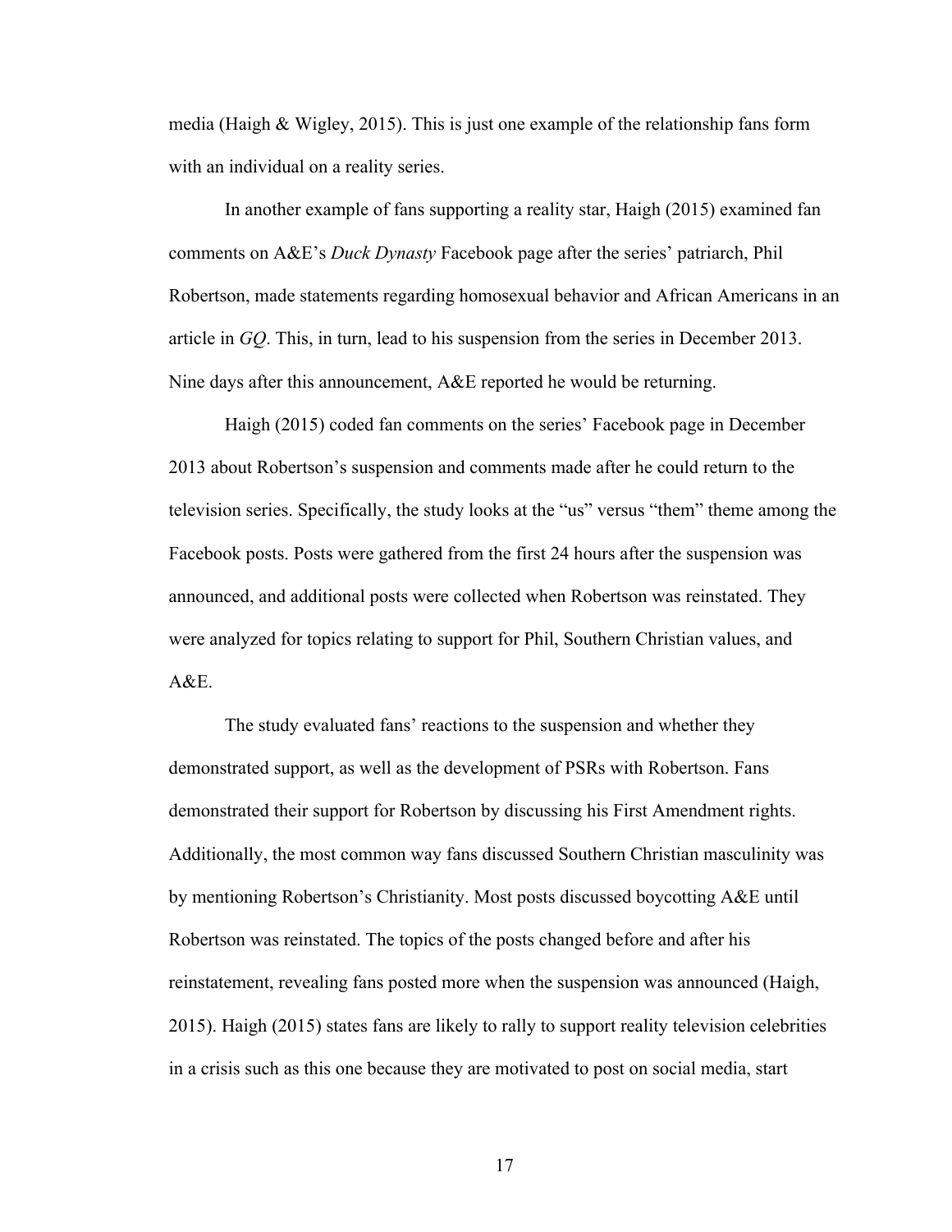media (Haigh & Wigley, 2015). This is just one example of the relationship fans form with an individual on a reality series.

In another example of fans supporting a reality star, Haigh (2015) examined fan comments on A&E's *Duck Dynasty* Facebook page after the series' patriarch, Phil Robertson, made statements regarding homosexual behavior and African Americans in an article in *GQ*. This, in turn, lead to his suspension from the series in December 2013. Nine days after this announcement, A&E reported he would be returning.

Haigh (2015) coded fan comments on the series' Facebook page in December 2013 about Robertson's suspension and comments made after he could return to the television series. Specifically, the study looks at the "us" versus "them" theme among the Facebook posts. Posts were gathered from the first 24 hours after the suspension was announced, and additional posts were collected when Robertson was reinstated. They were analyzed for topics relating to support for Phil, Southern Christian values, and A&E.

The study evaluated fans' reactions to the suspension and whether they demonstrated support, as well as the development of PSRs with Robertson. Fans demonstrated their support for Robertson by discussing his First Amendment rights. Additionally, the most common way fans discussed Southern Christian masculinity was by mentioning Robertson's Christianity. Most posts discussed boycotting A&E until Robertson was reinstated. The topics of the posts changed before and after his reinstatement, revealing fans posted more when the suspension was announced (Haigh, 2015). Haigh (2015) states fans are likely to rally to support reality television celebrities in a crisis such as this one because they are motivated to post on social media, start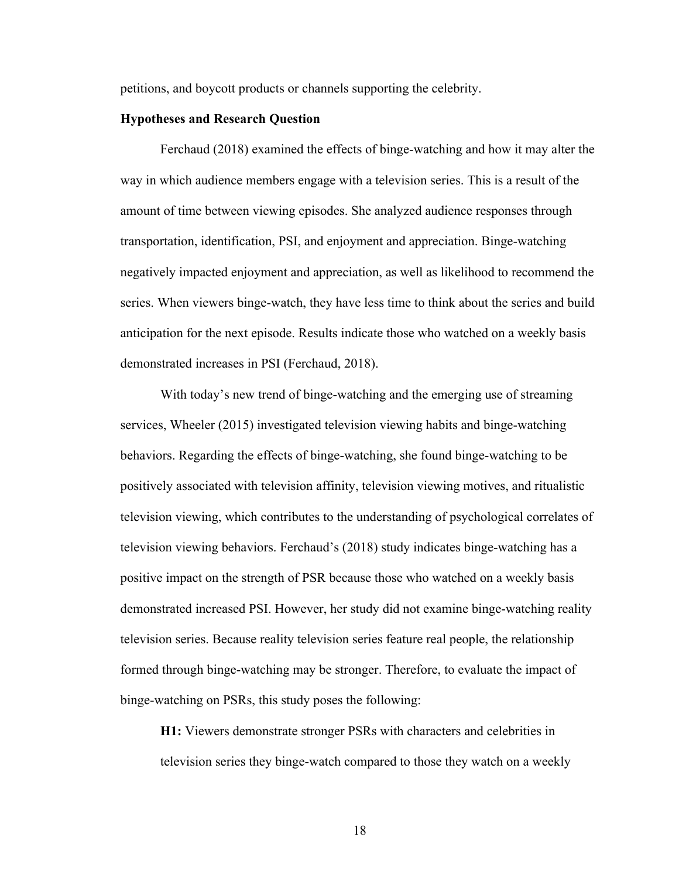petitions, and boycott products or channels supporting the celebrity.

### Hypotheses and Research Question

Ferchaud (2018) examined the effects of binge-watching and how it may alter the way in which audience members engage with a television series. This is a result of the amount of time between viewing episodes. She analyzed audience responses through transportation, identification, PSI, and enjoyment and appreciation. Binge-watching negatively impacted enjoyment and appreciation, as well as likelihood to recommend the series. When viewers binge-watch, they have less time to think about the series and build anticipation for the next episode. Results indicate those who watched on a weekly basis demonstrated increases in PSI (Ferchaud, 2018).

With today's new trend of binge-watching and the emerging use of streaming services, Wheeler (2015) investigated television viewing habits and binge-watching behaviors. Regarding the effects of binge-watching, she found binge-watching to be positively associated with television affinity, television viewing motives, and ritualistic television viewing, which contributes to the understanding of psychological correlates of television viewing behaviors. Ferchaud's (2018) study indicates binge-watching has a positive impact on the strength of PSR because those who watched on a weekly basis demonstrated increased PSI. However, her study did not examine binge-watching reality television series. Because reality television series feature real people, the relationship formed through binge-watching may be stronger. Therefore, to evaluate the impact of binge-watching on PSRs, this study poses the following:

**H1:** Viewers demonstrate stronger PSRs with characters and celebrities in television series they binge-watch compared to those they watch on a weekly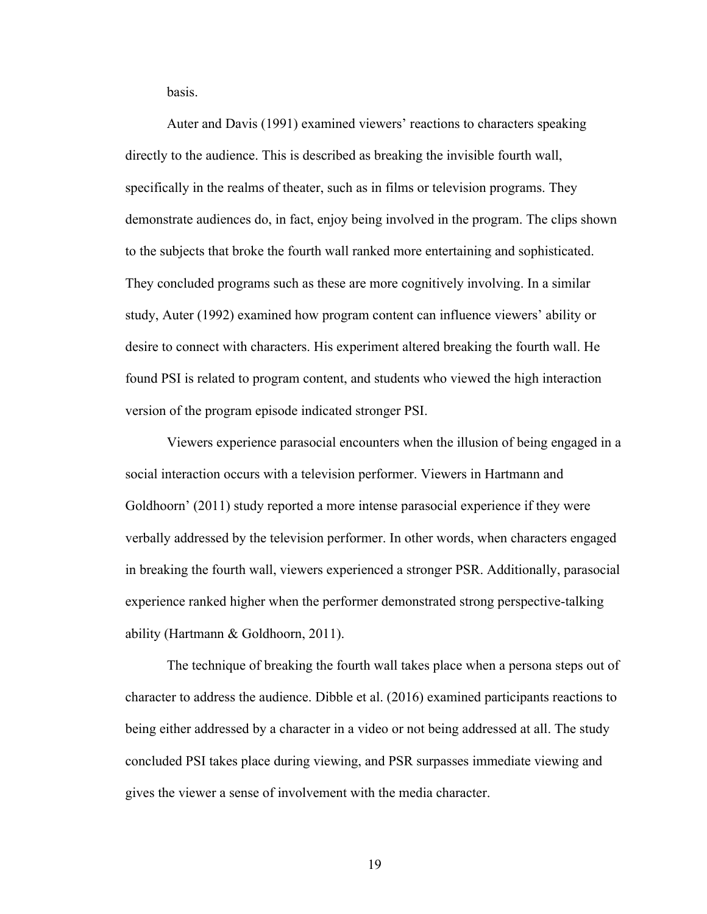basis.

Auter and Davis (1991) examined viewers' reactions to characters speaking directly to the audience. This is described as breaking the invisible fourth wall, specifically in the realms of theater, such as in films or television programs. They demonstrate audiences do, in fact, enjoy being involved in the program. The clips shown to the subjects that broke the fourth wall ranked more entertaining and sophisticated. They concluded programs such as these are more cognitively involving. In a similar study, Auter (1992) examined how program content can influence viewers' ability or desire to connect with characters. His experiment altered breaking the fourth wall. He found PSI is related to program content, and students who viewed the high interaction version of the program episode indicated stronger PSI.

Viewers experience parasocial encounters when the illusion of being engaged in a social interaction occurs with a television performer. Viewers in Hartmann and Goldhoorn' (2011) study reported a more intense parasocial experience if they were verbally addressed by the television performer. In other words, when characters engaged in breaking the fourth wall, viewers experienced a stronger PSR. Additionally, parasocial experience ranked higher when the performer demonstrated strong perspective-talking ability (Hartmann & Goldhoorn, 2011).

The technique of breaking the fourth wall takes place when a persona steps out of character to address the audience. Dibble et al. (2016) examined participants reactions to being either addressed by a character in a video or not being addressed at all. The study concluded PSI takes place during viewing, and PSR surpasses immediate viewing and gives the viewer a sense of involvement with the media character.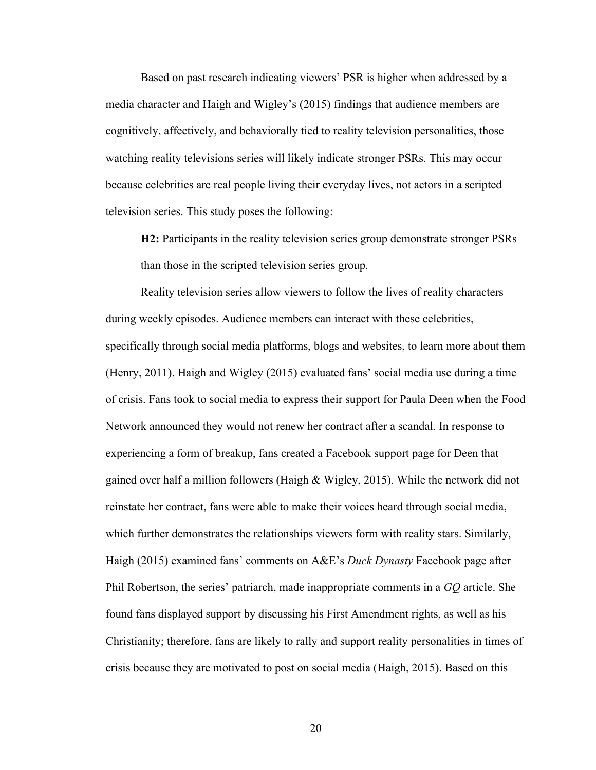Based on past research indicating viewers' PSR is higher when addressed by a media character and Haigh and Wigley's (2015) findings that audience members are cognitively, affectively, and behaviorally tied to reality television personalities, those watching reality televisions series will likely indicate stronger PSRs. This may occur because celebrities are real people living their everyday lives, not actors in a scripted television series. This study poses the following:

> **H2:** Participants in the reality television series group demonstrate stronger PSRs than those in the scripted television series group.

Reality television series allow viewers to follow the lives of reality characters during weekly episodes. Audience members can interact with these celebrities, specifically through social media platforms, blogs and websites, to learn more about them (Henry, 2011). Haigh and Wigley (2015) evaluated fans' social media use during a time of crisis. Fans took to social media to express their support for Paula Deen when the Food Network announced they would not renew her contract after a scandal. In response to experiencing a form of breakup, fans created a Facebook support page for Deen that gained over half a million followers (Haigh & Wigley, 2015). While the network did not reinstate her contract, fans were able to make their voices heard through social media, which further demonstrates the relationships viewers form with reality stars. Similarly, Haigh (2015) examined fans' comments on A&E's *Duck Dynasty* Facebook page after Phil Robertson, the series' patriarch, made inappropriate comments in a *GQ* article. She found fans displayed support by discussing his First Amendment rights, as well as his Christianity; therefore, fans are likely to rally and support reality personalities in times of crisis because they are motivated to post on social media (Haigh, 2015). Based on this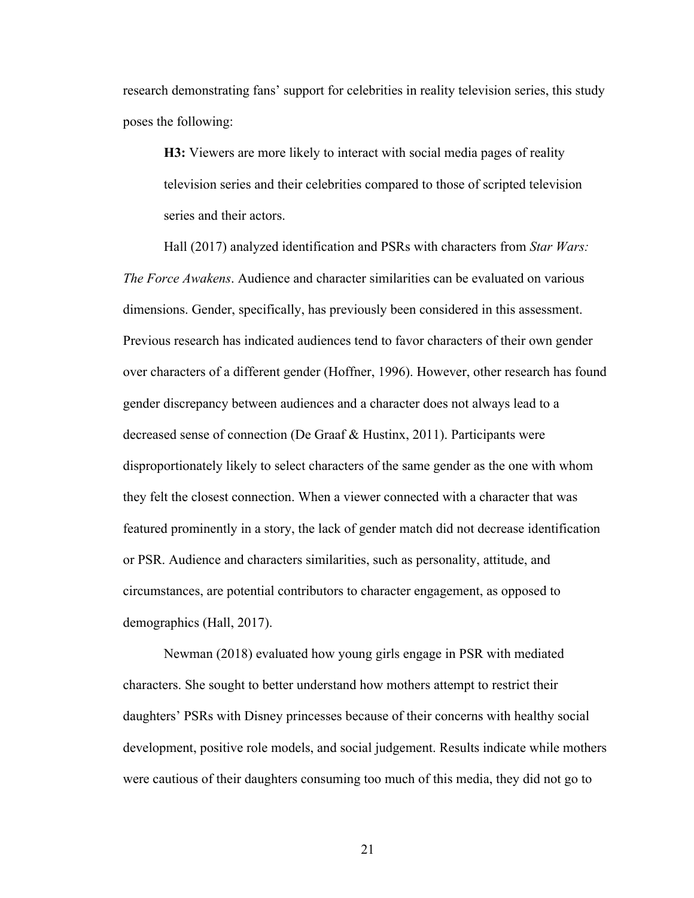research demonstrating fans' support for celebrities in reality television series, this study poses the following:

> **H3:** Viewers are more likely to interact with social media pages of reality television series and their celebrities compared to those of scripted television series and their actors.

Hall (2017) analyzed identification and PSRs with characters from *Star Wars: The Force Awakens*. Audience and character similarities can be evaluated on various dimensions. Gender, specifically, has previously been considered in this assessment. Previous research has indicated audiences tend to favor characters of their own gender over characters of a different gender (Hoffner, 1996). However, other research has found gender discrepancy between audiences and a character does not always lead to a decreased sense of connection (De Graaf & Hustinx, 2011). Participants were disproportionately likely to select characters of the same gender as the one with whom they felt the closest connection. When a viewer connected with a character that was featured prominently in a story, the lack of gender match did not decrease identification or PSR. Audience and characters similarities, such as personality, attitude, and circumstances, are potential contributors to character engagement, as opposed to demographics (Hall, 2017).

Newman (2018) evaluated how young girls engage in PSR with mediated characters. She sought to better understand how mothers attempt to restrict their daughters' PSRs with Disney princesses because of their concerns with healthy social development, positive role models, and social judgement. Results indicate while mothers were cautious of their daughters consuming too much of this media, they did not go to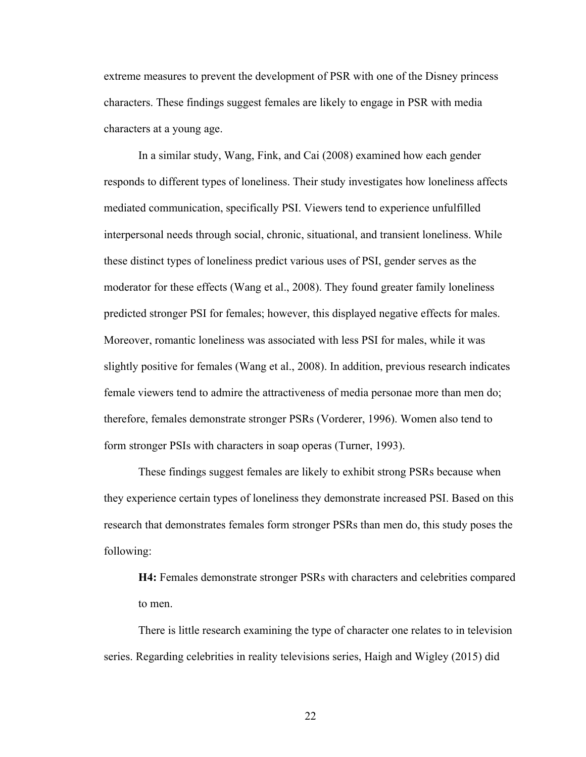extreme measures to prevent the development of PSR with one of the Disney princess characters. These findings suggest females are likely to engage in PSR with media characters at a young age.

In a similar study, Wang, Fink, and Cai (2008) examined how each gender responds to different types of loneliness. Their study investigates how loneliness affects mediated communication, specifically PSI. Viewers tend to experience unfulfilled interpersonal needs through social, chronic, situational, and transient loneliness. While these distinct types of loneliness predict various uses of PSI, gender serves as the moderator for these effects (Wang et al., 2008). They found greater family loneliness predicted stronger PSI for females; however, this displayed negative effects for males. Moreover, romantic loneliness was associated with less PSI for males, while it was slightly positive for females (Wang et al., 2008). In addition, previous research indicates female viewers tend to admire the attractiveness of media personae more than men do; therefore, females demonstrate stronger PSRs (Vorderer, 1996). Women also tend to form stronger PSIs with characters in soap operas (Turner, 1993).

These findings suggest females are likely to exhibit strong PSRs because when they experience certain types of loneliness they demonstrate increased PSI. Based on this research that demonstrates females form stronger PSRs than men do, this study poses the following:

> **H4:** Females demonstrate stronger PSRs with characters and celebrities compared to men.

There is little research examining the type of character one relates to in television series. Regarding celebrities in reality televisions series, Haigh and Wigley (2015) did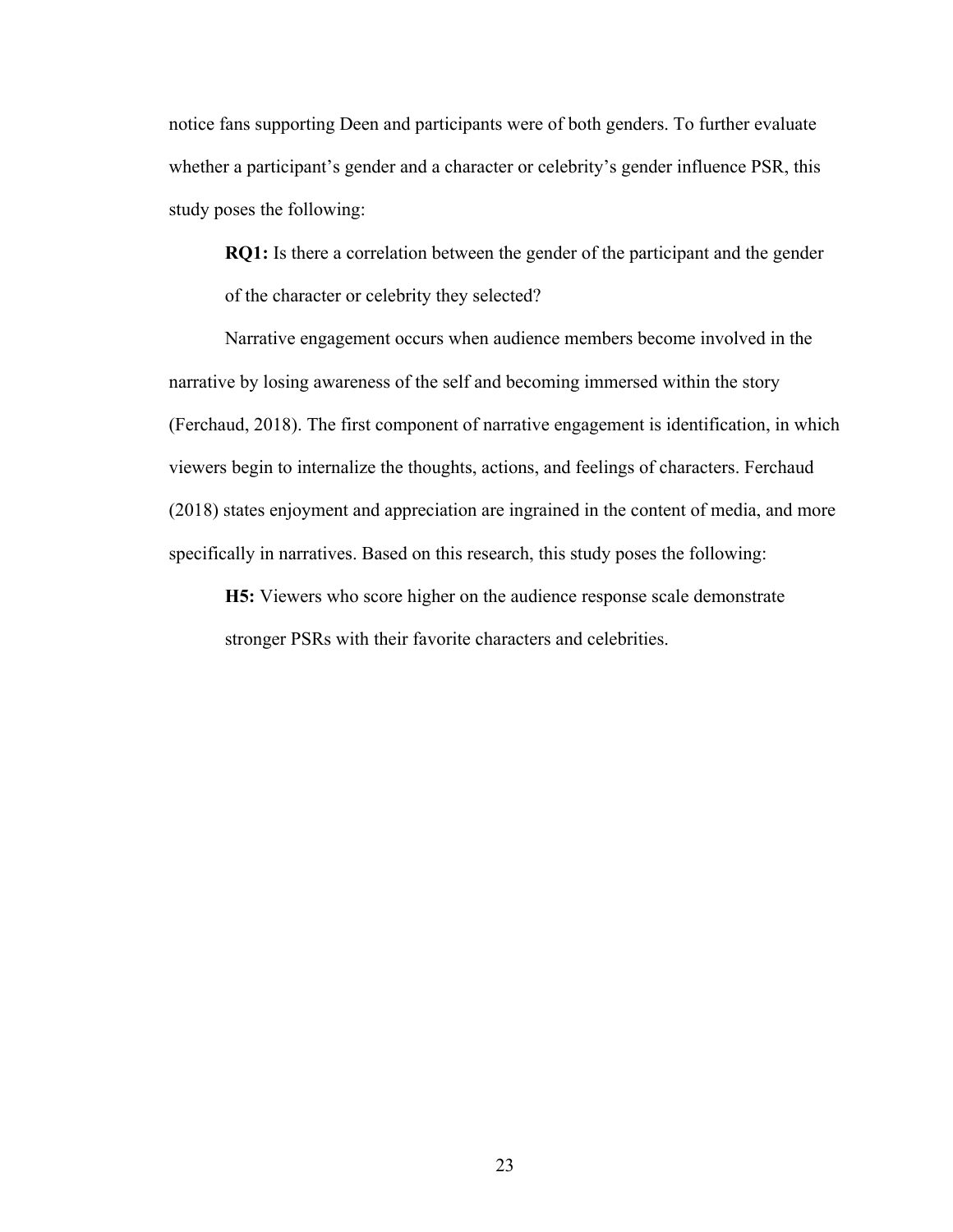notice fans supporting Deen and participants were of both genders. To further evaluate whether a participant's gender and a character or celebrity's gender influence PSR, this study poses the following:

> **RQ1:** Is there a correlation between the gender of the participant and the gender of the character or celebrity they selected?

Narrative engagement occurs when audience members become involved in the narrative by losing awareness of the self and becoming immersed within the story (Ferchaud, 2018). The first component of narrative engagement is identification, in which viewers begin to internalize the thoughts, actions, and feelings of characters. Ferchaud (2018) states enjoyment and appreciation are ingrained in the content of media, and more specifically in narratives. Based on this research, this study poses the following:

> **H5:** Viewers who score higher on the audience response scale demonstrate stronger PSRs with their favorite characters and celebrities.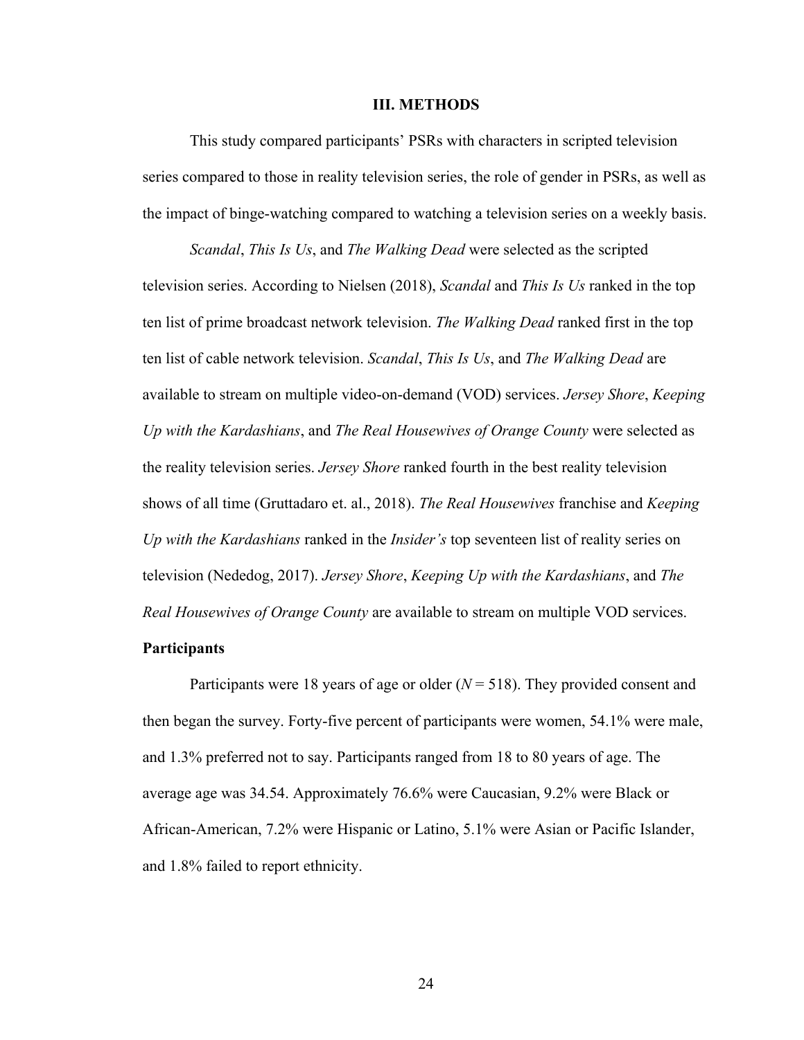## III. METHODS

This study compared participants' PSRs with characters in scripted television series compared to those in reality television series, the role of gender in PSRs, as well as the impact of binge-watching compared to watching a television series on a weekly basis.

*Scandal*, *This Is Us*, and *The Walking Dead* were selected as the scripted television series. According to Nielsen (2018), *Scandal* and *This Is Us* ranked in the top ten list of prime broadcast network television. *The Walking Dead* ranked first in the top ten list of cable network television. *Scandal*, *This Is Us*, and *The Walking Dead* are available to stream on multiple video-on-demand (VOD) services. *Jersey Shore*, *Keeping Up with the Kardashians*, and *The Real Housewives of Orange County* were selected as the reality television series. *Jersey Shore* ranked fourth in the best reality television shows of all time (Gruttadaro et. al., 2018). *The Real Housewives* franchise and *Keeping Up with the Kardashians* ranked in the *Insider's* top seventeen list of reality series on television (Nededog, 2017). *Jersey Shore*, *Keeping Up with the Kardashians*, and *The Real Housewives of Orange County* are available to stream on multiple VOD services.

### Participants

Participants were 18 years of age or older ($N = 518$). They provided consent and then began the survey. Forty-five percent of participants were women, 54.1% were male, and 1.3% preferred not to say. Participants ranged from 18 to 80 years of age. The average age was 34.54. Approximately 76.6% were Caucasian, 9.2% were Black or African-American, 7.2% were Hispanic or Latino, 5.1% were Asian or Pacific Islander, and 1.8% failed to report ethnicity.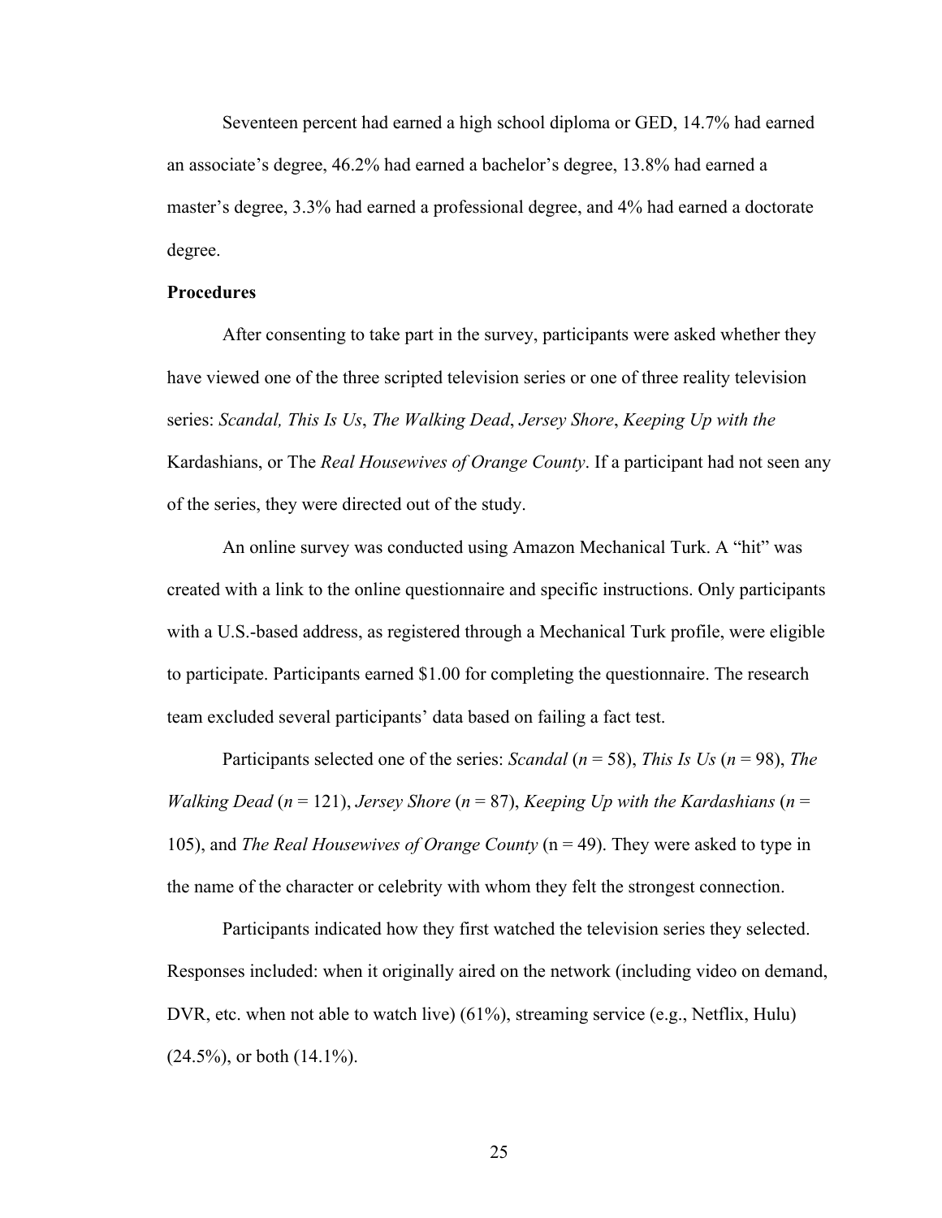Seventeen percent had earned a high school diploma or GED, 14.7% had earned an associate's degree, 46.2% had earned a bachelor's degree, 13.8% had earned a master's degree, 3.3% had earned a professional degree, and 4% had earned a doctorate degree.

**Procedures**

After consenting to take part in the survey, participants were asked whether they have viewed one of the three scripted television series or one of three reality television series: *Scandal, This Is Us*, *The Walking Dead*, *Jersey Shore*, *Keeping Up with the* Kardashians, or The *Real Housewives of Orange County*. If a participant had not seen any of the series, they were directed out of the study.

An online survey was conducted using Amazon Mechanical Turk. A "hit" was created with a link to the online questionnaire and specific instructions. Only participants with a U.S.-based address, as registered through a Mechanical Turk profile, were eligible to participate. Participants earned $1.00 for completing the questionnaire. The research team excluded several participants' data based on failing a fact test.

Participants selected one of the series: *Scandal* ($n$ = 58), *This Is Us* ($n$ = 98), *The Walking Dead* ($n$ = 121), *Jersey Shore* ($n$ = 87), *Keeping Up with the Kardashians* ($n$ = 105), and *The Real Housewives of Orange County* (n = 49). They were asked to type in the name of the character or celebrity with whom they felt the strongest connection.

Participants indicated how they first watched the television series they selected. Responses included: when it originally aired on the network (including video on demand, DVR, etc. when not able to watch live) (61%), streaming service (e.g., Netflix, Hulu) (24.5%), or both (14.1%).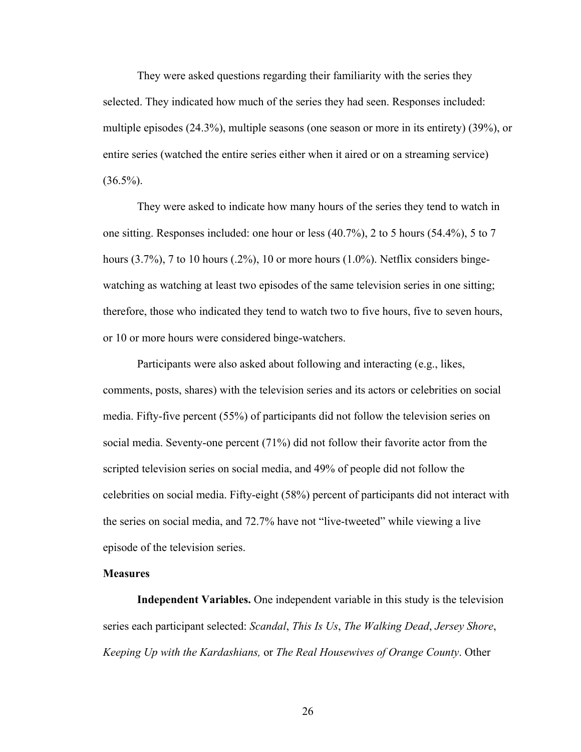They were asked questions regarding their familiarity with the series they selected. They indicated how much of the series they had seen. Responses included: multiple episodes (24.3%), multiple seasons (one season or more in its entirety) (39%), or entire series (watched the entire series either when it aired or on a streaming service) (36.5%).

They were asked to indicate how many hours of the series they tend to watch in one sitting. Responses included: one hour or less (40.7%), 2 to 5 hours (54.4%), 5 to 7 hours (3.7%), 7 to 10 hours (.2%), 10 or more hours (1.0%). Netflix considers binge-watching as watching at least two episodes of the same television series in one sitting; therefore, those who indicated they tend to watch two to five hours, five to seven hours, or 10 or more hours were considered binge-watchers.

Participants were also asked about following and interacting (e.g., likes, comments, posts, shares) with the television series and its actors or celebrities on social media. Fifty-five percent (55%) of participants did not follow the television series on social media. Seventy-one percent (71%) did not follow their favorite actor from the scripted television series on social media, and 49% of people did not follow the celebrities on social media. Fifty-eight (58%) percent of participants did not interact with the series on social media, and 72.7% have not "live-tweeted" while viewing a live episode of the television series.

### Measures

**Independent Variables.** One independent variable in this study is the television series each participant selected: *Scandal*, *This Is Us*, *The Walking Dead*, *Jersey Shore*, *Keeping Up with the Kardashians,* or *The Real Housewives of Orange County*. Other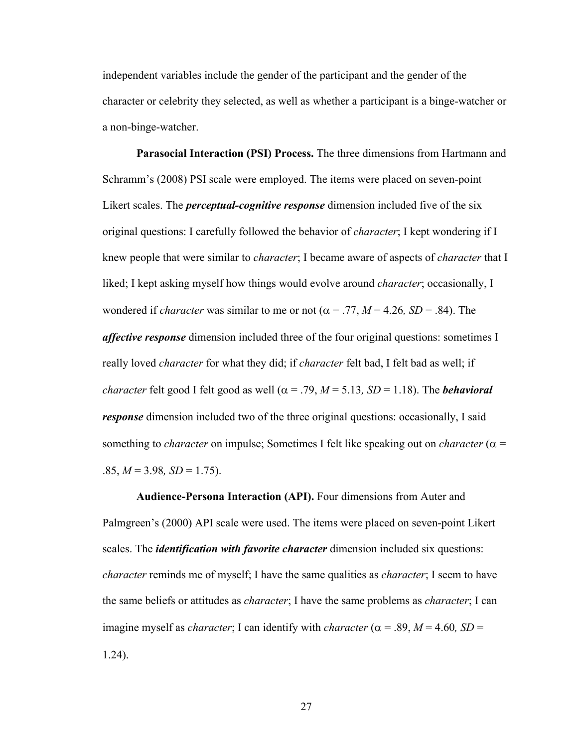independent variables include the gender of the participant and the gender of the character or celebrity they selected, as well as whether a participant is a binge-watcher or a non-binge-watcher.

**Parasocial Interaction (PSI) Process.** The three dimensions from Hartmann and Schramm's (2008) PSI scale were employed. The items were placed on seven-point Likert scales. The ***perceptual-cognitive response*** dimension included five of the six original questions: I carefully followed the behavior of *character*; I kept wondering if I knew people that were similar to *character*; I became aware of aspects of *character* that I liked; I kept asking myself how things would evolve around *character*; occasionally, I wondered if *character* was similar to me or not ($\alpha$ = .77, *M* = 4.26*, SD* = .84). The ***affective response*** dimension included three of the four original questions: sometimes I really loved *character* for what they did; if *character* felt bad, I felt bad as well; if *character* felt good I felt good as well ($\alpha$ = .79, *M* = 5.13*, SD* = 1.18). The ***behavioral response*** dimension included two of the three original questions: occasionally, I said something to *character* on impulse; Sometimes I felt like speaking out on *character* ($\alpha$ = .85, *M* = 3.98*, SD* = 1.75).

**Audience-Persona Interaction (API).** Four dimensions from Auter and Palmgreen's (2000) API scale were used. The items were placed on seven-point Likert scales. The ***identification with favorite character*** dimension included six questions: *character* reminds me of myself; I have the same qualities as *character*; I seem to have the same beliefs or attitudes as *character*; I have the same problems as *character*; I can imagine myself as *character*; I can identify with *character* ($\alpha$ = .89, *M* = 4.60*, SD* = 1.24).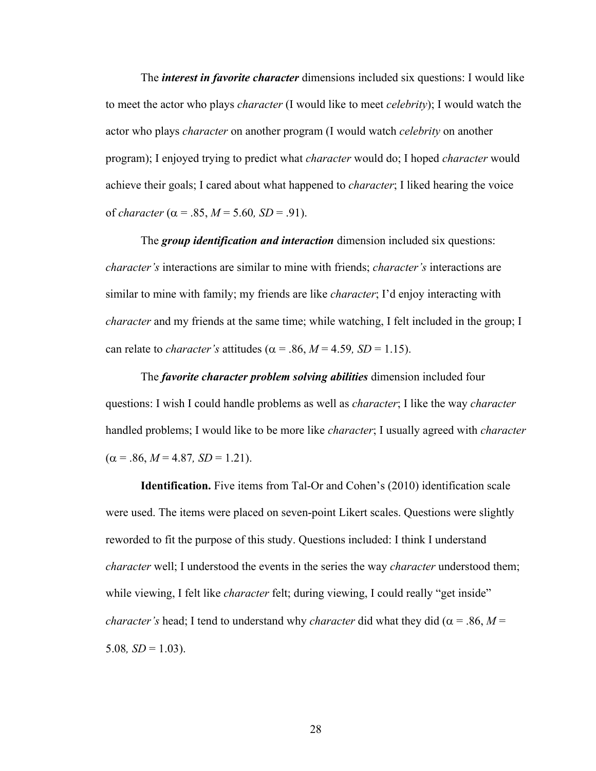The ***interest in favorite character*** dimensions included six questions: I would like to meet the actor who plays *character* (I would like to meet *celebrity*); I would watch the actor who plays *character* on another program (I would watch *celebrity* on another program); I enjoyed trying to predict what *character* would do; I hoped *character* would achieve their goals; I cared about what happened to *character*; I liked hearing the voice of *character* ($\alpha$ = .85, $M$ = 5.60, $SD$ = .91).

The ***group identification and interaction*** dimension included six questions: *character's* interactions are similar to mine with friends; *character's* interactions are similar to mine with family; my friends are like *character*; I'd enjoy interacting with *character* and my friends at the same time; while watching, I felt included in the group; I can relate to *character's* attitudes ($\alpha$ = .86, $M$ = 4.59, $SD$ = 1.15).

The ***favorite character problem solving abilities*** dimension included four questions: I wish I could handle problems as well as *character*; I like the way *character* handled problems; I would like to be more like *character*; I usually agreed with *character* ($\alpha$ = .86, $M$ = 4.87, $SD$ = 1.21).

**Identification.** Five items from Tal-Or and Cohen's (2010) identification scale were used. The items were placed on seven-point Likert scales. Questions were slightly reworded to fit the purpose of this study. Questions included: I think I understand *character* well; I understood the events in the series the way *character* understood them; while viewing, I felt like *character* felt; during viewing, I could really "get inside" *character's* head; I tend to understand why *character* did what they did ($\alpha$ = .86, $M$ = 5.08, $SD$ = 1.03).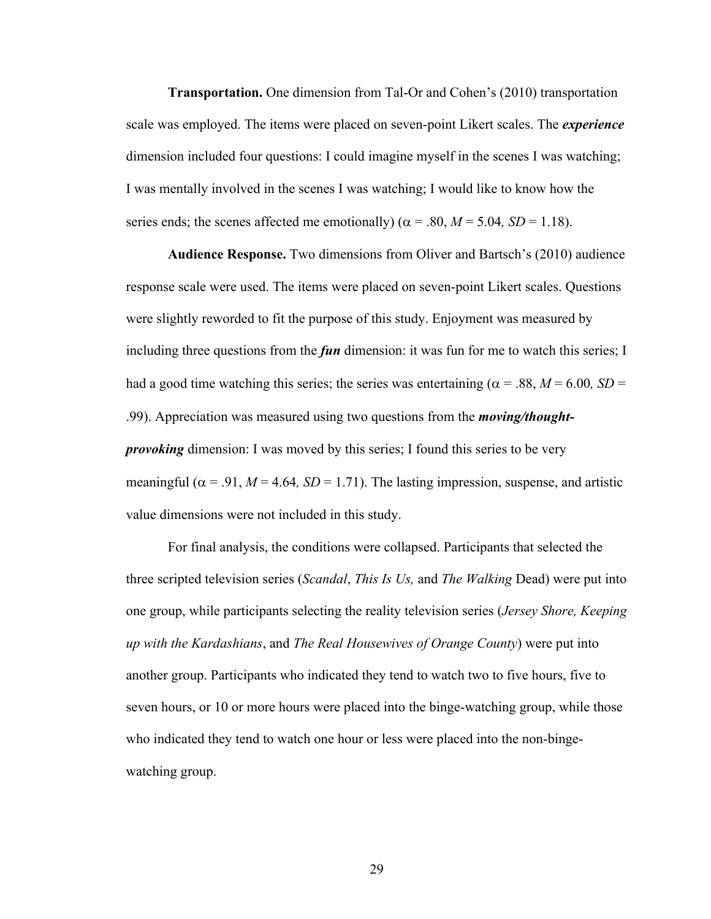**Transportation.** One dimension from Tal-Or and Cohen's (2010) transportation scale was employed. The items were placed on seven-point Likert scales. The ***experience*** dimension included four questions: I could imagine myself in the scenes I was watching; I was mentally involved in the scenes I was watching; I would like to know how the series ends; the scenes affected me emotionally) ($\alpha$ = .80, $M$ = 5.04, $SD$ = 1.18).

**Audience Response.** Two dimensions from Oliver and Bartsch's (2010) audience response scale were used. The items were placed on seven-point Likert scales. Questions were slightly reworded to fit the purpose of this study. Enjoyment was measured by including three questions from the ***fun*** dimension: it was fun for me to watch this series; I had a good time watching this series; the series was entertaining ($\alpha$ = .88, $M$ = 6.00, $SD$ = .99). Appreciation was measured using two questions from the ***moving/thought-provoking*** dimension: I was moved by this series; I found this series to be very meaningful ($\alpha$ = .91, $M$ = 4.64, $SD$ = 1.71). The lasting impression, suspense, and artistic value dimensions were not included in this study.

For final analysis, the conditions were collapsed. Participants that selected the three scripted television series (*Scandal*, *This Is Us,* and *The Walking* Dead) were put into one group, while participants selecting the reality television series (*Jersey Shore, Keeping up with the Kardashians*, and *The Real Housewives of Orange County*) were put into another group. Participants who indicated they tend to watch two to five hours, five to seven hours, or 10 or more hours were placed into the binge-watching group, while those who indicated they tend to watch one hour or less were placed into the non-binge-watching group.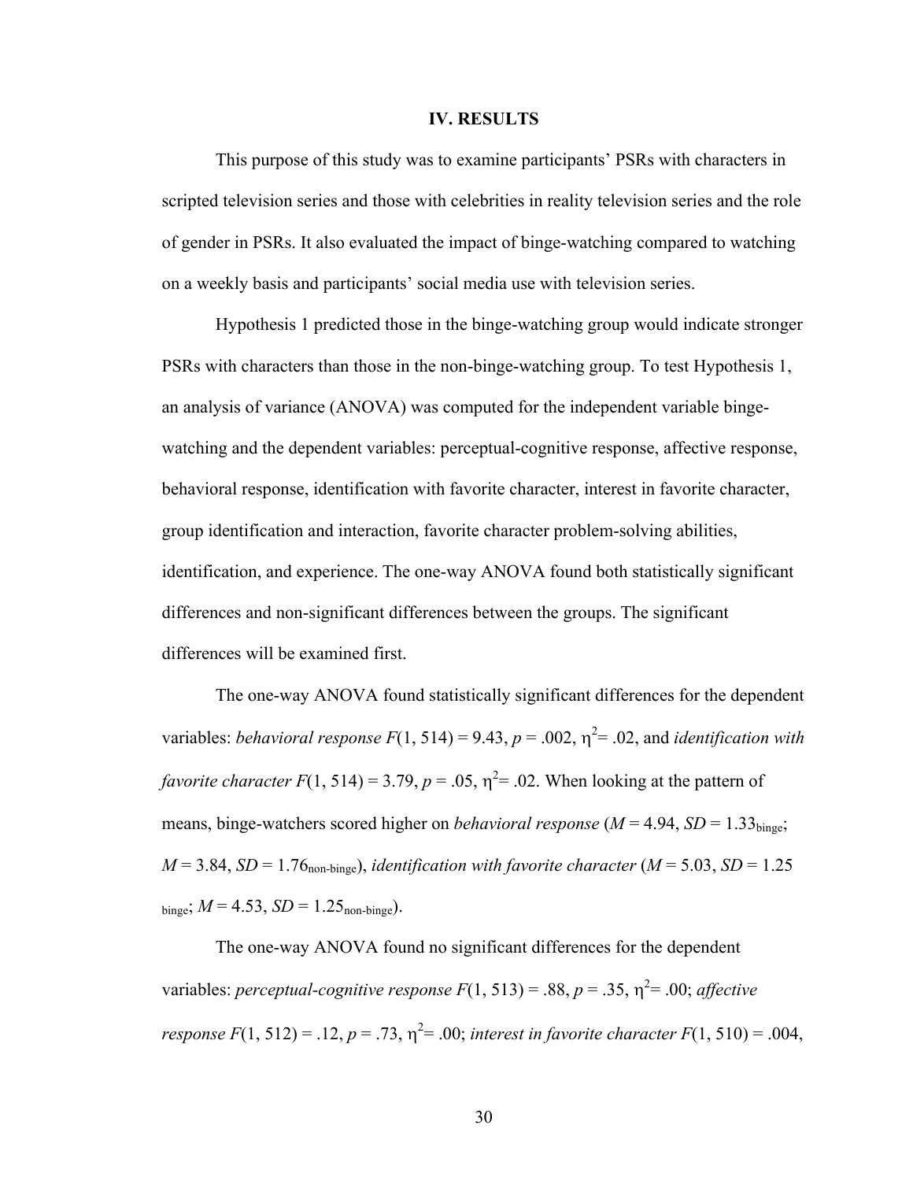# IV. RESULTS

This purpose of this study was to examine participants' PSRs with characters in scripted television series and those with celebrities in reality television series and the role of gender in PSRs. It also evaluated the impact of binge-watching compared to watching on a weekly basis and participants' social media use with television series.

Hypothesis 1 predicted those in the binge-watching group would indicate stronger PSRs with characters than those in the non-binge-watching group. To test Hypothesis 1, an analysis of variance (ANOVA) was computed for the independent variable binge-watching and the dependent variables: perceptual-cognitive response, affective response, behavioral response, identification with favorite character, interest in favorite character, group identification and interaction, favorite character problem-solving abilities, identification, and experience. The one-way ANOVA found both statistically significant differences and non-significant differences between the groups. The significant differences will be examined first.

The one-way ANOVA found statistically significant differences for the dependent variables: *behavioral response* $F(1, 514) = 9.43$, $p = .002$, $\eta^2 = .02$, and *identification with favorite character* $F(1, 514) = 3.79$, $p = .05$, $\eta^2 = .02$. When looking at the pattern of means, binge-watchers scored higher on *behavioral response* ($M = 4.94$, $SD = 1.33_{\text{binge}}$; $M = 3.84$, $SD = 1.76_{\text{non-binge}}$), *identification with favorite character* ($M = 5.03$, $SD = 1.25_{\text{binge}}$; $M = 4.53$, $SD = 1.25_{\text{non-binge}}$).

The one-way ANOVA found no significant differences for the dependent variables: *perceptual-cognitive response* $F(1, 513) = .88$, $p = .35$, $\eta^2 = .00$; *affective response* $F(1, 512) = .12$, $p = .73$, $\eta^2 = .00$; *interest in favorite character* $F(1, 510) = .004$,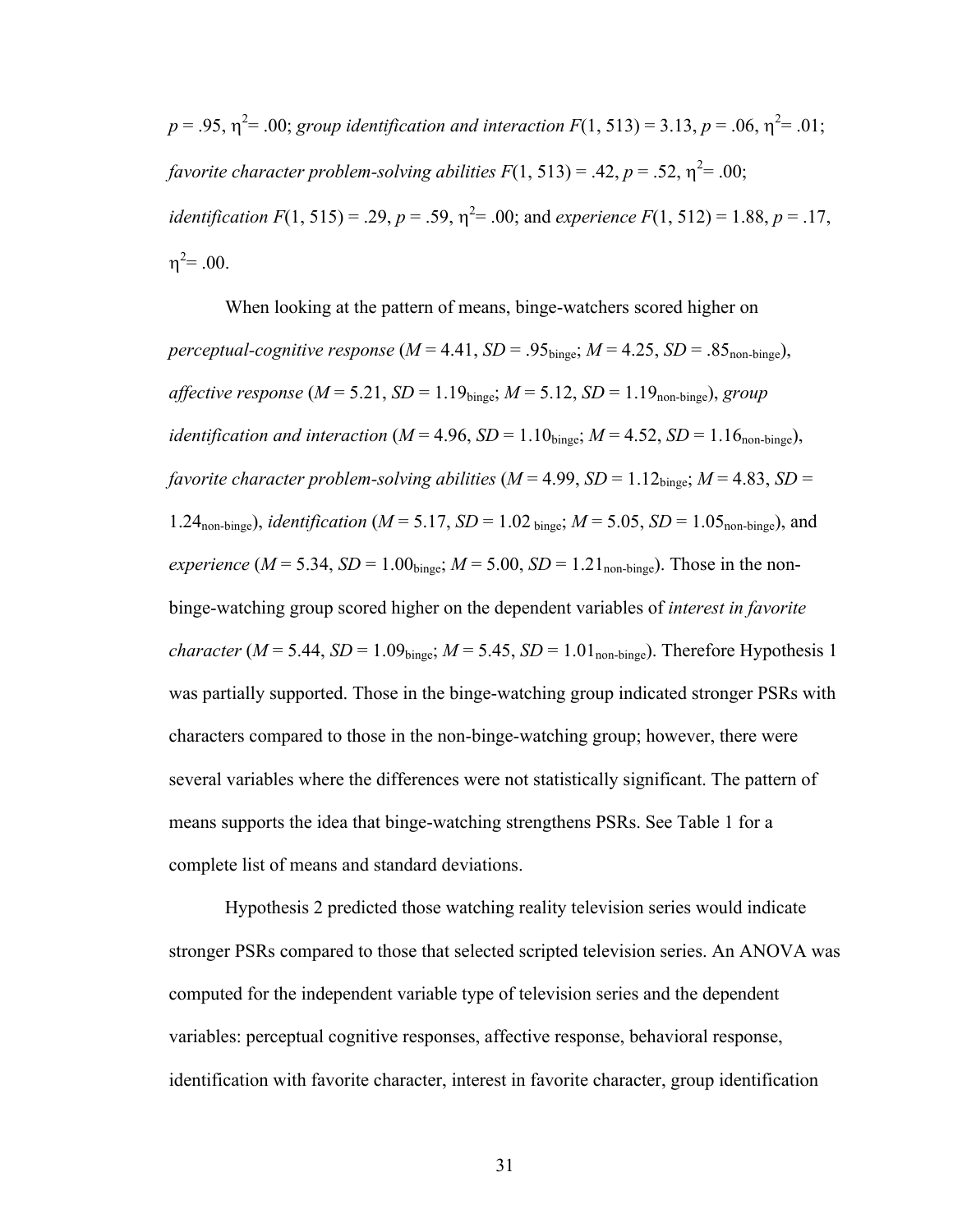$p = .95$, $\eta^2 = .00$; *group identification and interaction* $F(1, 513) = 3.13$, $p = .06$, $\eta^2 = .01$; *favorite character problem-solving abilities* $F(1, 513) = .42$, $p = .52$, $\eta^2 = .00$; *identification* $F(1, 515) = .29$, $p = .59$, $\eta^2 = .00$; and *experience* $F(1, 512) = 1.88$, $p = .17$, $\eta^2 = .00$.

When looking at the pattern of means, binge-watchers scored higher on *perceptual-cognitive response* ($M = 4.41$, $SD = .95_{\text{binge}}$; $M = 4.25$, $SD = .85_{\text{non-binge}}$), *affective response* ($M = 5.21$, $SD = 1.19_{\text{binge}}$; $M = 5.12$, $SD = 1.19_{\text{non-binge}}$), *group identification and interaction* ($M = 4.96$, $SD = 1.10_{\text{binge}}$; $M = 4.52$, $SD = 1.16_{\text{non-binge}}$), *favorite character problem-solving abilities* ($M = 4.99$, $SD = 1.12_{\text{binge}}$; $M = 4.83$, $SD = 1.24_{\text{non-binge}}$), *identification* ($M = 5.17$, $SD = 1.02_{\text{binge}}$; $M = 5.05$, $SD = 1.05_{\text{non-binge}}$), and *experience* ($M = 5.34$, $SD = 1.00_{\text{binge}}$; $M = 5.00$, $SD = 1.21_{\text{non-binge}}$). Those in the non-binge-watching group scored higher on the dependent variables of *interest in favorite character* ($M = 5.44$, $SD = 1.09_{\text{binge}}$; $M = 5.45$, $SD = 1.01_{\text{non-binge}}$). Therefore Hypothesis 1 was partially supported. Those in the binge-watching group indicated stronger PSRs with characters compared to those in the non-binge-watching group; however, there were several variables where the differences were not statistically significant. The pattern of means supports the idea that binge-watching strengthens PSRs. See Table 1 for a complete list of means and standard deviations.

Hypothesis 2 predicted those watching reality television series would indicate stronger PSRs compared to those that selected scripted television series. An ANOVA was computed for the independent variable type of television series and the dependent variables: perceptual cognitive responses, affective response, behavioral response, identification with favorite character, interest in favorite character, group identification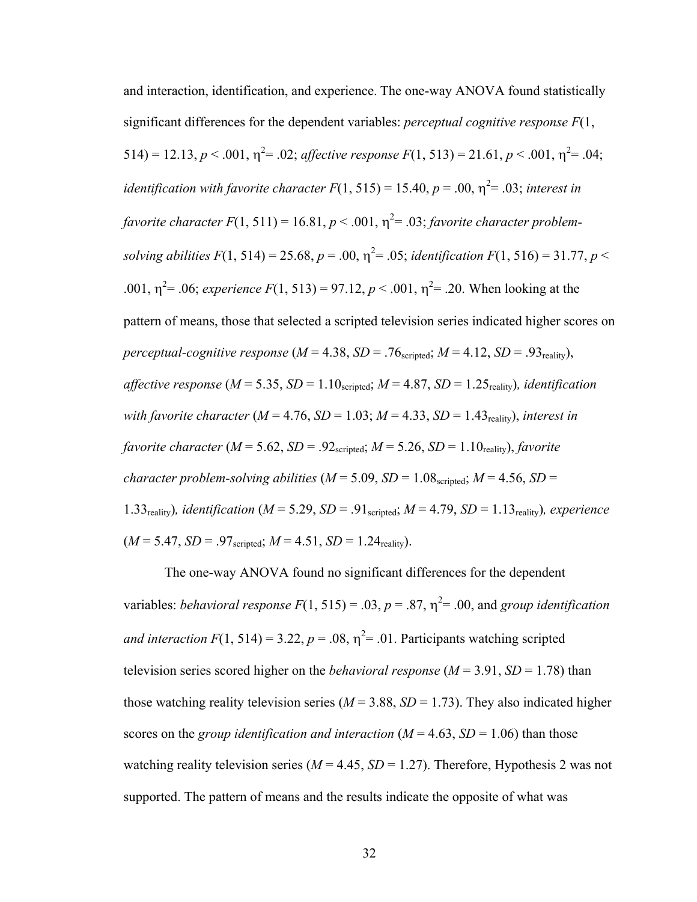and interaction, identification, and experience. The one-way ANOVA found statistically significant differences for the dependent variables: *perceptual cognitive response* $F(1, 514) = 12.13$, $p < .001$, $\eta^2 = .02$; *affective response* $F(1, 513) = 21.61$, $p < .001$, $\eta^2 = .04$; *identification with favorite character* $F(1, 515) = 15.40$, $p = .00$, $\eta^2 = .03$; *interest in favorite character* $F(1, 511) = 16.81$, $p < .001$, $\eta^2 = .03$; *favorite character problem-solving abilities* $F(1, 514) = 25.68$, $p = .00$, $\eta^2 = .05$; *identification* $F(1, 516) = 31.77$, $p < .001$, $\eta^2 = .06$; *experience* $F(1, 513) = 97.12$, $p < .001$, $\eta^2 = .20$. When looking at the pattern of means, those that selected a scripted television series indicated higher scores on *perceptual-cognitive response* ($M = 4.38$, $SD = .76_{\text{scripted}}$; $M = 4.12$, $SD = .93_{\text{reality}}$), *affective response* ($M = 5.35$, $SD = 1.10_{\text{scripted}}$; $M = 4.87$, $SD = 1.25_{\text{reality}}$)*, identification with favorite character* ($M = 4.76$, $SD = 1.03$; $M = 4.33$, $SD = 1.43_{\text{reality}}$), *interest in favorite character* ($M = 5.62$, $SD = .92_{\text{scripted}}$; $M = 5.26$, $SD = 1.10_{\text{reality}}$), *favorite character problem-solving abilities* ($M = 5.09$, $SD = 1.08_{\text{scripted}}$; $M = 4.56$, $SD = 1.33_{\text{reality}}$)*, identification* ($M = 5.29$, $SD = .91_{\text{scripted}}$; $M = 4.79$, $SD = 1.13_{\text{reality}}$)*, experience* ($M = 5.47$, $SD = .97_{\text{scripted}}$; $M = 4.51$, $SD = 1.24_{\text{reality}}$).

The one-way ANOVA found no significant differences for the dependent variables: *behavioral response* $F(1, 515) = .03$, $p = .87$, $\eta^2 = .00$, and *group identification and interaction* $F(1, 514) = 3.22$, $p = .08$, $\eta^2 = .01$. Participants watching scripted television series scored higher on the *behavioral response* ($M = 3.91$, $SD = 1.78$) than those watching reality television series ($M = 3.88$, $SD = 1.73$). They also indicated higher scores on the *group identification and interaction* ($M = 4.63$, $SD = 1.06$) than those watching reality television series ($M = 4.45$, $SD = 1.27$). Therefore, Hypothesis 2 was not supported. The pattern of means and the results indicate the opposite of what was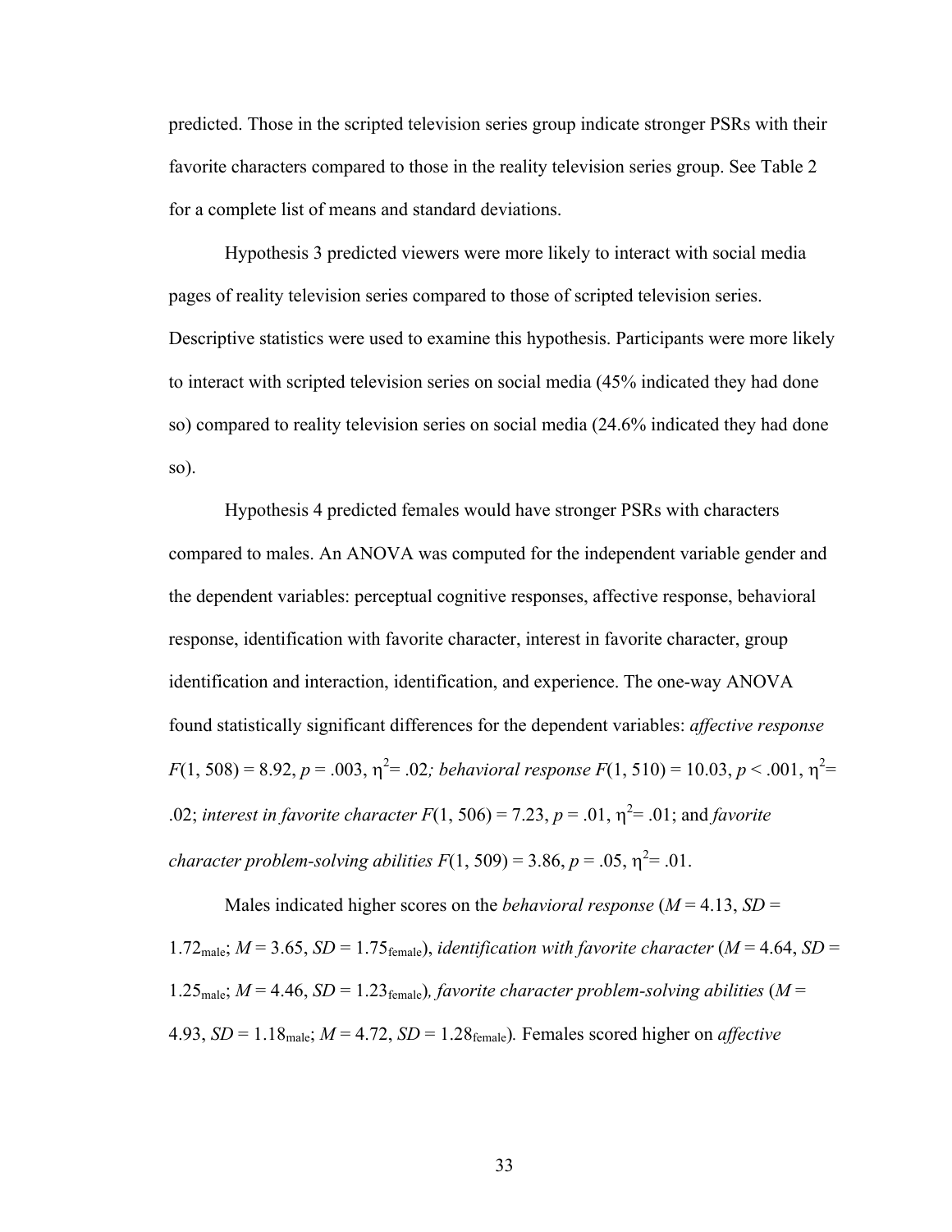predicted. Those in the scripted television series group indicate stronger PSRs with their favorite characters compared to those in the reality television series group. See Table 2 for a complete list of means and standard deviations.

Hypothesis 3 predicted viewers were more likely to interact with social media pages of reality television series compared to those of scripted television series. Descriptive statistics were used to examine this hypothesis. Participants were more likely to interact with scripted television series on social media (45% indicated they had done so) compared to reality television series on social media (24.6% indicated they had done so).

Hypothesis 4 predicted females would have stronger PSRs with characters compared to males. An ANOVA was computed for the independent variable gender and the dependent variables: perceptual cognitive responses, affective response, behavioral response, identification with favorite character, interest in favorite character, group identification and interaction, identification, and experience. The one-way ANOVA found statistically significant differences for the dependent variables: *affective response* $F(1, 508) = 8.92$, $p = .003$, $\eta^2 = .02$*; behavioral response* $F(1, 510) = 10.03$, $p < .001$, $\eta^2 = .02$; *interest in favorite character* $F(1, 506) = 7.23$, $p = .01$, $\eta^2 = .01$; and *favorite character problem-solving abilities* $F(1, 509) = 3.86$, $p = .05$, $\eta^2 = .01$.

Males indicated higher scores on the *behavioral response* ($M = 4.13$, $SD = 1.72_{male}$; $M = 3.65$, $SD = 1.75_{female}$), *identification with favorite character* ($M = 4.64$, $SD = 1.25_{male}$; $M = 4.46$, $SD = 1.23_{female}$)*, favorite character problem-solving abilities* ($M = 4.93$, $SD = 1.18_{male}$; $M = 4.72$, $SD = 1.28_{female}$)*.* Females scored higher on *affective*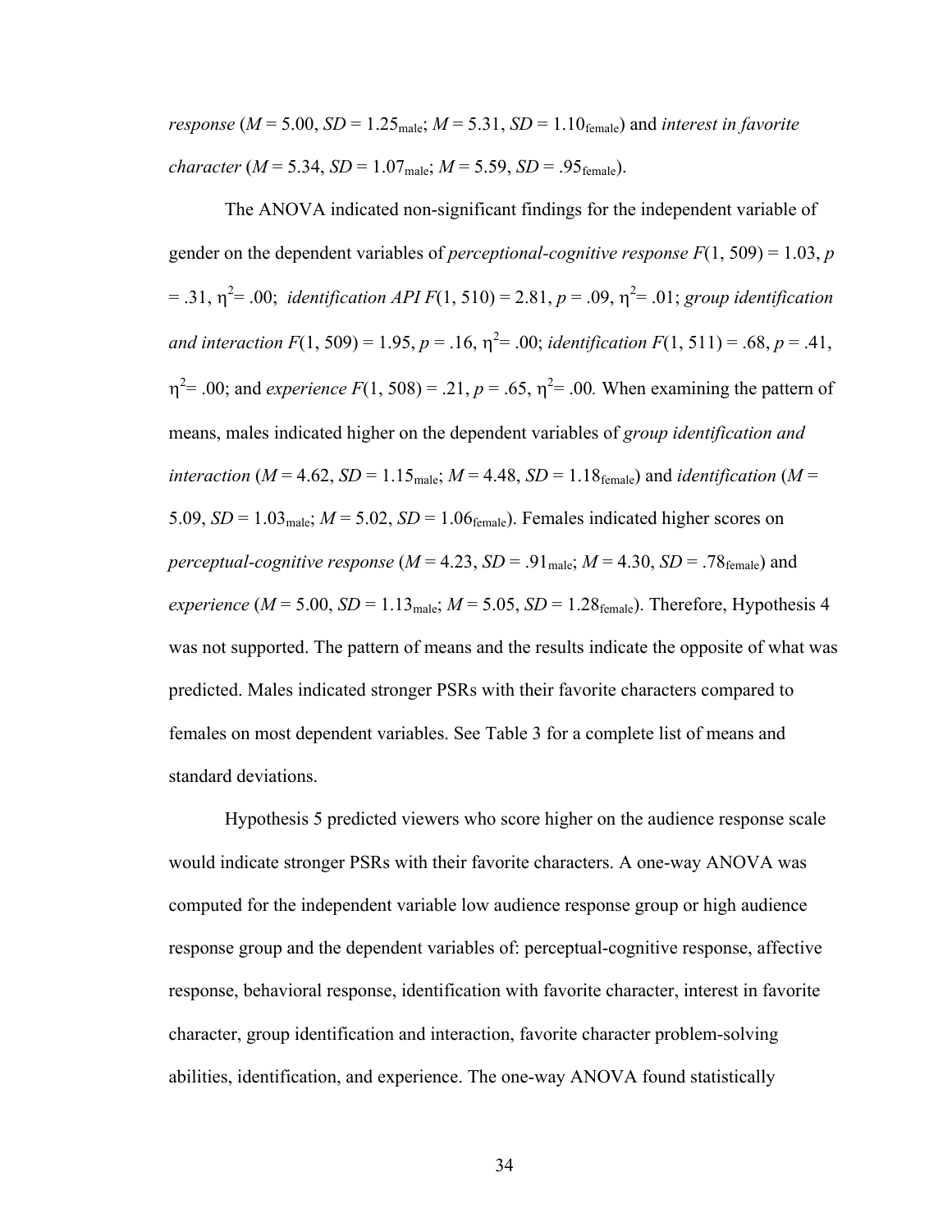*response* ($M$ = 5.00, $SD$ = $1.25_{male}$; $M$ = 5.31, $SD$ = $1.10_{female}$) and *interest in favorite character* ($M$ = 5.34, $SD$ = $1.07_{male}$; $M$ = 5.59, $SD$ = $.95_{female}$).

The ANOVA indicated non-significant findings for the independent variable of gender on the dependent variables of *perceptional-cognitive response* $F(1, 509) = 1.03$, $p = .31$, $\eta^2 = .00$; *identification API* $F(1, 510) = 2.81$, $p = .09$, $\eta^2 = .01$; *group identification and interaction* $F(1, 509) = 1.95$, $p = .16$, $\eta^2 = .00$; *identification* $F(1, 511) = .68$, $p = .41$, $\eta^2 = .00$; and *experience* $F(1, 508) = .21$, $p = .65$, $\eta^2 = .00$. When examining the pattern of means, males indicated higher on the dependent variables of *group identification and interaction* ($M$ = 4.62, $SD$ = $1.15_{male}$; $M$ = 4.48, $SD$ = $1.18_{female}$) and *identification* ($M$ = 5.09, $SD$ = $1.03_{male}$; $M$ = 5.02, $SD$ = $1.06_{female}$). Females indicated higher scores on *perceptual-cognitive response* ($M$ = 4.23, $SD$ = $.91_{male}$; $M$ = 4.30, $SD$ = $.78_{female}$) and *experience* ($M$ = 5.00, $SD$ = $1.13_{male}$; $M$ = 5.05, $SD$ = $1.28_{female}$). Therefore, Hypothesis 4 was not supported. The pattern of means and the results indicate the opposite of what was predicted. Males indicated stronger PSRs with their favorite characters compared to females on most dependent variables. See Table 3 for a complete list of means and standard deviations.

Hypothesis 5 predicted viewers who score higher on the audience response scale would indicate stronger PSRs with their favorite characters. A one-way ANOVA was computed for the independent variable low audience response group or high audience response group and the dependent variables of: perceptual-cognitive response, affective response, behavioral response, identification with favorite character, interest in favorite character, group identification and interaction, favorite character problem-solving abilities, identification, and experience. The one-way ANOVA found statistically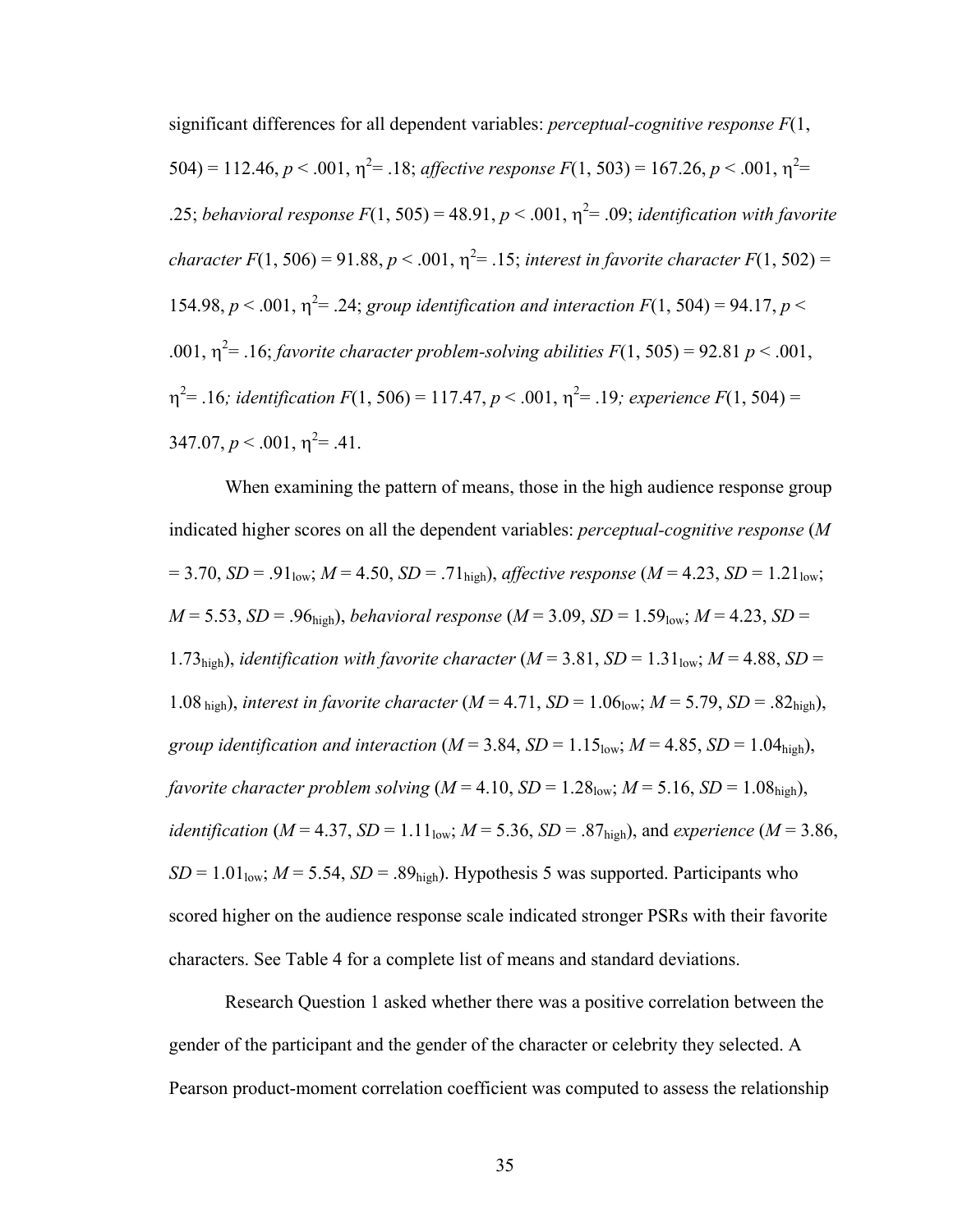significant differences for all dependent variables: *perceptual-cognitive response* $F(1, 504) = 112.46$, $p < .001$, $\eta^2 = .18$; *affective response* $F(1, 503) = 167.26$, $p < .001$, $\eta^2 = .25$; *behavioral response* $F(1, 505) = 48.91$, $p < .001$, $\eta^2 = .09$; *identification with favorite character* $F(1, 506) = 91.88$, $p < .001$, $\eta^2 = .15$; *interest in favorite character* $F(1, 502) = 154.98$, $p < .001$, $\eta^2 = .24$; *group identification and interaction* $F(1, 504) = 94.17$, $p < .001$, $\eta^2 = .16$; *favorite character problem-solving abilities* $F(1, 505) = 92.81$ $p < .001$, $\eta^2 = .16$*; identification* $F(1, 506) = 117.47$, $p < .001$, $\eta^2 = .19$*; experience* $F(1, 504) = 347.07$, $p < .001$, $\eta^2 = .41$.

When examining the pattern of means, those in the high audience response group indicated higher scores on all the dependent variables: *perceptual-cognitive response* ($M = 3.70$, $SD = .91_{low}$; $M = 4.50$, $SD = .71_{high}$), *affective response* ($M = 4.23$, $SD = 1.21_{low}$; $M = 5.53$, $SD = .96_{high}$), *behavioral response* ($M = 3.09$, $SD = 1.59_{low}$; $M = 4.23$, $SD = 1.73_{high}$), *identification with favorite character* ($M = 3.81$, $SD = 1.31_{low}$; $M = 4.88$, $SD = 1.08_{high}$), *interest in favorite character* ($M = 4.71$, $SD = 1.06_{low}$; $M = 5.79$, $SD = .82_{high}$), *group identification and interaction* ($M = 3.84$, $SD = 1.15_{low}$; $M = 4.85$, $SD = 1.04_{high}$), *favorite character problem solving* ($M = 4.10$, $SD = 1.28_{low}$; $M = 5.16$, $SD = 1.08_{high}$), *identification* ($M = 4.37$, $SD = 1.11_{low}$; $M = 5.36$, $SD = .87_{high}$), and *experience* ($M = 3.86$, $SD = 1.01_{low}$; $M = 5.54$, $SD = .89_{high}$). Hypothesis 5 was supported. Participants who scored higher on the audience response scale indicated stronger PSRs with their favorite characters. See Table 4 for a complete list of means and standard deviations.

Research Question 1 asked whether there was a positive correlation between the gender of the participant and the gender of the character or celebrity they selected. A Pearson product-moment correlation coefficient was computed to assess the relationship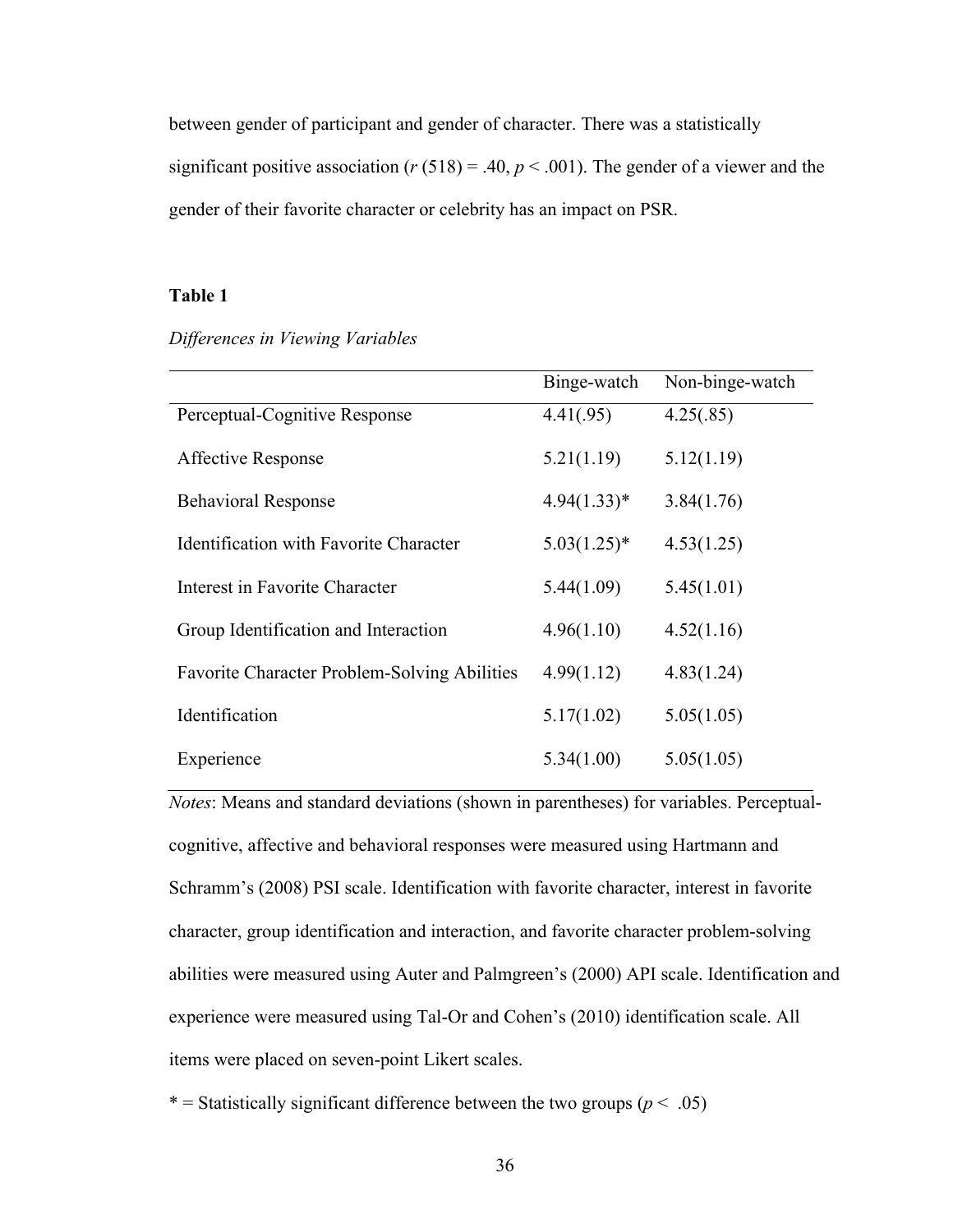between gender of participant and gender of character. There was a statistically significant positive association ($r$ (518) = .40, $p < .001$). The gender of a viewer and the gender of their favorite character or celebrity has an impact on PSR.

**Table 1**

*Differences in Viewing Variables*

| | Binge-watch | Non-binge-watch |
|---|---|---|
| Perceptual-Cognitive Response | 4.41(.95) | 4.25(.85) |
| Affective Response | 5.21(1.19) | 5.12(1.19) |
| Behavioral Response | 4.94(1.33)* | 3.84(1.76) |
| Identification with Favorite Character | 5.03(1.25)* | 4.53(1.25) |
| Interest in Favorite Character | 5.44(1.09) | 5.45(1.01) |
| Group Identification and Interaction | 4.96(1.10) | 4.52(1.16) |
| Favorite Character Problem-Solving Abilities | 4.99(1.12) | 4.83(1.24) |
| Identification | 5.17(1.02) | 5.05(1.05) |
| Experience | 5.34(1.00) | 5.05(1.05) |

*Notes*: Means and standard deviations (shown in parentheses) for variables. Perceptual-cognitive, affective and behavioral responses were measured using Hartmann and Schramm's (2008) PSI scale. Identification with favorite character, interest in favorite character, group identification and interaction, and favorite character problem-solving abilities were measured using Auter and Palmgreen's (2000) API scale. Identification and experience were measured using Tal-Or and Cohen's (2010) identification scale. All items were placed on seven-point Likert scales.

* = Statistically significant difference between the two groups ($p < .05$)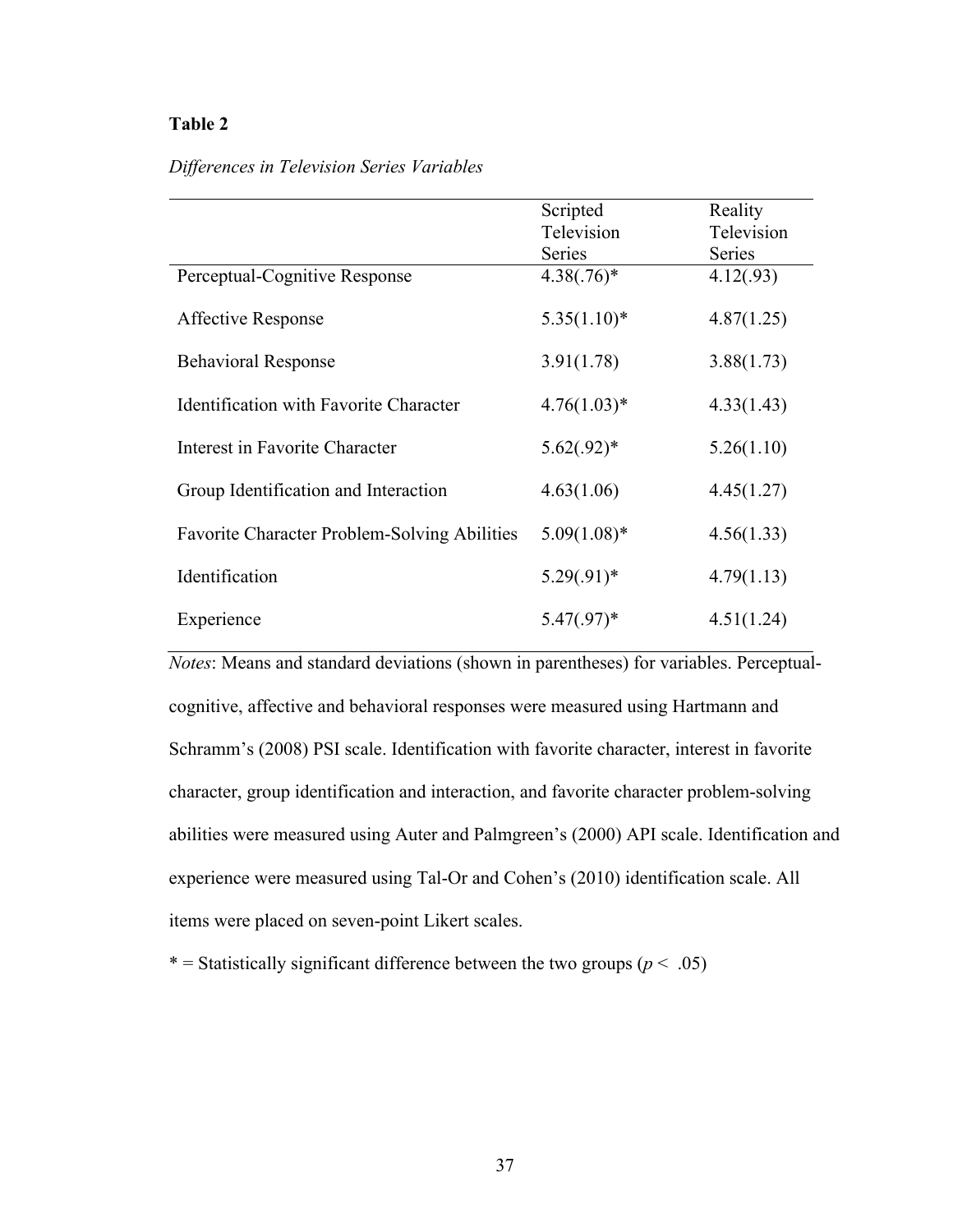**Table 2**

*Differences in Television Series Variables*

| | Scripted Television Series | Reality Television Series |
|---|---|---|
| Perceptual-Cognitive Response | 4.38(.76)* | 4.12(.93) |
| Affective Response | 5.35(1.10)* | 4.87(1.25) |
| Behavioral Response | 3.91(1.78) | 3.88(1.73) |
| Identification with Favorite Character | 4.76(1.03)* | 4.33(1.43) |
| Interest in Favorite Character | 5.62(.92)* | 5.26(1.10) |
| Group Identification and Interaction | 4.63(1.06) | 4.45(1.27) |
| Favorite Character Problem-Solving Abilities | 5.09(1.08)* | 4.56(1.33) |
| Identification | 5.29(.91)* | 4.79(1.13) |
| Experience | 5.47(.97)* | 4.51(1.24) |

*Notes*: Means and standard deviations (shown in parentheses) for variables. Perceptual-cognitive, affective and behavioral responses were measured using Hartmann and Schramm's (2008) PSI scale. Identification with favorite character, interest in favorite character, group identification and interaction, and favorite character problem-solving abilities were measured using Auter and Palmgreen's (2000) API scale. Identification and experience were measured using Tal-Or and Cohen's (2010) identification scale. All items were placed on seven-point Likert scales.

* = Statistically significant difference between the two groups ($p < .05$)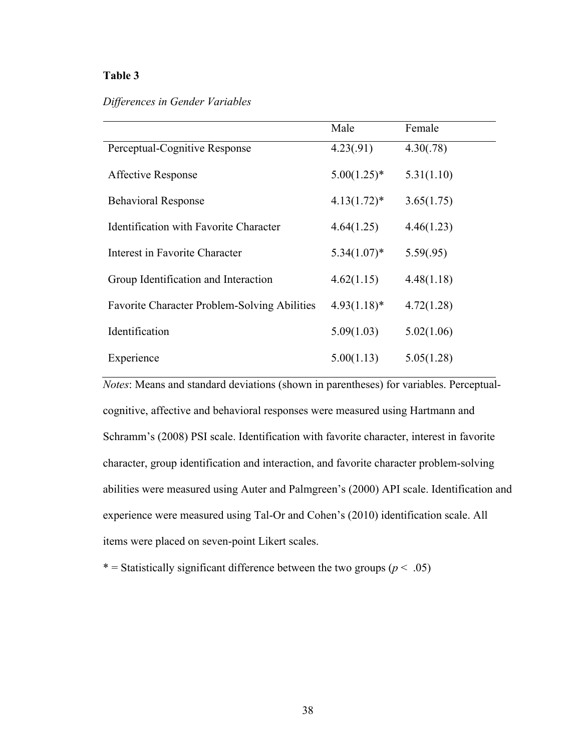**Table 3**

*Differences in Gender Variables*

| | Male | Female |
|---|---|---|
| Perceptual-Cognitive Response | 4.23(.91) | 4.30(.78) |
| Affective Response | 5.00(1.25)* | 5.31(1.10) |
| Behavioral Response | 4.13(1.72)* | 3.65(1.75) |
| Identification with Favorite Character | 4.64(1.25) | 4.46(1.23) |
| Interest in Favorite Character | 5.34(1.07)* | 5.59(.95) |
| Group Identification and Interaction | 4.62(1.15) | 4.48(1.18) |
| Favorite Character Problem-Solving Abilities | 4.93(1.18)* | 4.72(1.28) |
| Identification | 5.09(1.03) | 5.02(1.06) |
| Experience | 5.00(1.13) | 5.05(1.28) |

*Notes*: Means and standard deviations (shown in parentheses) for variables. Perceptual-cognitive, affective and behavioral responses were measured using Hartmann and Schramm's (2008) PSI scale. Identification with favorite character, interest in favorite character, group identification and interaction, and favorite character problem-solving abilities were measured using Auter and Palmgreen's (2000) API scale. Identification and experience were measured using Tal-Or and Cohen's (2010) identification scale. All items were placed on seven-point Likert scales.

* = Statistically significant difference between the two groups ($p < .05$)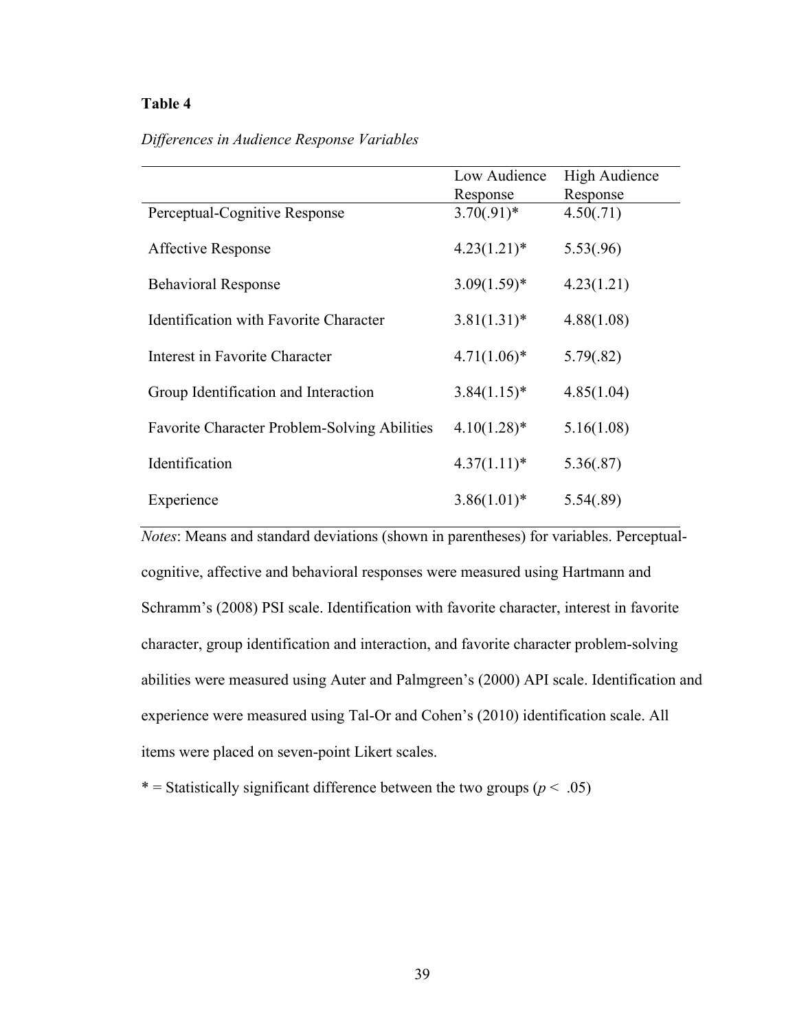**Table 4**

*Differences in Audience Response Variables*

| | Low Audience Response | High Audience Response |
|---|---|---|
| Perceptual-Cognitive Response | 3.70(.91)* | 4.50(.71) |
| Affective Response | 4.23(1.21)* | 5.53(.96) |
| Behavioral Response | 3.09(1.59)* | 4.23(1.21) |
| Identification with Favorite Character | 3.81(1.31)* | 4.88(1.08) |
| Interest in Favorite Character | 4.71(1.06)* | 5.79(.82) |
| Group Identification and Interaction | 3.84(1.15)* | 4.85(1.04) |
| Favorite Character Problem-Solving Abilities | 4.10(1.28)* | 5.16(1.08) |
| Identification | 4.37(1.11)* | 5.36(.87) |
| Experience | 3.86(1.01)* | 5.54(.89) |

*Notes*: Means and standard deviations (shown in parentheses) for variables. Perceptual-cognitive, affective and behavioral responses were measured using Hartmann and Schramm's (2008) PSI scale. Identification with favorite character, interest in favorite character, group identification and interaction, and favorite character problem-solving abilities were measured using Auter and Palmgreen's (2000) API scale. Identification and experience were measured using Tal-Or and Cohen's (2010) identification scale. All items were placed on seven-point Likert scales.

* = Statistically significant difference between the two groups ($p < .05$)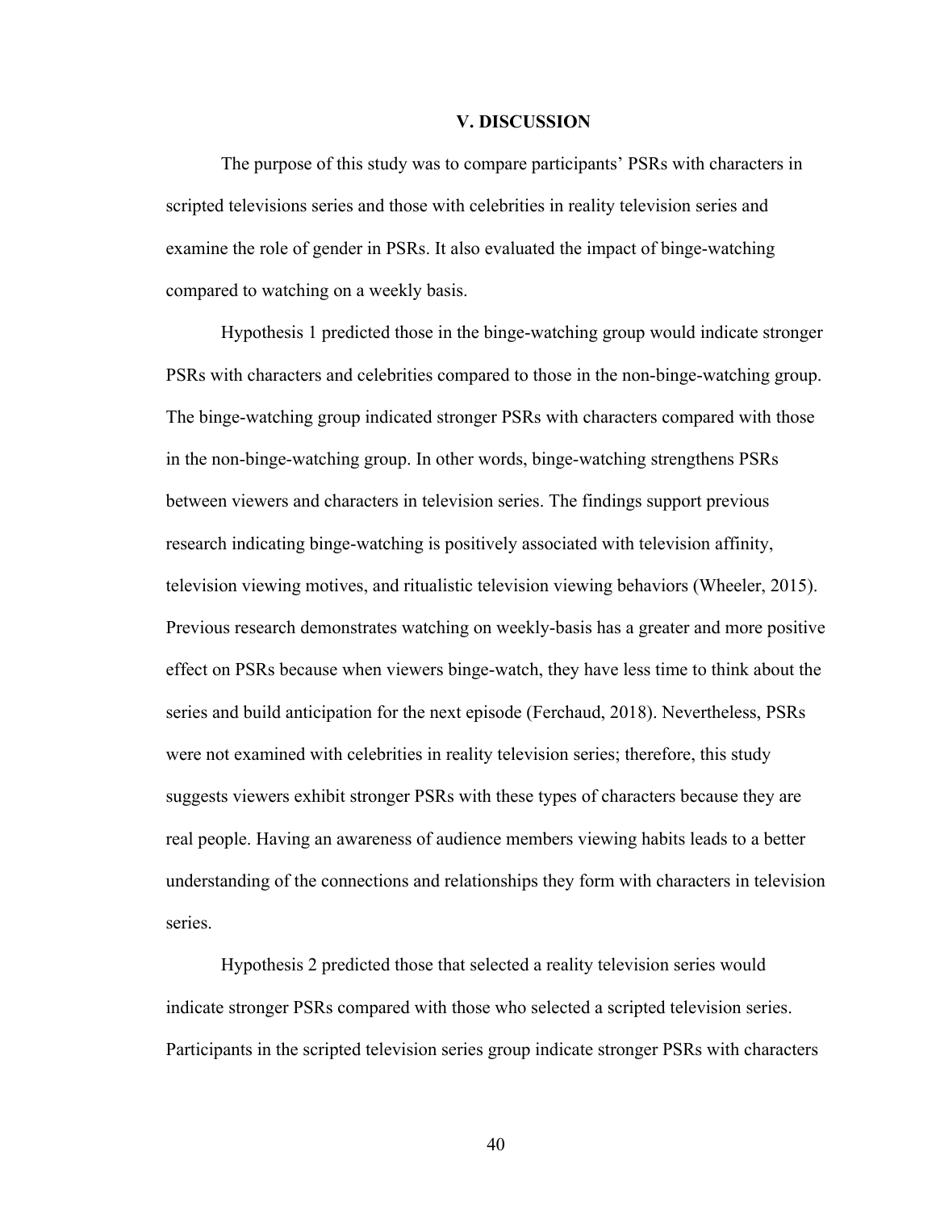## V. DISCUSSION

The purpose of this study was to compare participants' PSRs with characters in scripted televisions series and those with celebrities in reality television series and examine the role of gender in PSRs. It also evaluated the impact of binge-watching compared to watching on a weekly basis.

Hypothesis 1 predicted those in the binge-watching group would indicate stronger PSRs with characters and celebrities compared to those in the non-binge-watching group. The binge-watching group indicated stronger PSRs with characters compared with those in the non-binge-watching group. In other words, binge-watching strengthens PSRs between viewers and characters in television series. The findings support previous research indicating binge-watching is positively associated with television affinity, television viewing motives, and ritualistic television viewing behaviors (Wheeler, 2015). Previous research demonstrates watching on weekly-basis has a greater and more positive effect on PSRs because when viewers binge-watch, they have less time to think about the series and build anticipation for the next episode (Ferchaud, 2018). Nevertheless, PSRs were not examined with celebrities in reality television series; therefore, this study suggests viewers exhibit stronger PSRs with these types of characters because they are real people. Having an awareness of audience members viewing habits leads to a better understanding of the connections and relationships they form with characters in television series.

Hypothesis 2 predicted those that selected a reality television series would indicate stronger PSRs compared with those who selected a scripted television series. Participants in the scripted television series group indicate stronger PSRs with characters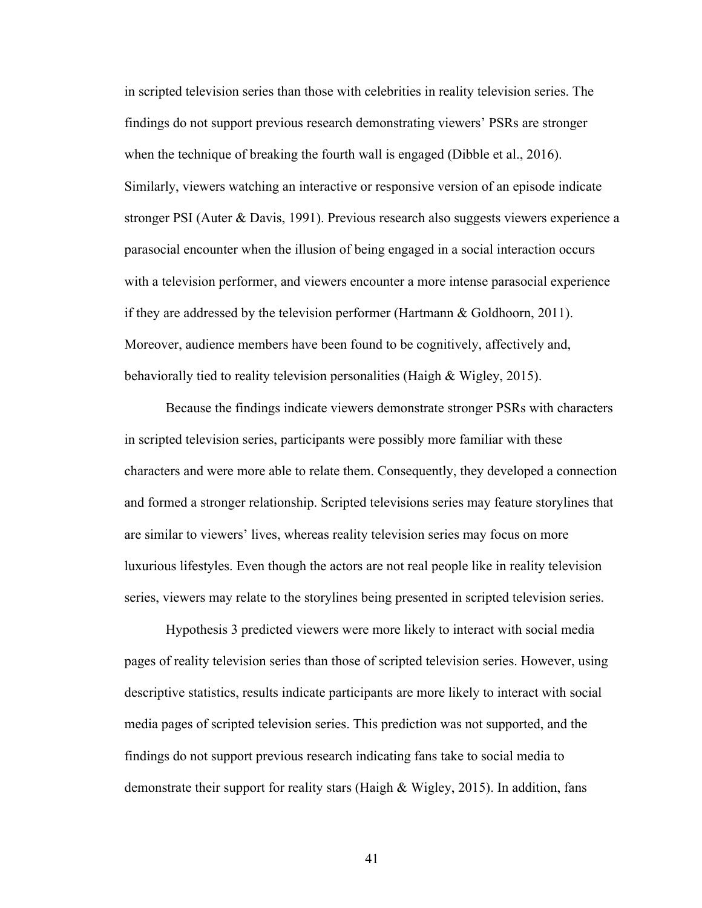in scripted television series than those with celebrities in reality television series. The findings do not support previous research demonstrating viewers' PSRs are stronger when the technique of breaking the fourth wall is engaged (Dibble et al., 2016). Similarly, viewers watching an interactive or responsive version of an episode indicate stronger PSI (Auter & Davis, 1991). Previous research also suggests viewers experience a parasocial encounter when the illusion of being engaged in a social interaction occurs with a television performer, and viewers encounter a more intense parasocial experience if they are addressed by the television performer (Hartmann & Goldhoorn, 2011). Moreover, audience members have been found to be cognitively, affectively and, behaviorally tied to reality television personalities (Haigh & Wigley, 2015).

Because the findings indicate viewers demonstrate stronger PSRs with characters in scripted television series, participants were possibly more familiar with these characters and were more able to relate them. Consequently, they developed a connection and formed a stronger relationship. Scripted televisions series may feature storylines that are similar to viewers' lives, whereas reality television series may focus on more luxurious lifestyles. Even though the actors are not real people like in reality television series, viewers may relate to the storylines being presented in scripted television series.

Hypothesis 3 predicted viewers were more likely to interact with social media pages of reality television series than those of scripted television series. However, using descriptive statistics, results indicate participants are more likely to interact with social media pages of scripted television series. This prediction was not supported, and the findings do not support previous research indicating fans take to social media to demonstrate their support for reality stars (Haigh & Wigley, 2015). In addition, fans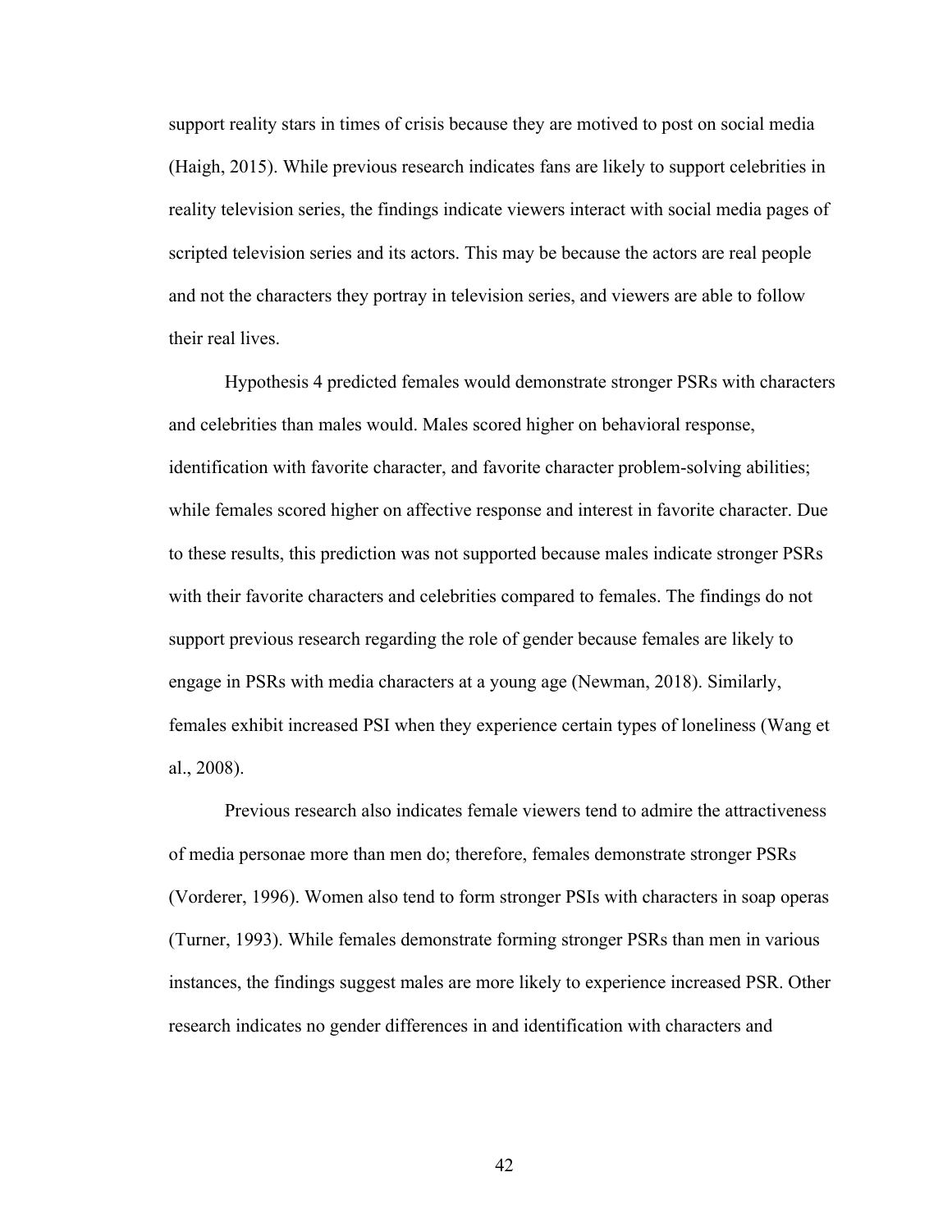support reality stars in times of crisis because they are motived to post on social media (Haigh, 2015). While previous research indicates fans are likely to support celebrities in reality television series, the findings indicate viewers interact with social media pages of scripted television series and its actors. This may be because the actors are real people and not the characters they portray in television series, and viewers are able to follow their real lives.

Hypothesis 4 predicted females would demonstrate stronger PSRs with characters and celebrities than males would. Males scored higher on behavioral response, identification with favorite character, and favorite character problem-solving abilities; while females scored higher on affective response and interest in favorite character. Due to these results, this prediction was not supported because males indicate stronger PSRs with their favorite characters and celebrities compared to females. The findings do not support previous research regarding the role of gender because females are likely to engage in PSRs with media characters at a young age (Newman, 2018). Similarly, females exhibit increased PSI when they experience certain types of loneliness (Wang et al., 2008).

Previous research also indicates female viewers tend to admire the attractiveness of media personae more than men do; therefore, females demonstrate stronger PSRs (Vorderer, 1996). Women also tend to form stronger PSIs with characters in soap operas (Turner, 1993). While females demonstrate forming stronger PSRs than men in various instances, the findings suggest males are more likely to experience increased PSR. Other research indicates no gender differences in and identification with characters and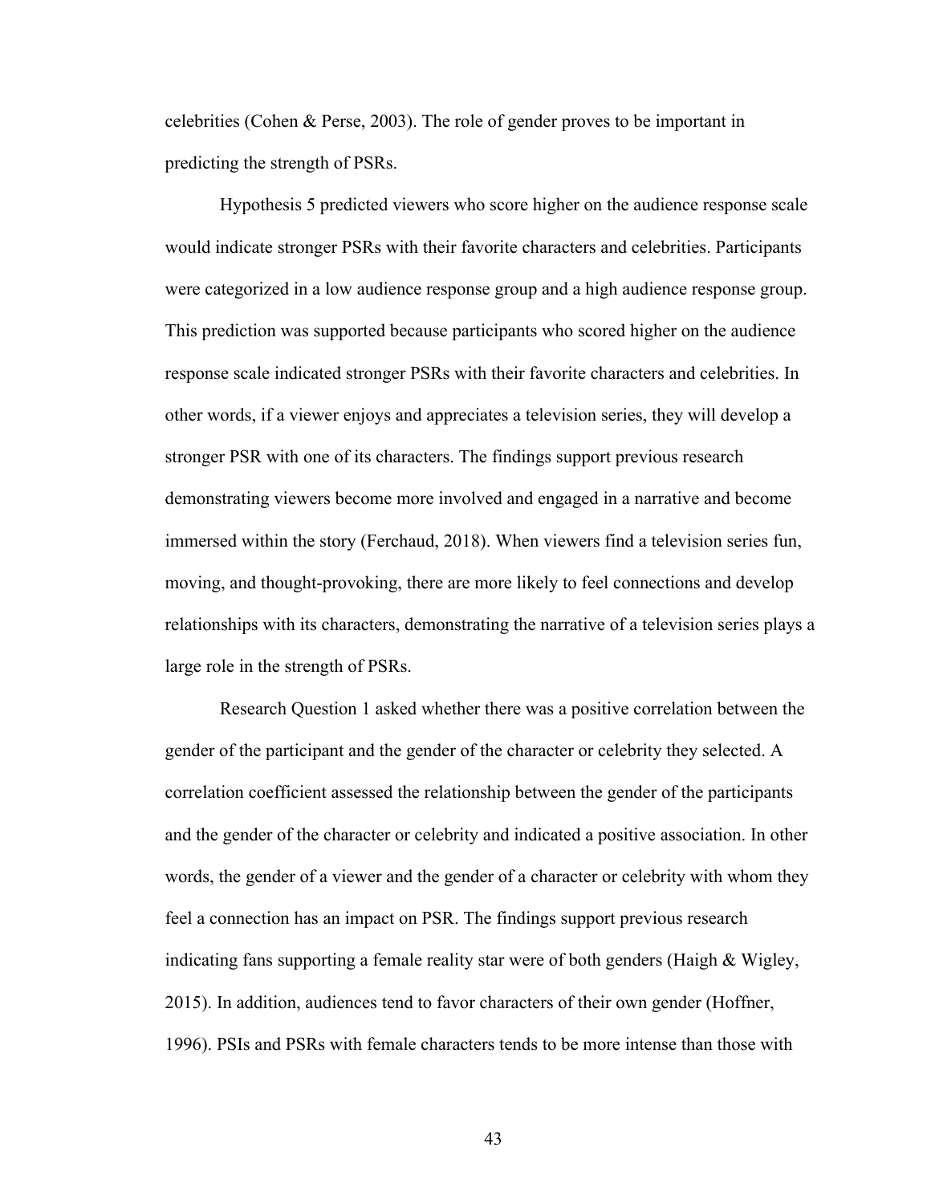celebrities (Cohen & Perse, 2003). The role of gender proves to be important in predicting the strength of PSRs.

Hypothesis 5 predicted viewers who score higher on the audience response scale would indicate stronger PSRs with their favorite characters and celebrities. Participants were categorized in a low audience response group and a high audience response group. This prediction was supported because participants who scored higher on the audience response scale indicated stronger PSRs with their favorite characters and celebrities. In other words, if a viewer enjoys and appreciates a television series, they will develop a stronger PSR with one of its characters. The findings support previous research demonstrating viewers become more involved and engaged in a narrative and become immersed within the story (Ferchaud, 2018). When viewers find a television series fun, moving, and thought-provoking, there are more likely to feel connections and develop relationships with its characters, demonstrating the narrative of a television series plays a large role in the strength of PSRs.

Research Question 1 asked whether there was a positive correlation between the gender of the participant and the gender of the character or celebrity they selected. A correlation coefficient assessed the relationship between the gender of the participants and the gender of the character or celebrity and indicated a positive association. In other words, the gender of a viewer and the gender of a character or celebrity with whom they feel a connection has an impact on PSR. The findings support previous research indicating fans supporting a female reality star were of both genders (Haigh & Wigley, 2015). In addition, audiences tend to favor characters of their own gender (Hoffner, 1996). PSIs and PSRs with female characters tends to be more intense than those with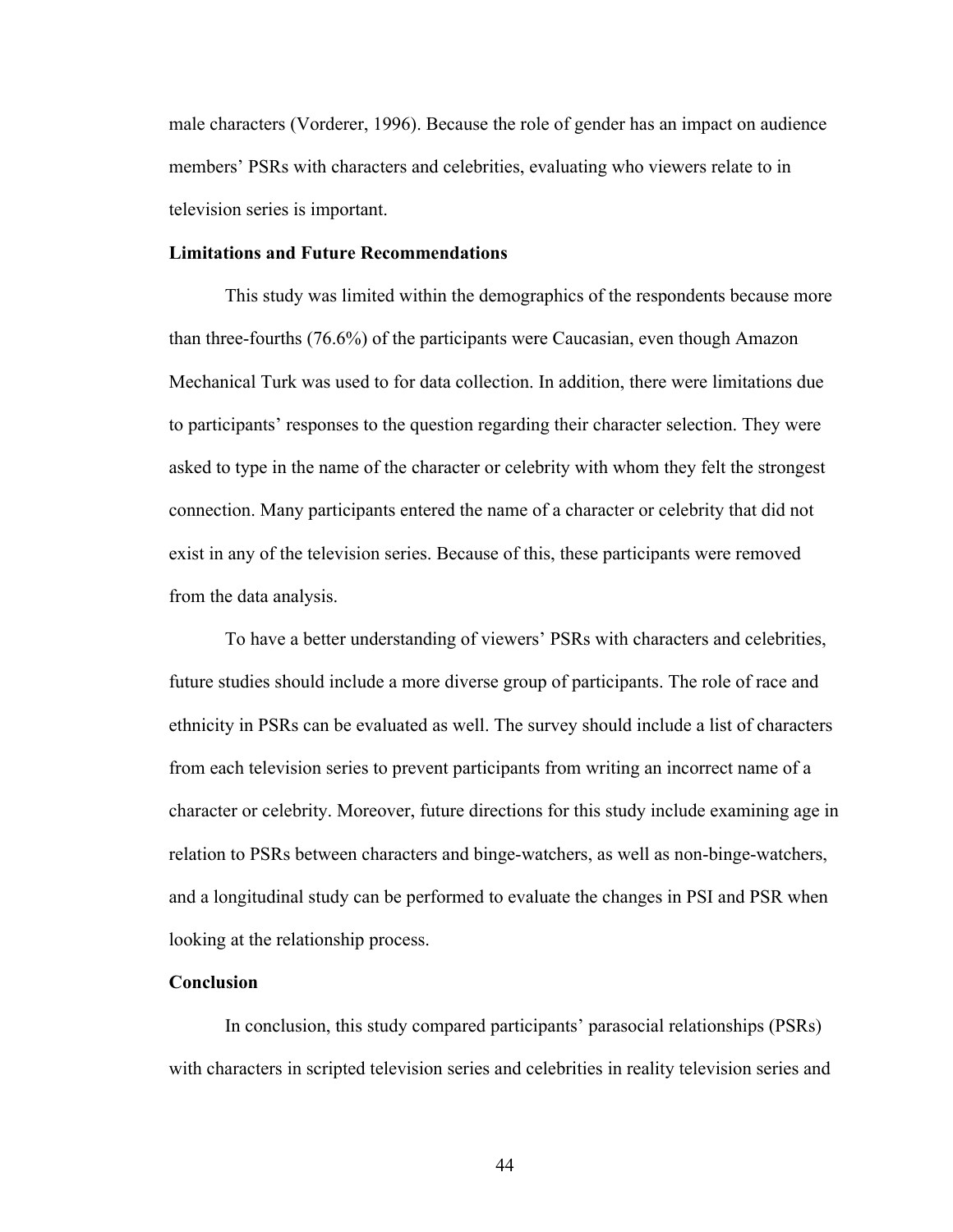male characters (Vorderer, 1996). Because the role of gender has an impact on audience members' PSRs with characters and celebrities, evaluating who viewers relate to in television series is important.

**Limitations and Future Recommendations**

This study was limited within the demographics of the respondents because more than three-fourths (76.6%) of the participants were Caucasian, even though Amazon Mechanical Turk was used to for data collection. In addition, there were limitations due to participants' responses to the question regarding their character selection. They were asked to type in the name of the character or celebrity with whom they felt the strongest connection. Many participants entered the name of a character or celebrity that did not exist in any of the television series. Because of this, these participants were removed from the data analysis.

To have a better understanding of viewers' PSRs with characters and celebrities, future studies should include a more diverse group of participants. The role of race and ethnicity in PSRs can be evaluated as well. The survey should include a list of characters from each television series to prevent participants from writing an incorrect name of a character or celebrity. Moreover, future directions for this study include examining age in relation to PSRs between characters and binge-watchers, as well as non-binge-watchers, and a longitudinal study can be performed to evaluate the changes in PSI and PSR when looking at the relationship process.

**Conclusion**

In conclusion, this study compared participants' parasocial relationships (PSRs) with characters in scripted television series and celebrities in reality television series and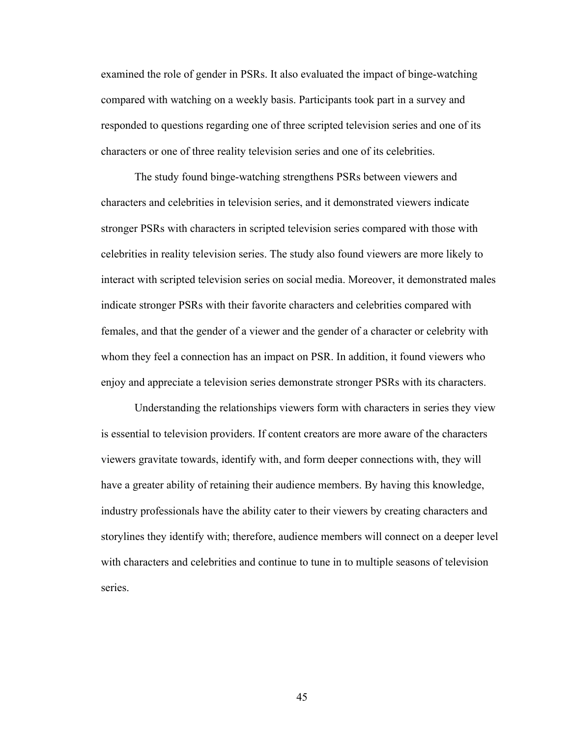examined the role of gender in PSRs. It also evaluated the impact of binge-watching compared with watching on a weekly basis. Participants took part in a survey and responded to questions regarding one of three scripted television series and one of its characters or one of three reality television series and one of its celebrities.

The study found binge-watching strengthens PSRs between viewers and characters and celebrities in television series, and it demonstrated viewers indicate stronger PSRs with characters in scripted television series compared with those with celebrities in reality television series. The study also found viewers are more likely to interact with scripted television series on social media. Moreover, it demonstrated males indicate stronger PSRs with their favorite characters and celebrities compared with females, and that the gender of a viewer and the gender of a character or celebrity with whom they feel a connection has an impact on PSR. In addition, it found viewers who enjoy and appreciate a television series demonstrate stronger PSRs with its characters.

Understanding the relationships viewers form with characters in series they view is essential to television providers. If content creators are more aware of the characters viewers gravitate towards, identify with, and form deeper connections with, they will have a greater ability of retaining their audience members. By having this knowledge, industry professionals have the ability cater to their viewers by creating characters and storylines they identify with; therefore, audience members will connect on a deeper level with characters and celebrities and continue to tune in to multiple seasons of television series.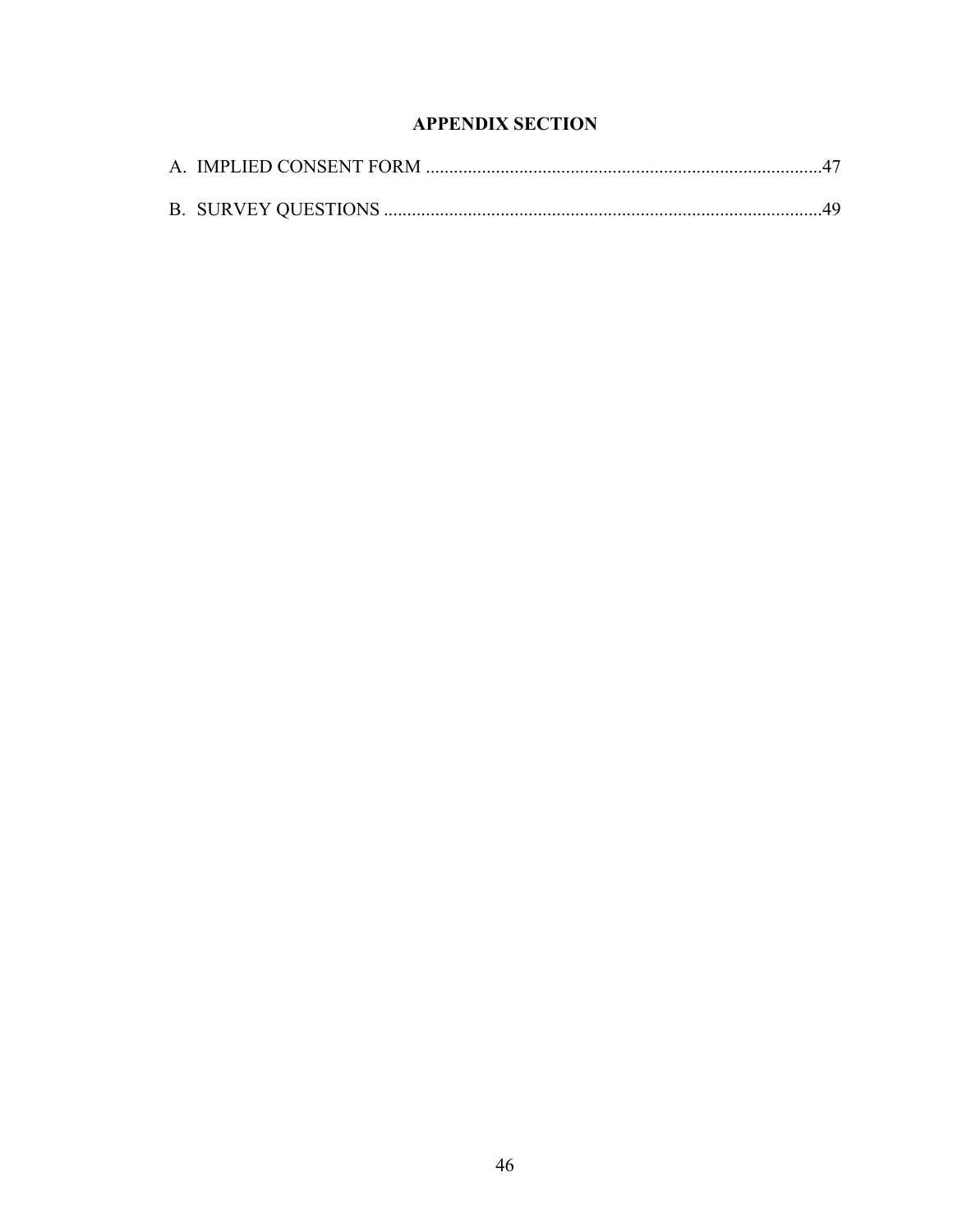## APPENDIX SECTION

A. IMPLIED CONSENT FORM .....................................................................................47

B. SURVEY QUESTIONS ..............................................................................................49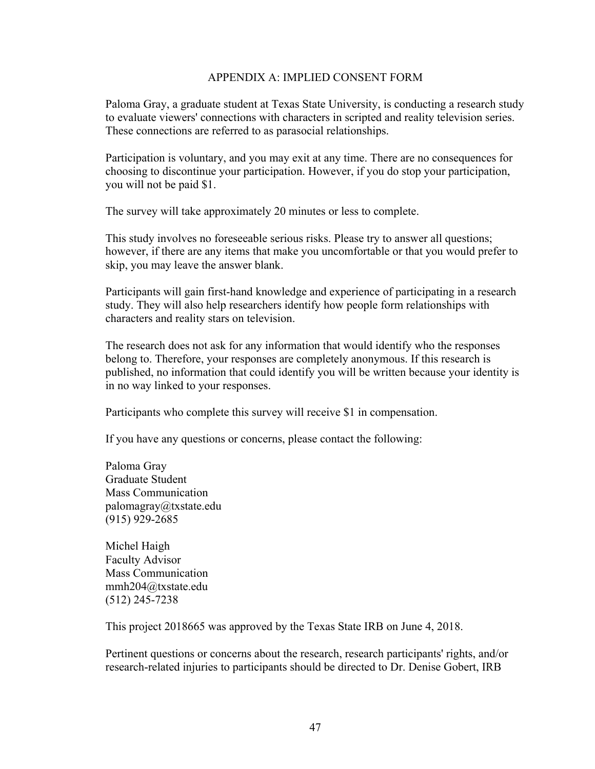## APPENDIX A: IMPLIED CONSENT FORM

Paloma Gray, a graduate student at Texas State University, is conducting a research study to evaluate viewers' connections with characters in scripted and reality television series. These connections are referred to as parasocial relationships.

Participation is voluntary, and you may exit at any time. There are no consequences for choosing to discontinue your participation. However, if you do stop your participation, you will not be paid $1.

The survey will take approximately 20 minutes or less to complete.

This study involves no foreseeable serious risks. Please try to answer all questions; however, if there are any items that make you uncomfortable or that you would prefer to skip, you may leave the answer blank.

Participants will gain first-hand knowledge and experience of participating in a research study. They will also help researchers identify how people form relationships with characters and reality stars on television.

The research does not ask for any information that would identify who the responses belong to. Therefore, your responses are completely anonymous. If this research is published, no information that could identify you will be written because your identity is in no way linked to your responses.

Participants who complete this survey will receive $1 in compensation.

If you have any questions or concerns, please contact the following:

Paloma Gray
Graduate Student
Mass Communication
palomagray@txstate.edu
(915) 929-2685

Michel Haigh
Faculty Advisor
Mass Communication
mmh204@txstate.edu
(512) 245-7238

This project 2018665 was approved by the Texas State IRB on June 4, 2018.

Pertinent questions or concerns about the research, research participants' rights, and/or research-related injuries to participants should be directed to Dr. Denise Gobert, IRB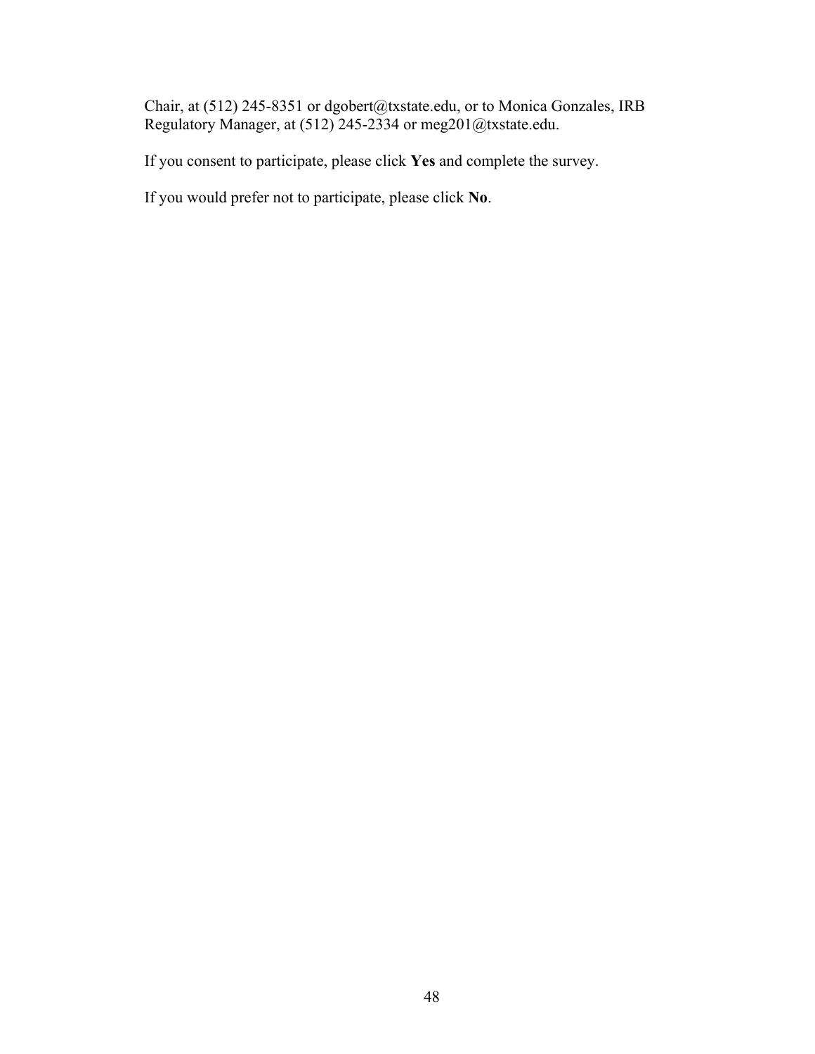Chair, at (512) 245-8351 or dgobert@txstate.edu, or to Monica Gonzales, IRB Regulatory Manager, at (512) 245-2334 or meg201@txstate.edu.

If you consent to participate, please click **Yes** and complete the survey.

If you would prefer not to participate, please click **No**.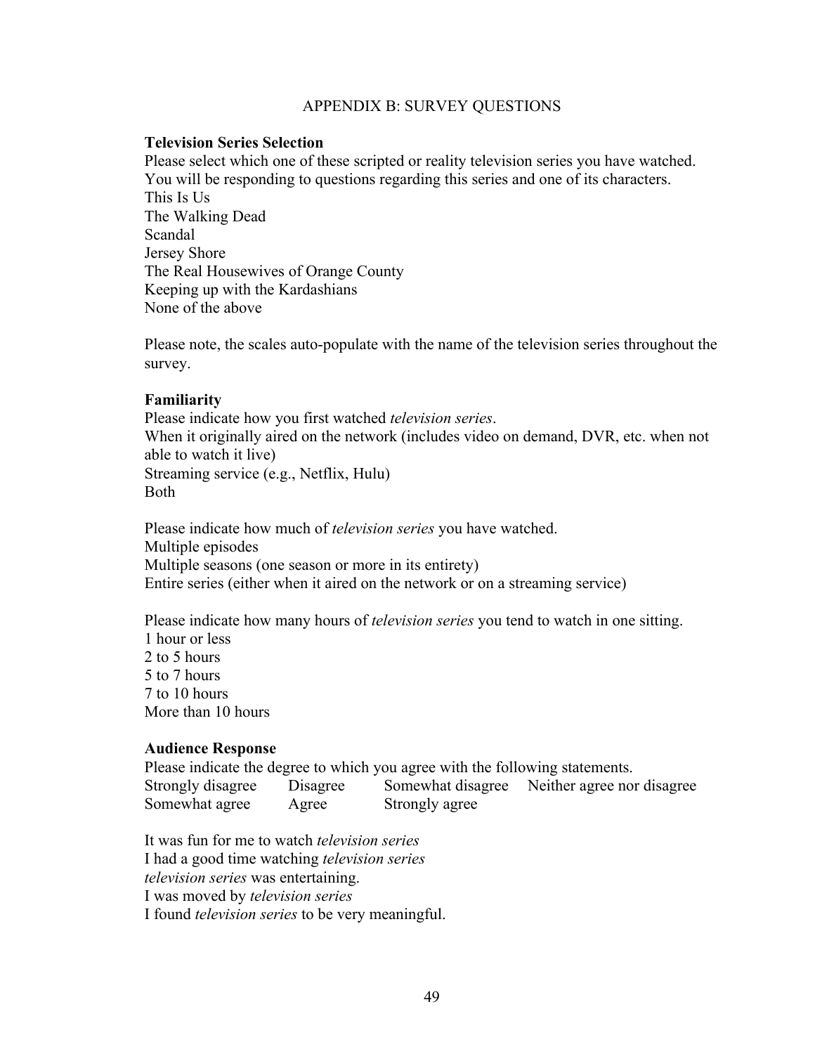# APPENDIX B: SURVEY QUESTIONS

**Television Series Selection**

Please select which one of these scripted or reality television series you have watched. You will be responding to questions regarding this series and one of its characters.

This Is Us
The Walking Dead
Scandal
Jersey Shore
The Real Housewives of Orange County
Keeping up with the Kardashians
None of the above

Please note, the scales auto-populate with the name of the television series throughout the survey.

**Familiarity**

Please indicate how you first watched *television series*.
When it originally aired on the network (includes video on demand, DVR, etc. when not able to watch it live)
Streaming service (e.g., Netflix, Hulu)
Both

Please indicate how much of *television series* you have watched.
Multiple episodes
Multiple seasons (one season or more in its entirety)
Entire series (either when it aired on the network or on a streaming service)

Please indicate how many hours of *television series* you tend to watch in one sitting.
1 hour or less
2 to 5 hours
5 to 7 hours
7 to 10 hours
More than 10 hours

**Audience Response**

Please indicate the degree to which you agree with the following statements.
Strongly disagree Disagree Somewhat disagree Neither agree nor disagree
Somewhat agree Agree Strongly agree

It was fun for me to watch *television series*
I had a good time watching *television series*
*television series* was entertaining.
I was moved by *television series*
I found *television series* to be very meaningful.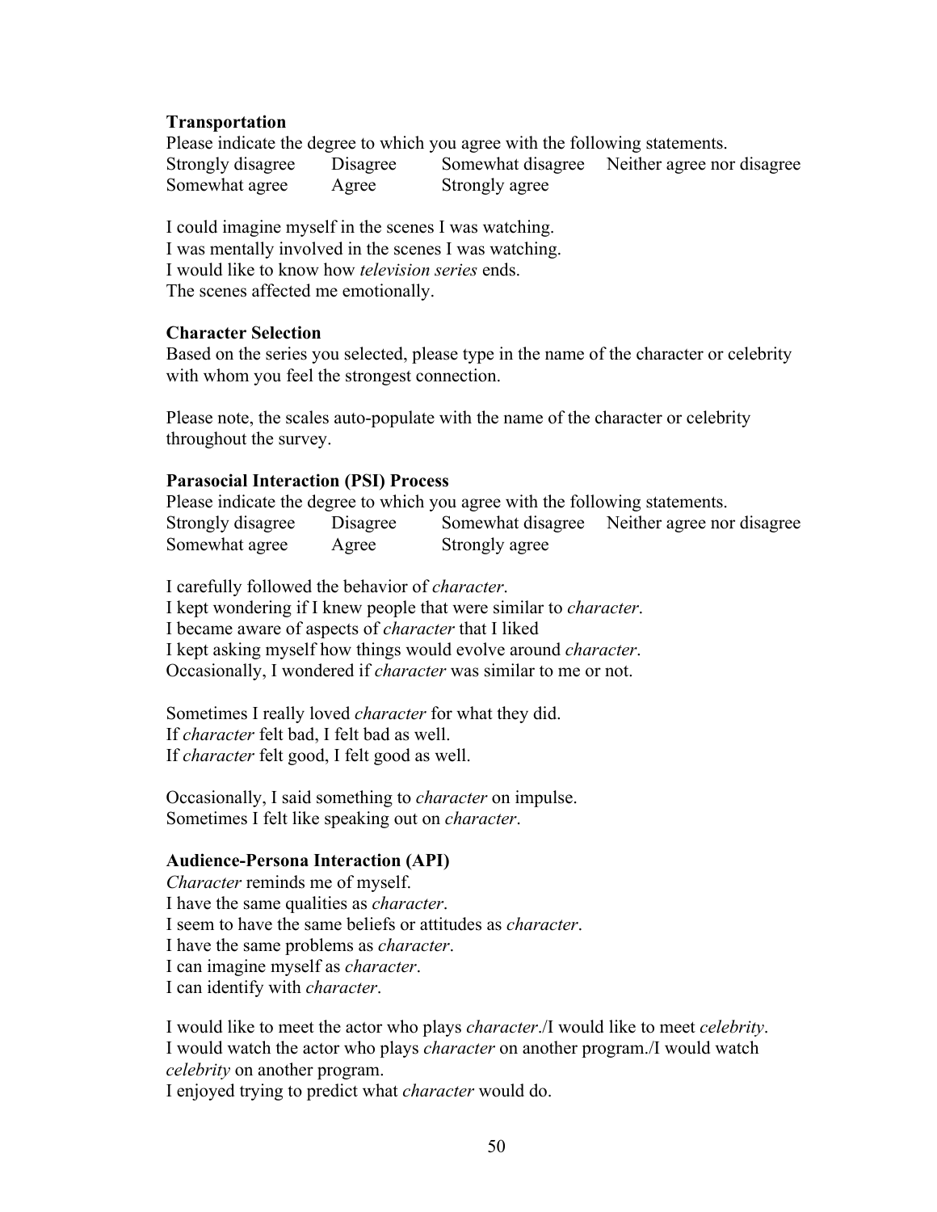**Transportation**

Please indicate the degree to which you agree with the following statements.

Strongly disagree Disagree Somewhat disagree Neither agree nor disagree
Somewhat agree Agree Strongly agree

I could imagine myself in the scenes I was watching.
I was mentally involved in the scenes I was watching.
I would like to know how *television series* ends.
The scenes affected me emotionally.

**Character Selection**

Based on the series you selected, please type in the name of the character or celebrity with whom you feel the strongest connection.

Please note, the scales auto-populate with the name of the character or celebrity throughout the survey.

**Parasocial Interaction (PSI) Process**

Please indicate the degree to which you agree with the following statements.

Strongly disagree Disagree Somewhat disagree Neither agree nor disagree
Somewhat agree Agree Strongly agree

I carefully followed the behavior of *character*.
I kept wondering if I knew people that were similar to *character*.
I became aware of aspects of *character* that I liked
I kept asking myself how things would evolve around *character*.
Occasionally, I wondered if *character* was similar to me or not.

Sometimes I really loved *character* for what they did.
If *character* felt bad, I felt bad as well.
If *character* felt good, I felt good as well.

Occasionally, I said something to *character* on impulse.
Sometimes I felt like speaking out on *character*.

**Audience-Persona Interaction (API)**

*Character* reminds me of myself.
I have the same qualities as *character*.
I seem to have the same beliefs or attitudes as *character*.
I have the same problems as *character*.
I can imagine myself as *character*.
I can identify with *character*.

I would like to meet the actor who plays *character*./I would like to meet *celebrity*.
I would watch the actor who plays *character* on another program./I would watch *celebrity* on another program.
I enjoyed trying to predict what *character* would do.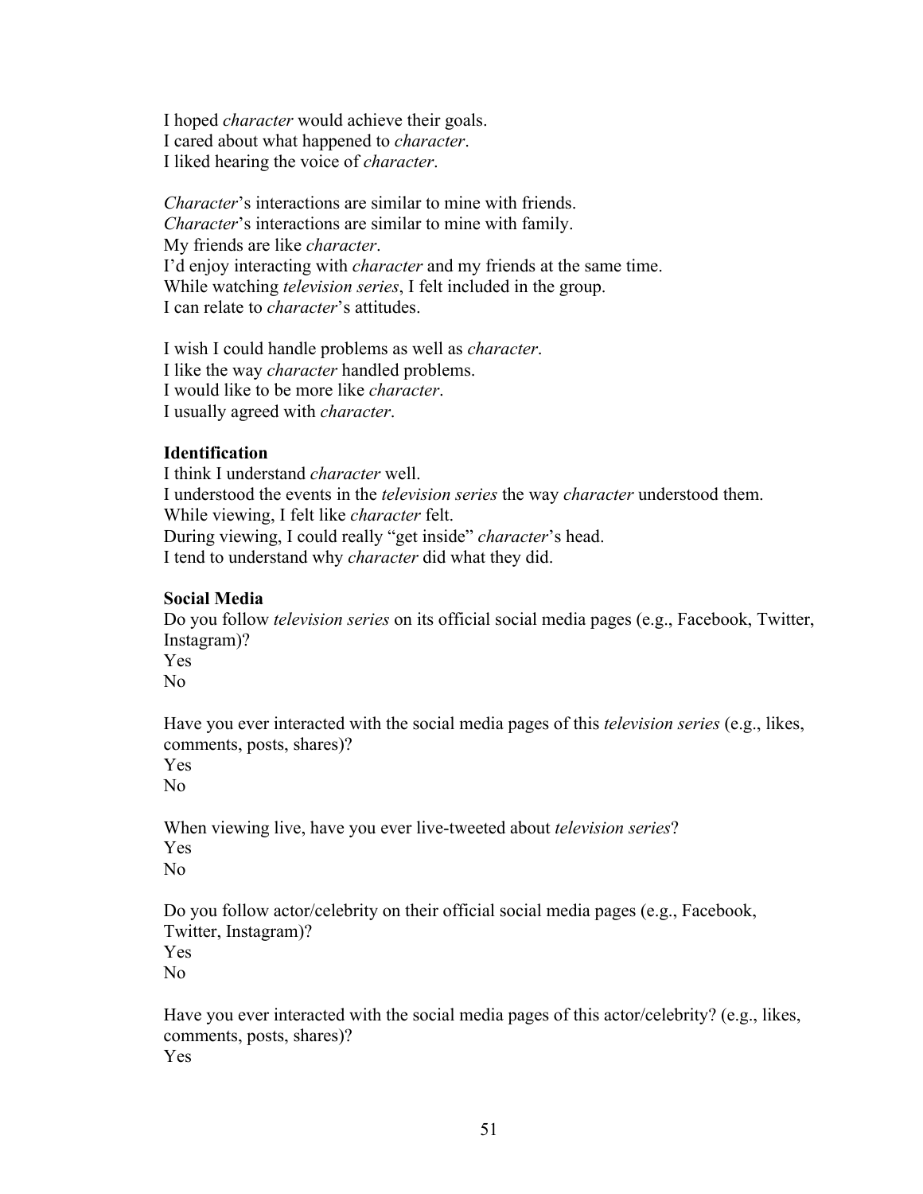I hoped *character* would achieve their goals.
I cared about what happened to *character*.
I liked hearing the voice of *character*.

*Character*'s interactions are similar to mine with friends.
*Character*'s interactions are similar to mine with family.
My friends are like *character*.
I'd enjoy interacting with *character* and my friends at the same time.
While watching *television series*, I felt included in the group.
I can relate to *character*'s attitudes.

I wish I could handle problems as well as *character*.
I like the way *character* handled problems.
I would like to be more like *character*.
I usually agreed with *character*.

**Identification**

I think I understand *character* well.
I understood the events in the *television series* the way *character* understood them.
While viewing, I felt like *character* felt.
During viewing, I could really "get inside" *character*'s head.
I tend to understand why *character* did what they did.

**Social Media**

Do you follow *television series* on its official social media pages (e.g., Facebook, Twitter, Instagram)?
Yes
No

Have you ever interacted with the social media pages of this *television series* (e.g., likes, comments, posts, shares)?
Yes
No

When viewing live, have you ever live-tweeted about *television series*?
Yes
No

Do you follow actor/celebrity on their official social media pages (e.g., Facebook, Twitter, Instagram)?
Yes
No

Have you ever interacted with the social media pages of this actor/celebrity? (e.g., likes, comments, posts, shares)?
Yes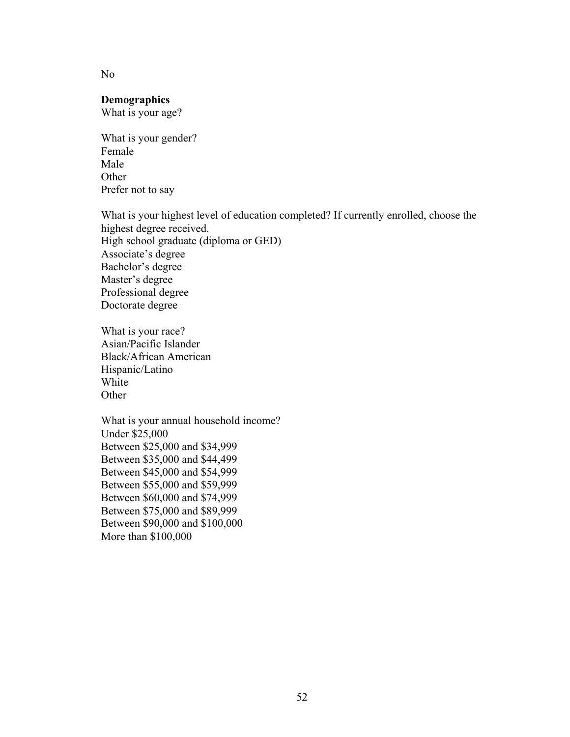No

**Demographics**

What is your age?

What is your gender?
Female
Male
Other
Prefer not to say

What is your highest level of education completed? If currently enrolled, choose the highest degree received.
High school graduate (diploma or GED)
Associate's degree
Bachelor's degree
Master's degree
Professional degree
Doctorate degree

What is your race?
Asian/Pacific Islander
Black/African American
Hispanic/Latino
White
Other

What is your annual household income?
Under $25,000
Between $25,000 and $34,999
Between $35,000 and $44,499
Between $45,000 and $54,999
Between $55,000 and $59,999
Between $60,000 and $74,999
Between $75,000 and $89,999
Between $90,000 and $100,000
More than $100,000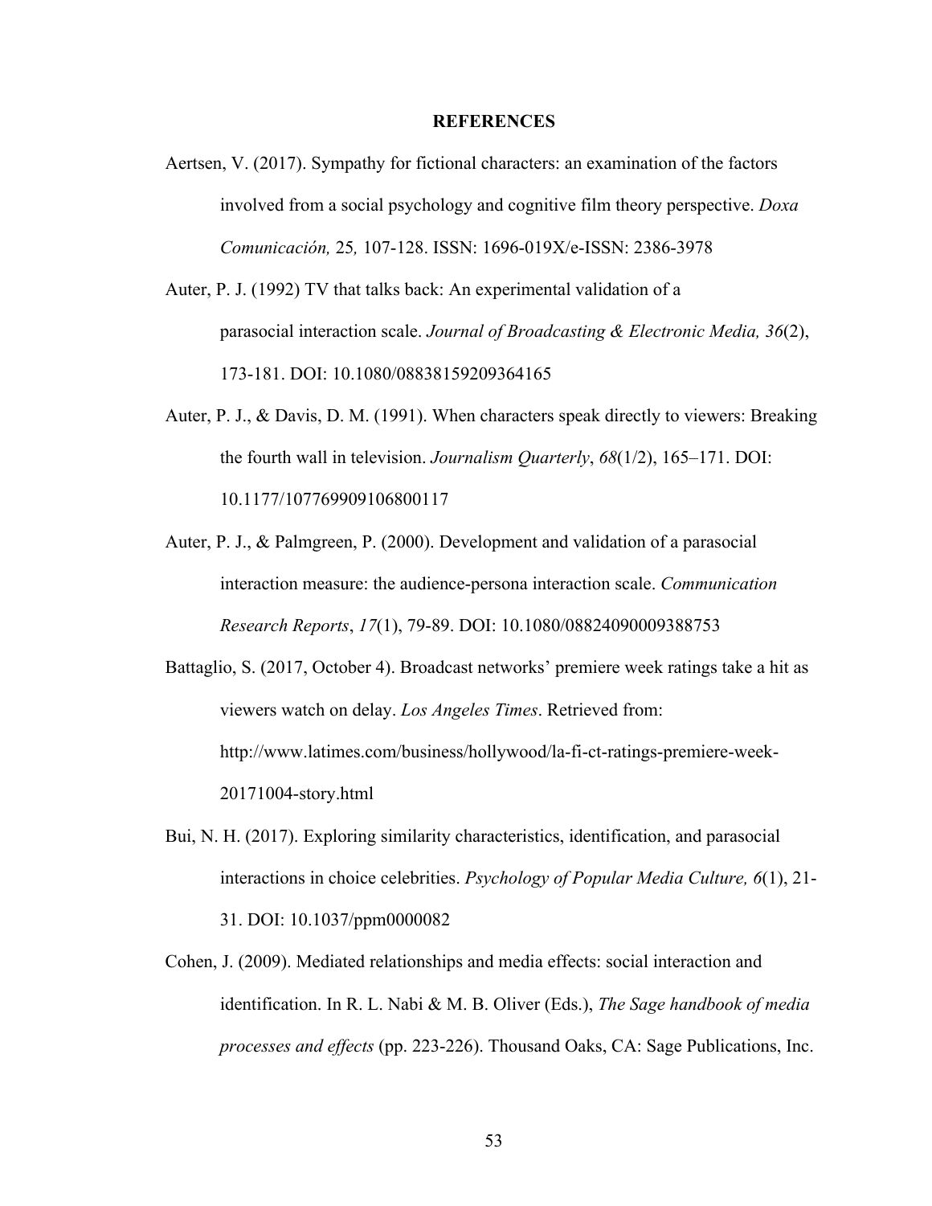# REFERENCES

Aertsen, V. (2017). Sympathy for fictional characters: an examination of the factors involved from a social psychology and cognitive film theory perspective. *Doxa Comunicación,* 25*,* 107-128. ISSN: 1696-019X/e-ISSN: 2386-3978

Auter, P. J. (1992) TV that talks back: An experimental validation of a parasocial interaction scale. *Journal of Broadcasting & Electronic Media, 36*(2), 173-181. DOI: 10.1080/08838159209364165

Auter, P. J., & Davis, D. M. (1991). When characters speak directly to viewers: Breaking the fourth wall in television. *Journalism Quarterly*, *68*(1/2), 165–171. DOI: 10.1177/107769909106800117

Auter, P. J., & Palmgreen, P. (2000). Development and validation of a parasocial interaction measure: the audience-persona interaction scale. *Communication Research Reports*, *17*(1), 79-89. DOI: 10.1080/08824090009388753

Battaglio, S. (2017, October 4). Broadcast networks' premiere week ratings take a hit as viewers watch on delay. *Los Angeles Times*. Retrieved from: http://www.latimes.com/business/hollywood/la-fi-ct-ratings-premiere-week-20171004-story.html

Bui, N. H. (2017). Exploring similarity characteristics, identification, and parasocial interactions in choice celebrities. *Psychology of Popular Media Culture, 6*(1), 21-31. DOI: 10.1037/ppm0000082

Cohen, J. (2009). Mediated relationships and media effects: social interaction and identification. In R. L. Nabi & M. B. Oliver (Eds.), *The Sage handbook of media processes and effects* (pp. 223-226). Thousand Oaks, CA: Sage Publications, Inc.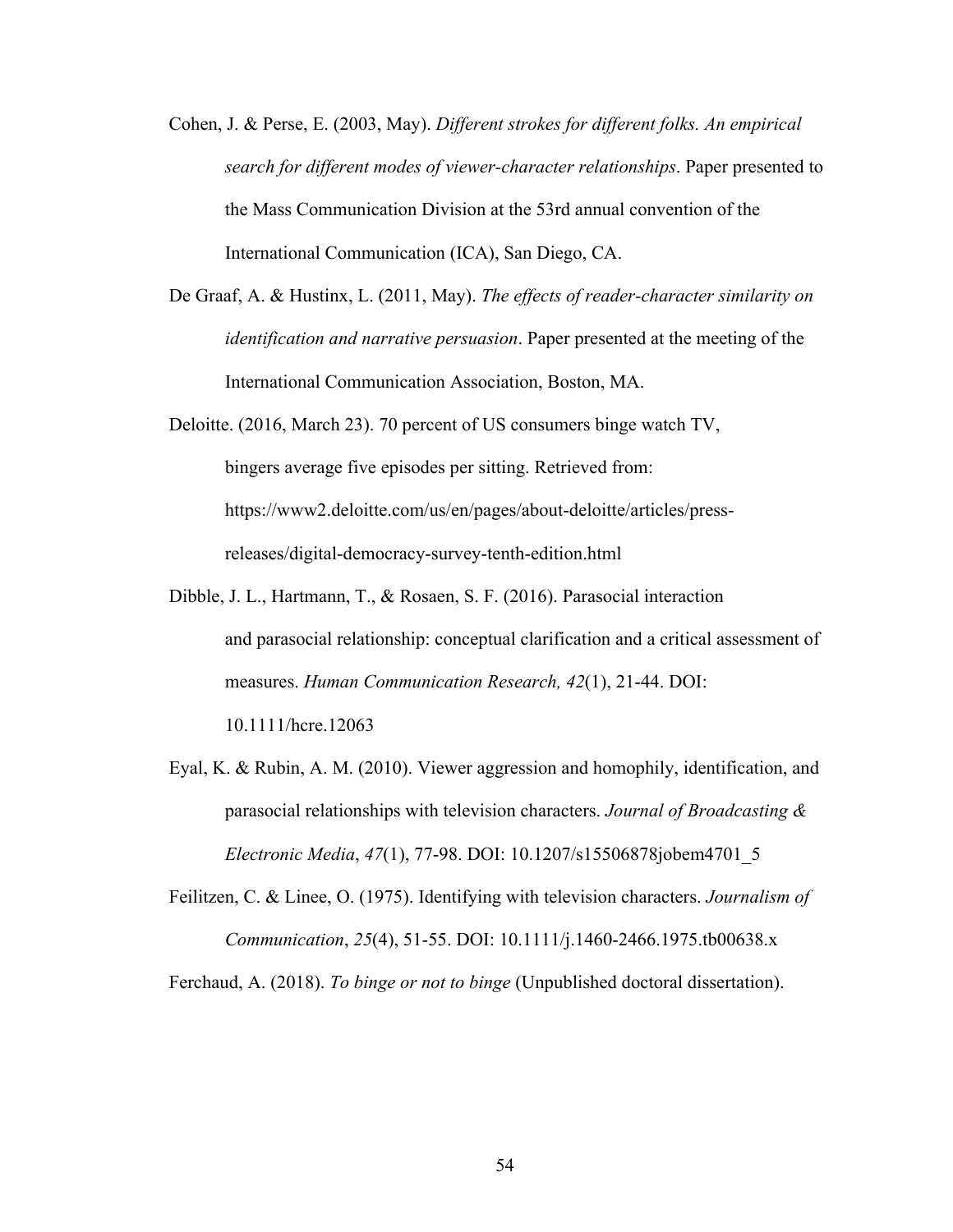Cohen, J. & Perse, E. (2003, May). *Different strokes for different folks. An empirical search for different modes of viewer-character relationships*. Paper presented to the Mass Communication Division at the 53rd annual convention of the International Communication (ICA), San Diego, CA.

De Graaf, A. & Hustinx, L. (2011, May). *The effects of reader-character similarity on identification and narrative persuasion*. Paper presented at the meeting of the International Communication Association, Boston, MA.

Deloitte. (2016, March 23). 70 percent of US consumers binge watch TV, bingers average five episodes per sitting. Retrieved from: https://www2.deloitte.com/us/en/pages/about-deloitte/articles/press-releases/digital-democracy-survey-tenth-edition.html

Dibble, J. L., Hartmann, T., & Rosaen, S. F. (2016). Parasocial interaction and parasocial relationship: conceptual clarification and a critical assessment of measures. *Human Communication Research, 42*(1), 21-44. DOI: 10.1111/hcre.12063

Eyal, K. & Rubin, A. M. (2010). Viewer aggression and homophily, identification, and parasocial relationships with television characters. *Journal of Broadcasting & Electronic Media*, *47*(1), 77-98. DOI: 10.1207/s15506878jobem4701_5

Feilitzen, C. & Linee, O. (1975). Identifying with television characters. *Journalism of Communication*, *25*(4), 51-55. DOI: 10.1111/j.1460-2466.1975.tb00638.x

Ferchaud, A. (2018). *To binge or not to binge* (Unpublished doctoral dissertation).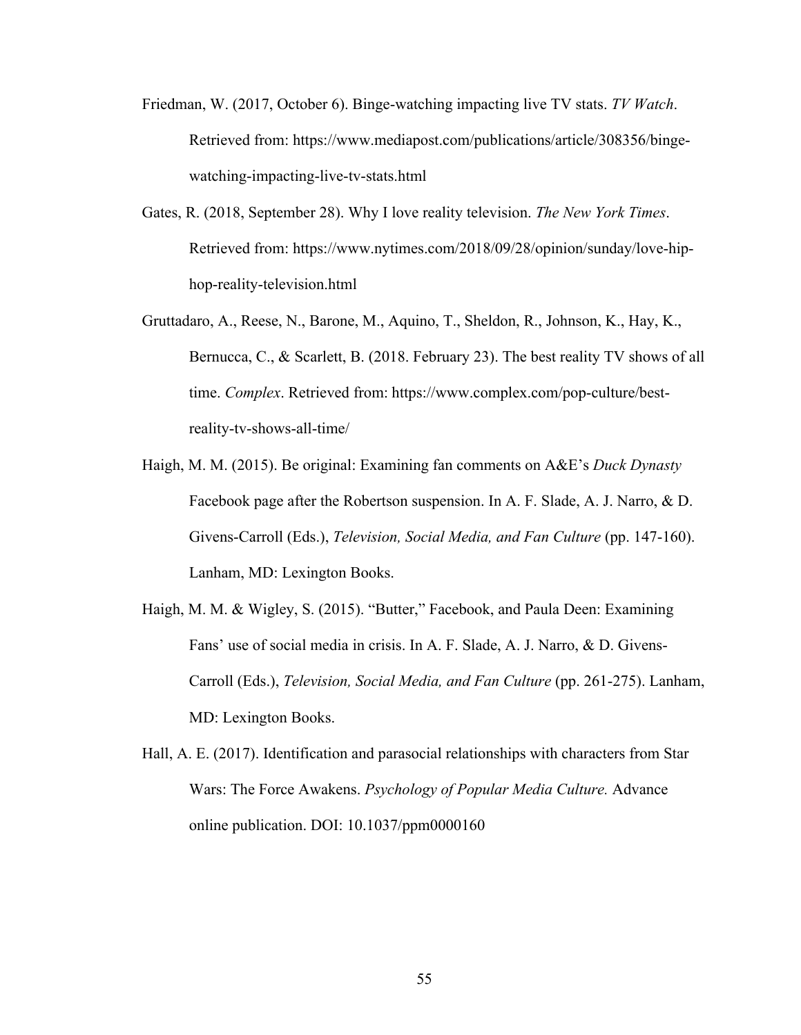Friedman, W. (2017, October 6). Binge-watching impacting live TV stats. *TV Watch*. Retrieved from: https://www.mediapost.com/publications/article/308356/binge-watching-impacting-live-tv-stats.html

Gates, R. (2018, September 28). Why I love reality television. *The New York Times*. Retrieved from: https://www.nytimes.com/2018/09/28/opinion/sunday/love-hip-hop-reality-television.html

Gruttadaro, A., Reese, N., Barone, M., Aquino, T., Sheldon, R., Johnson, K., Hay, K., Bernucca, C., & Scarlett, B. (2018. February 23). The best reality TV shows of all time. *Complex*. Retrieved from: https://www.complex.com/pop-culture/best-reality-tv-shows-all-time/

Haigh, M. M. (2015). Be original: Examining fan comments on A&E's *Duck Dynasty* Facebook page after the Robertson suspension. In A. F. Slade, A. J. Narro, & D. Givens-Carroll (Eds.), *Television, Social Media, and Fan Culture* (pp. 147-160). Lanham, MD: Lexington Books.

Haigh, M. M. & Wigley, S. (2015). "Butter," Facebook, and Paula Deen: Examining Fans' use of social media in crisis. In A. F. Slade, A. J. Narro, & D. Givens-Carroll (Eds.), *Television, Social Media, and Fan Culture* (pp. 261-275). Lanham, MD: Lexington Books.

Hall, A. E. (2017). Identification and parasocial relationships with characters from Star Wars: The Force Awakens. *Psychology of Popular Media Culture.* Advance online publication. DOI: 10.1037/ppm0000160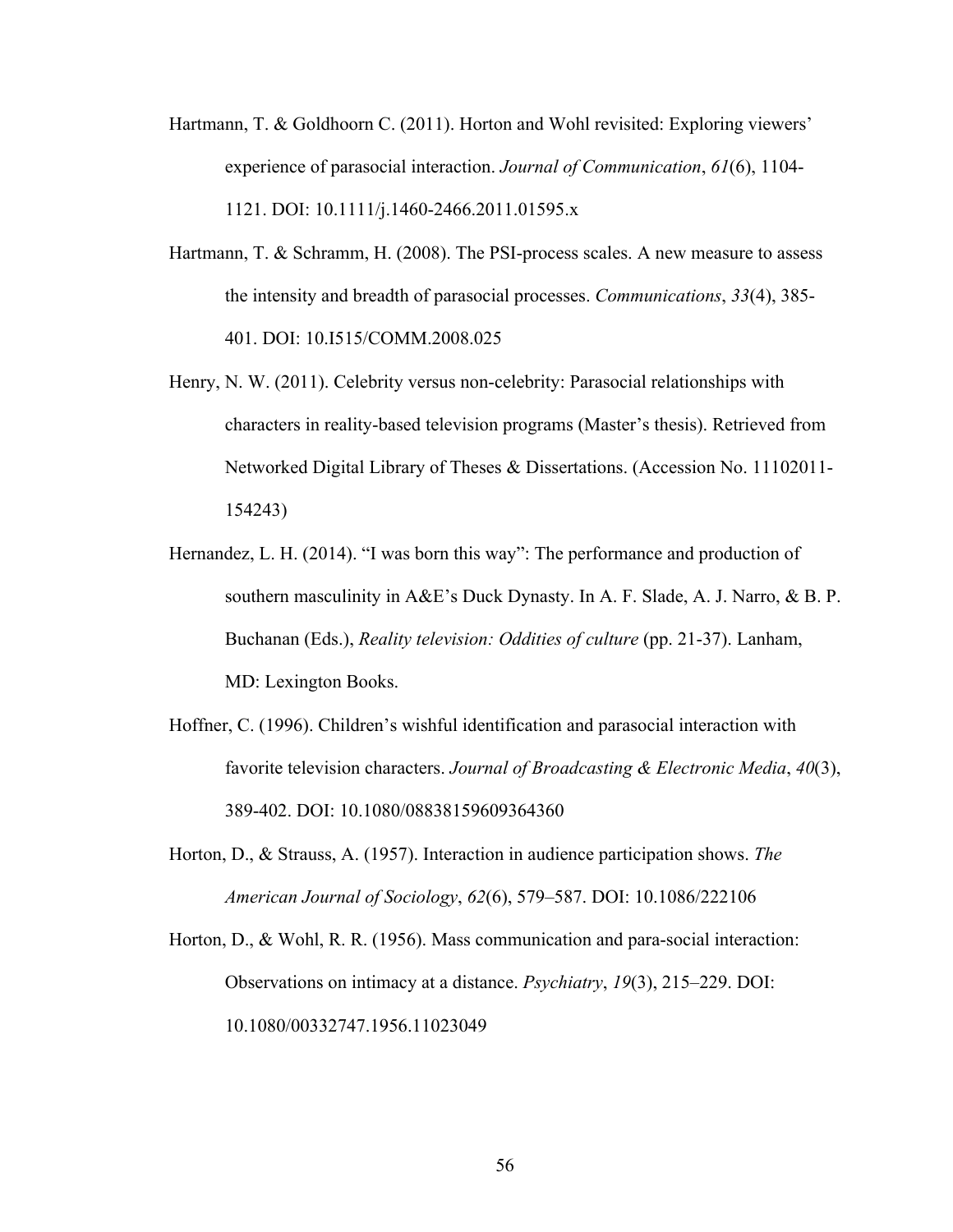Hartmann, T. & Goldhoorn C. (2011). Horton and Wohl revisited: Exploring viewers' experience of parasocial interaction. *Journal of Communication*, *61*(6), 1104-1121. DOI: 10.1111/j.1460-2466.2011.01595.x

Hartmann, T. & Schramm, H. (2008). The PSI-process scales. A new measure to assess the intensity and breadth of parasocial processes. *Communications*, *33*(4), 385-401. DOI: 10.I515/COMM.2008.025

Henry, N. W. (2011). Celebrity versus non-celebrity: Parasocial relationships with characters in reality-based television programs (Master's thesis). Retrieved from Networked Digital Library of Theses & Dissertations. (Accession No. 11102011-154243)

Hernandez, L. H. (2014). "I was born this way": The performance and production of southern masculinity in A&E's Duck Dynasty. In A. F. Slade, A. J. Narro, & B. P. Buchanan (Eds.), *Reality television: Oddities of culture* (pp. 21-37). Lanham, MD: Lexington Books.

Hoffner, C. (1996). Children's wishful identification and parasocial interaction with favorite television characters. *Journal of Broadcasting & Electronic Media*, *40*(3), 389-402. DOI: 10.1080/08838159609364360

Horton, D., & Strauss, A. (1957). Interaction in audience participation shows. *The American Journal of Sociology*, *62*(6), 579–587. DOI: 10.1086/222106

Horton, D., & Wohl, R. R. (1956). Mass communication and para-social interaction: Observations on intimacy at a distance. *Psychiatry*, *19*(3), 215–229. DOI: 10.1080/00332747.1956.11023049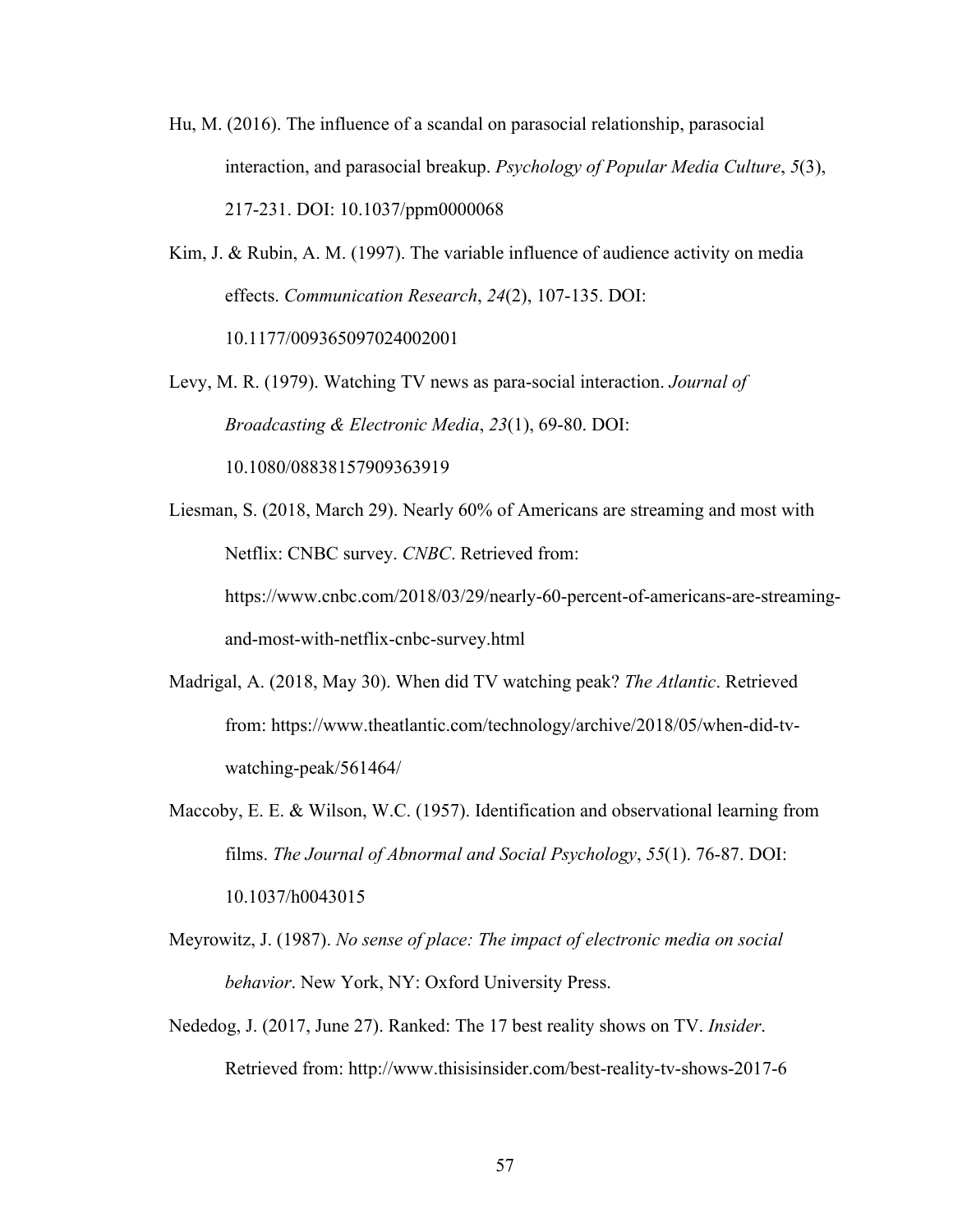Hu, M. (2016). The influence of a scandal on parasocial relationship, parasocial interaction, and parasocial breakup. *Psychology of Popular Media Culture*, *5*(3), 217-231. DOI: 10.1037/ppm0000068

Kim, J. & Rubin, A. M. (1997). The variable influence of audience activity on media effects. *Communication Research*, *24*(2), 107-135. DOI: 10.1177/009365097024002001

Levy, M. R. (1979). Watching TV news as para-social interaction. *Journal of Broadcasting & Electronic Media*, *23*(1), 69-80. DOI: 10.1080/08838157909363919

Liesman, S. (2018, March 29). Nearly 60% of Americans are streaming and most with Netflix: CNBC survey. *CNBC*. Retrieved from: https://www.cnbc.com/2018/03/29/nearly-60-percent-of-americans-are-streaming-and-most-with-netflix-cnbc-survey.html

Madrigal, A. (2018, May 30). When did TV watching peak? *The Atlantic*. Retrieved from: https://www.theatlantic.com/technology/archive/2018/05/when-did-tv-watching-peak/561464/

Maccoby, E. E. & Wilson, W.C. (1957). Identification and observational learning from films. *The Journal of Abnormal and Social Psychology*, *55*(1). 76-87. DOI: 10.1037/h0043015

Meyrowitz, J. (1987). *No sense of place: The impact of electronic media on social behavior*. New York, NY: Oxford University Press.

Nededog, J. (2017, June 27). Ranked: The 17 best reality shows on TV. *Insider*. Retrieved from: http://www.thisisinsider.com/best-reality-tv-shows-2017-6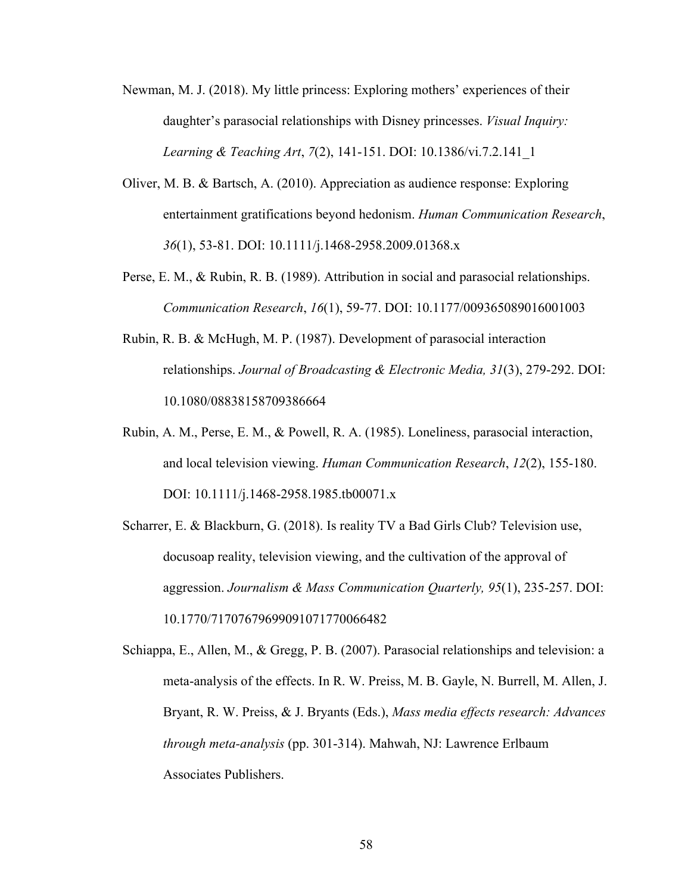Newman, M. J. (2018). My little princess: Exploring mothers' experiences of their daughter's parasocial relationships with Disney princesses. *Visual Inquiry: Learning & Teaching Art*, *7*(2), 141-151. DOI: 10.1386/vi.7.2.141_1

Oliver, M. B. & Bartsch, A. (2010). Appreciation as audience response: Exploring entertainment gratifications beyond hedonism. *Human Communication Research*, *36*(1), 53-81. DOI: 10.1111/j.1468-2958.2009.01368.x

Perse, E. M., & Rubin, R. B. (1989). Attribution in social and parasocial relationships. *Communication Research*, *16*(1), 59-77. DOI: 10.1177/009365089016001003

Rubin, R. B. & McHugh, M. P. (1987). Development of parasocial interaction relationships. *Journal of Broadcasting & Electronic Media, 31*(3), 279-292. DOI: 10.1080/08838158709386664

Rubin, A. M., Perse, E. M., & Powell, R. A. (1985). Loneliness, parasocial interaction, and local television viewing. *Human Communication Research*, *12*(2), 155-180. DOI: 10.1111/j.1468-2958.1985.tb00071.x

Scharrer, E. & Blackburn, G. (2018). Is reality TV a Bad Girls Club? Television use, docusoap reality, television viewing, and the cultivation of the approval of aggression. *Journalism & Mass Communication Quarterly, 95*(1), 235-257. DOI: 10.1770/717076796990910717700664​82

Schiappa, E., Allen, M., & Gregg, P. B. (2007). Parasocial relationships and television: a meta-analysis of the effects. In R. W. Preiss, M. B. Gayle, N. Burrell, M. Allen, J. Bryant, R. W. Preiss, & J. Bryants (Eds.), *Mass media effects research: Advances through meta-analysis* (pp. 301-314). Mahwah, NJ: Lawrence Erlbaum Associates Publishers.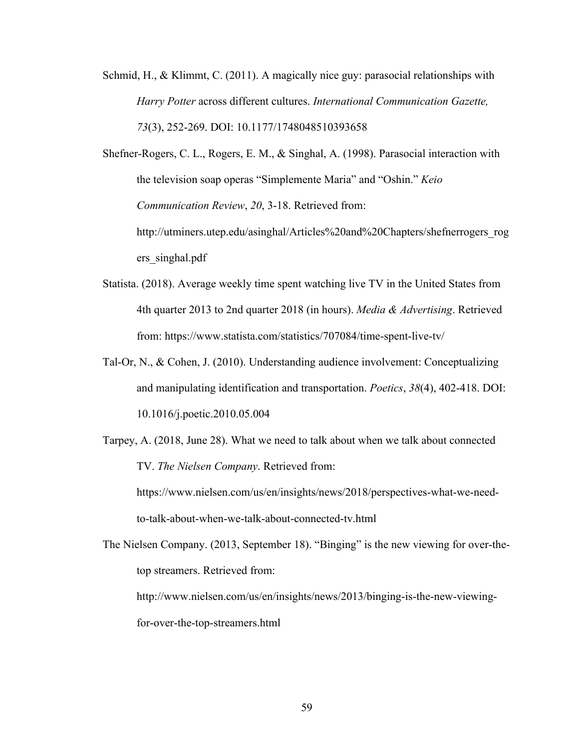Schmid, H., & Klimmt, C. (2011). A magically nice guy: parasocial relationships with *Harry Potter* across different cultures. *International Communication Gazette, 73*(3), 252-269. DOI: 10.1177/1748048510393658

Shefner-Rogers, C. L., Rogers, E. M., & Singhal, A. (1998). Parasocial interaction with the television soap operas "Simplemente Maria" and "Oshin." *Keio Communication Review*, *20*, 3-18. Retrieved from: http://utminers.utep.edu/asinghal/Articles%20and%20Chapters/shefnerrogers_rogers_singhal.pdf

Statista. (2018). Average weekly time spent watching live TV in the United States from 4th quarter 2013 to 2nd quarter 2018 (in hours). *Media & Advertising*. Retrieved from: https://www.statista.com/statistics/707084/time-spent-live-tv/

Tal-Or, N., & Cohen, J. (2010). Understanding audience involvement: Conceptualizing and manipulating identification and transportation. *Poetics*, *38*(4), 402-418. DOI: 10.1016/j.poetic.2010.05.004

Tarpey, A. (2018, June 28). What we need to talk about when we talk about connected TV. *The Nielsen Company*. Retrieved from: https://www.nielsen.com/us/en/insights/news/2018/perspectives-what-we-need-to-talk-about-when-we-talk-about-connected-tv.html

The Nielsen Company. (2013, September 18). "Binging" is the new viewing for over-the-top streamers. Retrieved from: http://www.nielsen.com/us/en/insights/news/2013/binging-is-the-new-viewing-for-over-the-top-streamers.html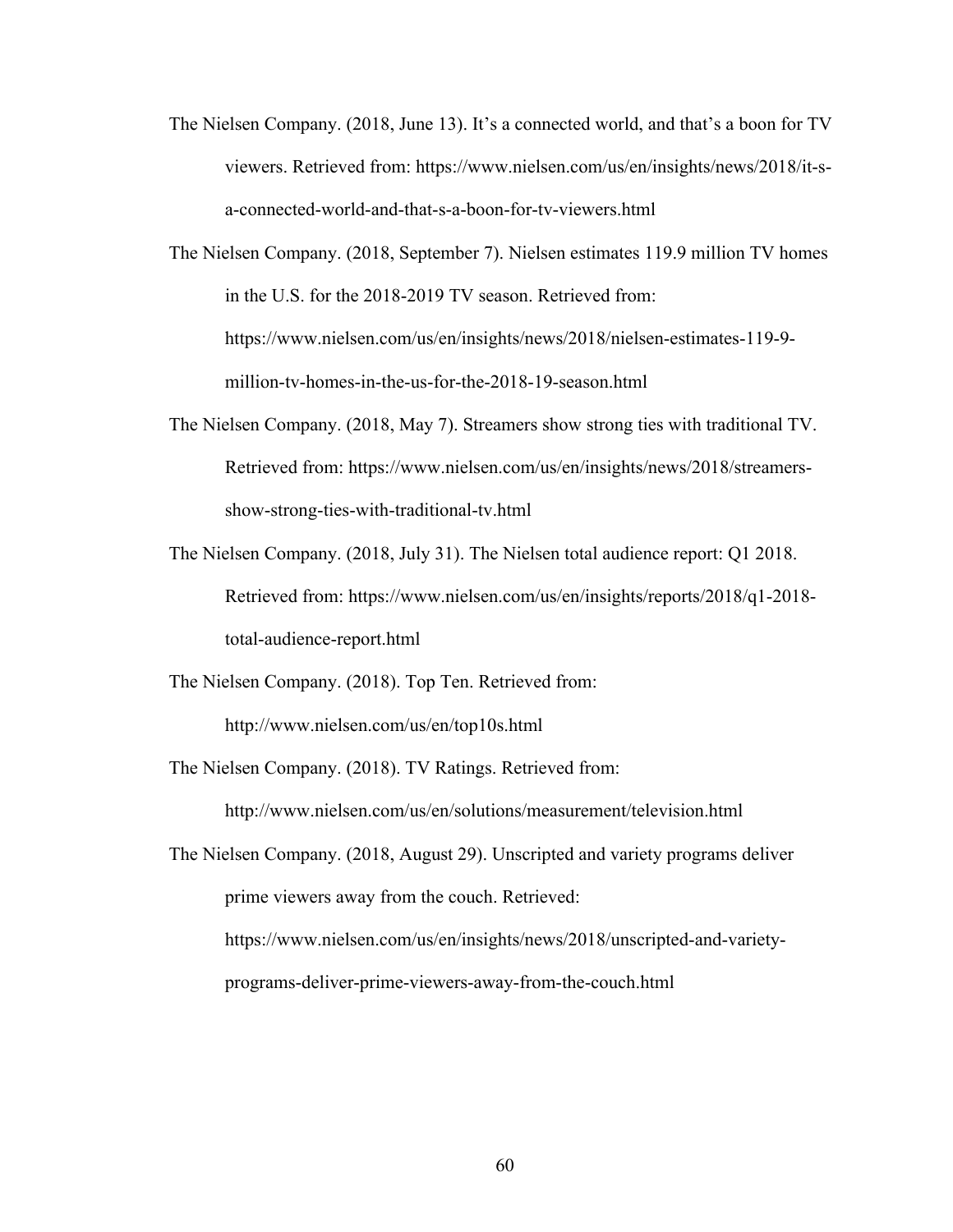The Nielsen Company. (2018, June 13). It's a connected world, and that's a boon for TV viewers. Retrieved from: https://www.nielsen.com/us/en/insights/news/2018/it-s-a-connected-world-and-that-s-a-boon-for-tv-viewers.html

The Nielsen Company. (2018, September 7). Nielsen estimates 119.9 million TV homes in the U.S. for the 2018-2019 TV season. Retrieved from: https://www.nielsen.com/us/en/insights/news/2018/nielsen-estimates-119-9-million-tv-homes-in-the-us-for-the-2018-19-season.html

The Nielsen Company. (2018, May 7). Streamers show strong ties with traditional TV. Retrieved from: https://www.nielsen.com/us/en/insights/news/2018/streamers-show-strong-ties-with-traditional-tv.html

The Nielsen Company. (2018, July 31). The Nielsen total audience report: Q1 2018. Retrieved from: https://www.nielsen.com/us/en/insights/reports/2018/q1-2018-total-audience-report.html

The Nielsen Company. (2018). Top Ten. Retrieved from: http://www.nielsen.com/us/en/top10s.html

The Nielsen Company. (2018). TV Ratings. Retrieved from: http://www.nielsen.com/us/en/solutions/measurement/television.html

The Nielsen Company. (2018, August 29). Unscripted and variety programs deliver prime viewers away from the couch. Retrieved: https://www.nielsen.com/us/en/insights/news/2018/unscripted-and-variety-programs-deliver-prime-viewers-away-from-the-couch.html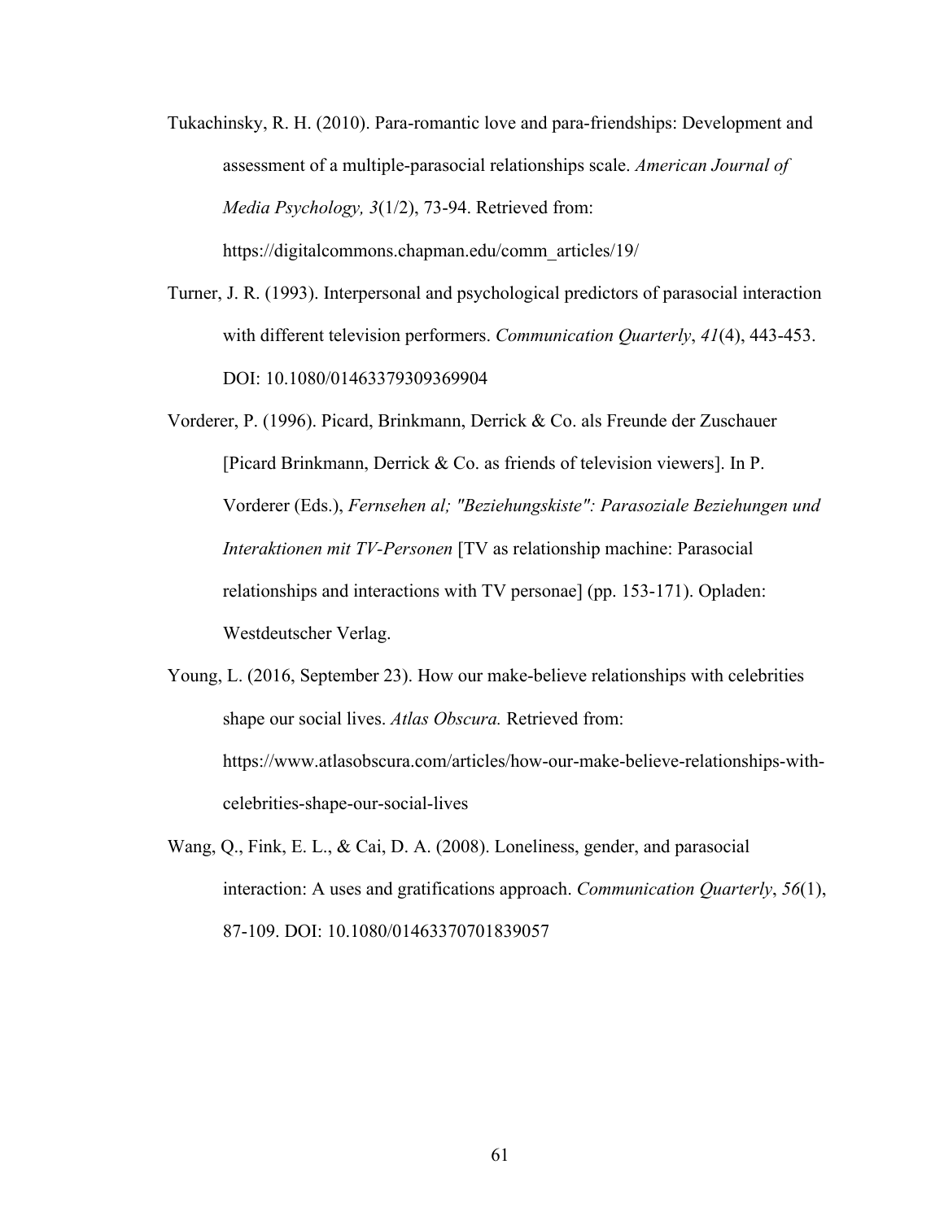Tukachinsky, R. H. (2010). Para-romantic love and para-friendships: Development and assessment of a multiple-parasocial relationships scale. *American Journal of Media Psychology, 3*(1/2), 73-94. Retrieved from: https://digitalcommons.chapman.edu/comm_articles/19/

Turner, J. R. (1993). Interpersonal and psychological predictors of parasocial interaction with different television performers. *Communication Quarterly*, *41*(4), 443-453. DOI: 10.1080/01463379309369904

Vorderer, P. (1996). Picard, Brinkmann, Derrick & Co. als Freunde der Zuschauer [Picard Brinkmann, Derrick & Co. as friends of television viewers]. In P. Vorderer (Eds.), *Fernsehen al; "Beziehungskiste": Parasoziale Beziehungen und Interaktionen mit TV-Personen* [TV as relationship machine: Parasocial relationships and interactions with TV personae] (pp. 153-171). Opladen: Westdeutscher Verlag.

Young, L. (2016, September 23). How our make-believe relationships with celebrities shape our social lives. *Atlas Obscura.* Retrieved from: https://www.atlasobscura.com/articles/how-our-make-believe-relationships-with-celebrities-shape-our-social-lives

Wang, Q., Fink, E. L., & Cai, D. A. (2008). Loneliness, gender, and parasocial interaction: A uses and gratifications approach. *Communication Quarterly*, *56*(1), 87-109. DOI: 10.1080/01463370701839057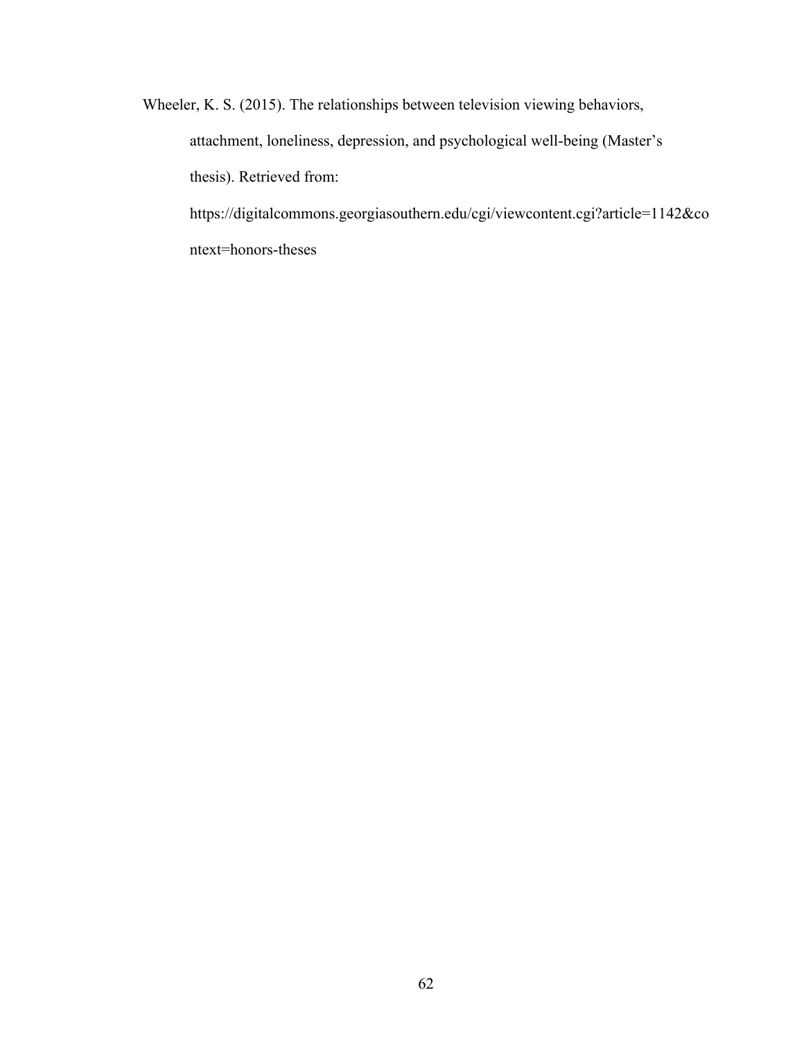Wheeler, K. S. (2015). The relationships between television viewing behaviors, attachment, loneliness, depression, and psychological well-being (Master's thesis). Retrieved from: https://digitalcommons.georgiasouthern.edu/cgi/viewcontent.cgi?article=1142&context=honors-theses